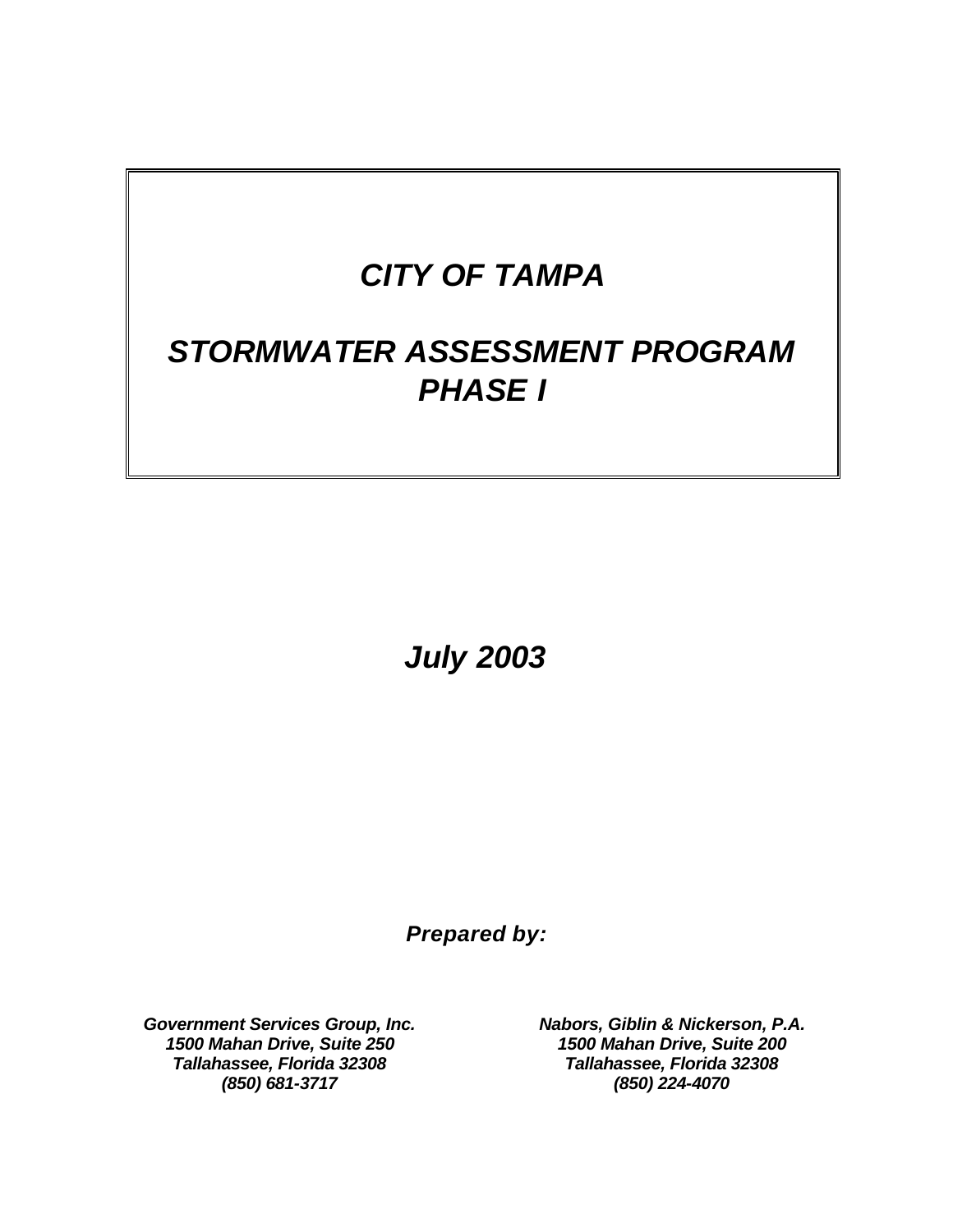# *CITY OF TAMPA*

# *STORMWATER ASSESSMENT PROGRAM PHASE I*

***July 2003***

***Prepared by:***

***Government Services Group, Inc.***
***1500 Mahan Drive, Suite 250***
***Tallahassee, Florida 32308***
***(850) 681-3717***

***Nabors, Giblin & Nickerson, P.A.***
***1500 Mahan Drive, Suite 200***
***Tallahassee, Florida 32308***
***(850) 224-4070***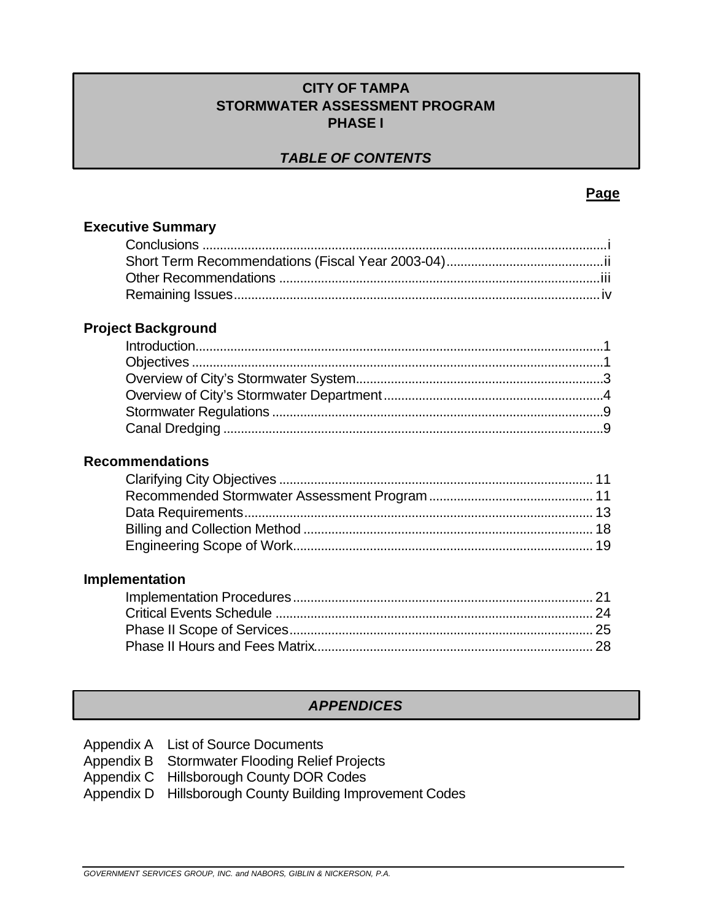# CITY OF TAMPA
# STORMWATER ASSESSMENT PROGRAM
# PHASE I

## *TABLE OF CONTENTS*

| | **Page** |
|---|---|
| **Executive Summary** | |
| Conclusions | i |
| Short Term Recommendations (Fiscal Year 2003-04) | ii |
| Other Recommendations | iii |
| Remaining Issues | iv |
| **Project Background** | |
| Introduction | 1 |
| Objectives | 1 |
| Overview of City's Stormwater System | 3 |
| Overview of City's Stormwater Department | 4 |
| Stormwater Regulations | 9 |
| Canal Dredging | 9 |
| **Recommendations** | |
| Clarifying City Objectives | 11 |
| Recommended Stormwater Assessment Program | 11 |
| Data Requirements | 13 |
| Billing and Collection Method | 18 |
| Engineering Scope of Work | 19 |
| **Implementation** | |
| Implementation Procedures | 21 |
| Critical Events Schedule | 24 |
| Phase II Scope of Services | 25 |
| Phase II Hours and Fees Matrix | 28 |

## *APPENDICES*

Appendix A List of Source Documents
Appendix B Stormwater Flooding Relief Projects
Appendix C Hillsborough County DOR Codes
Appendix D Hillsborough County Building Improvement Codes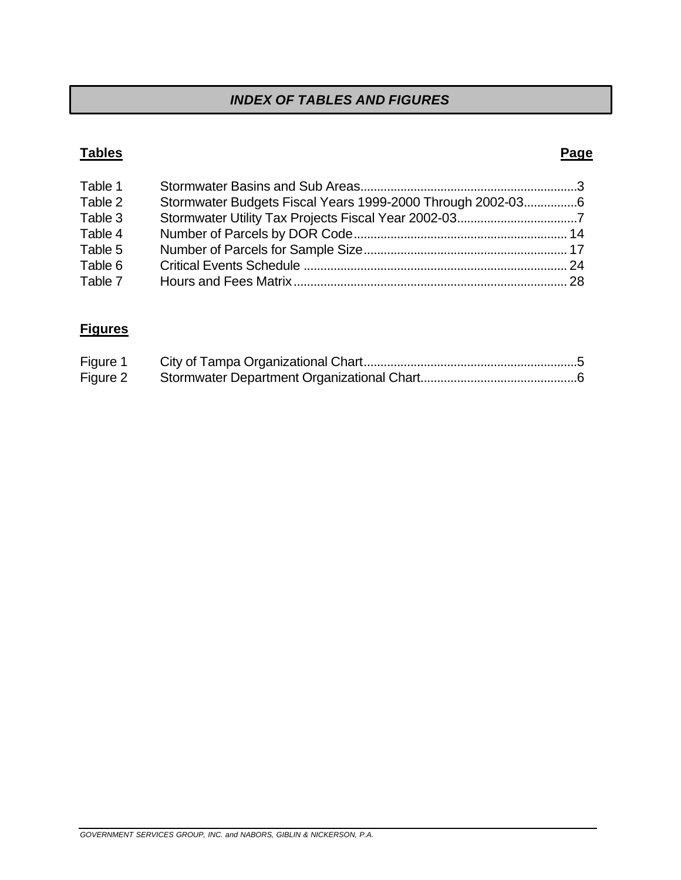# *INDEX OF TABLES AND FIGURES*

| **Tables** | | **Page** |
|---|---|---|
| Table 1 | Stormwater Basins and Sub Areas | 3 |
| Table 2 | Stormwater Budgets Fiscal Years 1999-2000 Through 2002-03 | 6 |
| Table 3 | Stormwater Utility Tax Projects Fiscal Year 2002-03 | 7 |
| Table 4 | Number of Parcels by DOR Code | 14 |
| Table 5 | Number of Parcels for Sample Size | 17 |
| Table 6 | Critical Events Schedule | 24 |
| Table 7 | Hours and Fees Matrix | 28 |

| **Figures** | | |
|---|---|---|
| Figure 1 | City of Tampa Organizational Chart | 5 |
| Figure 2 | Stormwater Department Organizational Chart | 6 |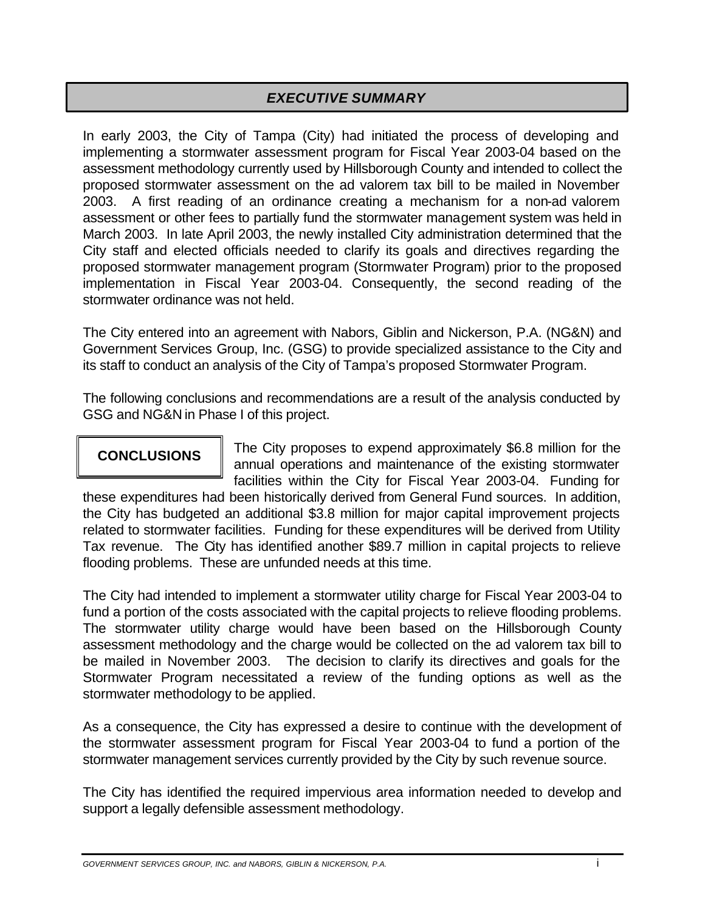# *EXECUTIVE SUMMARY*

In early 2003, the City of Tampa (City) had initiated the process of developing and implementing a stormwater assessment program for Fiscal Year 2003-04 based on the assessment methodology currently used by Hillsborough County and intended to collect the proposed stormwater assessment on the ad valorem tax bill to be mailed in November 2003. A first reading of an ordinance creating a mechanism for a non-ad valorem assessment or other fees to partially fund the stormwater management system was held in March 2003. In late April 2003, the newly installed City administration determined that the City staff and elected officials needed to clarify its goals and directives regarding the proposed stormwater management program (Stormwater Program) prior to the proposed implementation in Fiscal Year 2003-04. Consequently, the second reading of the stormwater ordinance was not held.

The City entered into an agreement with Nabors, Giblin and Nickerson, P.A. (NG&N) and Government Services Group, Inc. (GSG) to provide specialized assistance to the City and its staff to conduct an analysis of the City of Tampa's proposed Stormwater Program.

The following conclusions and recommendations are a result of the analysis conducted by GSG and NG&N in Phase I of this project.

## CONCLUSIONS

The City proposes to expend approximately $6.8 million for the annual operations and maintenance of the existing stormwater facilities within the City for Fiscal Year 2003-04. Funding for these expenditures had been historically derived from General Fund sources. In addition, the City has budgeted an additional $3.8 million for major capital improvement projects related to stormwater facilities. Funding for these expenditures will be derived from Utility Tax revenue. The City has identified another $89.7 million in capital projects to relieve flooding problems. These are unfunded needs at this time.

The City had intended to implement a stormwater utility charge for Fiscal Year 2003-04 to fund a portion of the costs associated with the capital projects to relieve flooding problems. The stormwater utility charge would have been based on the Hillsborough County assessment methodology and the charge would be collected on the ad valorem tax bill to be mailed in November 2003. The decision to clarify its directives and goals for the Stormwater Program necessitated a review of the funding options as well as the stormwater methodology to be applied.

As a consequence, the City has expressed a desire to continue with the development of the stormwater assessment program for Fiscal Year 2003-04 to fund a portion of the stormwater management services currently provided by the City by such revenue source.

The City has identified the required impervious area information needed to develop and support a legally defensible assessment methodology.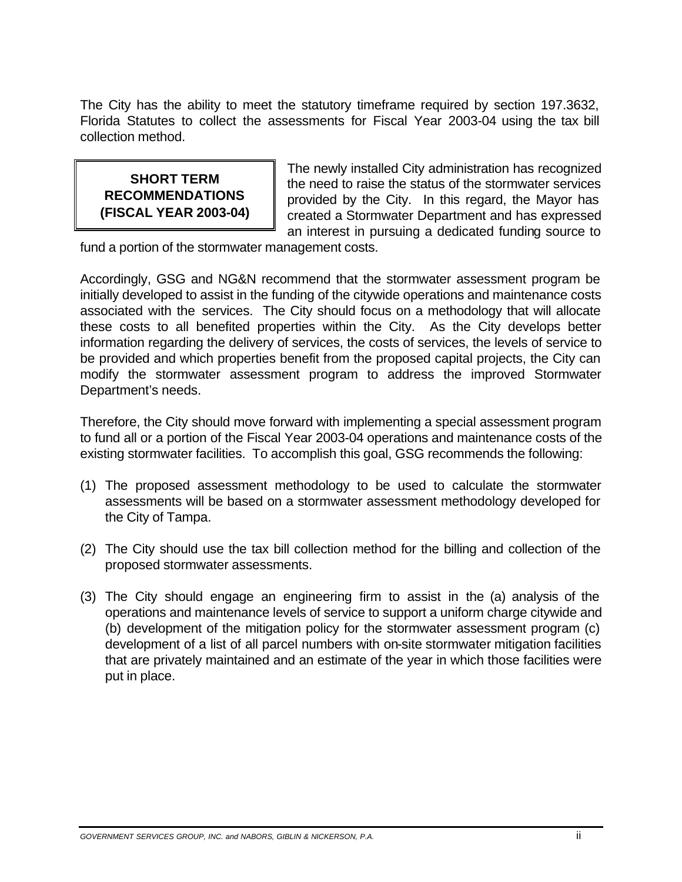The City has the ability to meet the statutory timeframe required by section 197.3632, Florida Statutes to collect the assessments for Fiscal Year 2003-04 using the tax bill collection method.

## SHORT TERM RECOMMENDATIONS (FISCAL YEAR 2003-04)

The newly installed City administration has recognized the need to raise the status of the stormwater services provided by the City. In this regard, the Mayor has created a Stormwater Department and has expressed an interest in pursuing a dedicated funding source to fund a portion of the stormwater management costs.

Accordingly, GSG and NG&N recommend that the stormwater assessment program be initially developed to assist in the funding of the citywide operations and maintenance costs associated with the services. The City should focus on a methodology that will allocate these costs to all benefited properties within the City. As the City develops better information regarding the delivery of services, the costs of services, the levels of service to be provided and which properties benefit from the proposed capital projects, the City can modify the stormwater assessment program to address the improved Stormwater Department's needs.

Therefore, the City should move forward with implementing a special assessment program to fund all or a portion of the Fiscal Year 2003-04 operations and maintenance costs of the existing stormwater facilities. To accomplish this goal, GSG recommends the following:

(1) The proposed assessment methodology to be used to calculate the stormwater assessments will be based on a stormwater assessment methodology developed for the City of Tampa.

(2) The City should use the tax bill collection method for the billing and collection of the proposed stormwater assessments.

(3) The City should engage an engineering firm to assist in the (a) analysis of the operations and maintenance levels of service to support a uniform charge citywide and (b) development of the mitigation policy for the stormwater assessment program (c) development of a list of all parcel numbers with on-site stormwater mitigation facilities that are privately maintained and an estimate of the year in which those facilities were put in place.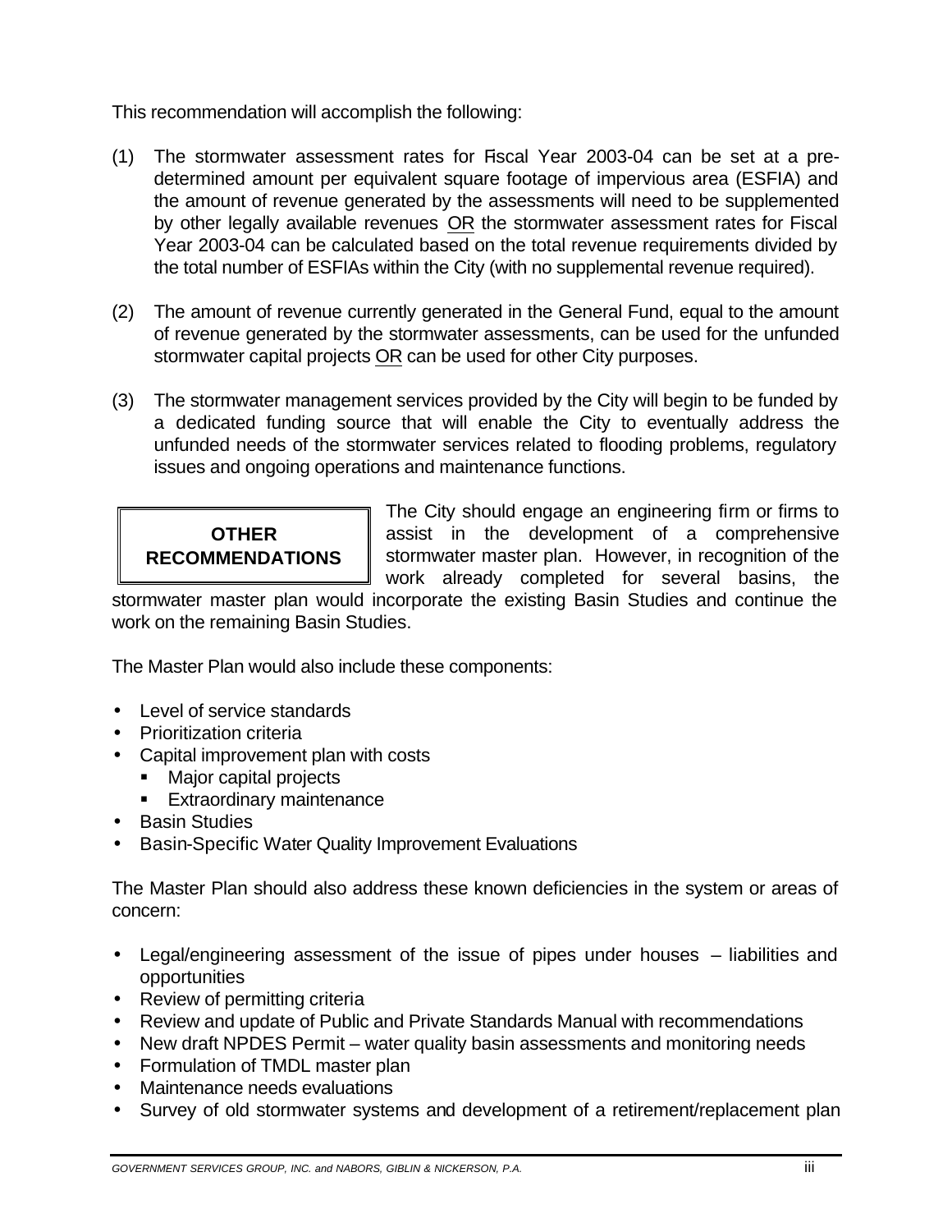This recommendation will accomplish the following:

(1) The stormwater assessment rates for Fiscal Year 2003-04 can be set at a pre-determined amount per equivalent square footage of impervious area (ESFIA) and the amount of revenue generated by the assessments will need to be supplemented by other legally available revenues <u>OR</u> the stormwater assessment rates for Fiscal Year 2003-04 can be calculated based on the total revenue requirements divided by the total number of ESFIAs within the City (with no supplemental revenue required).

(2) The amount of revenue currently generated in the General Fund, equal to the amount of revenue generated by the stormwater assessments, can be used for the unfunded stormwater capital projects <u>OR</u> can be used for other City purposes.

(3) The stormwater management services provided by the City will begin to be funded by a dedicated funding source that will enable the City to eventually address the unfunded needs of the stormwater services related to flooding problems, regulatory issues and ongoing operations and maintenance functions.

**OTHER RECOMMENDATIONS**

The City should engage an engineering firm or firms to assist in the development of a comprehensive stormwater master plan. However, in recognition of the work already completed for several basins, the stormwater master plan would incorporate the existing Basin Studies and continue the work on the remaining Basin Studies.

The Master Plan would also include these components:

- Level of service standards
- Prioritization criteria
- Capital improvement plan with costs
  - Major capital projects
  - Extraordinary maintenance
- Basin Studies
- Basin-Specific Water Quality Improvement Evaluations

The Master Plan should also address these known deficiencies in the system or areas of concern:

- Legal/engineering assessment of the issue of pipes under houses – liabilities and opportunities
- Review of permitting criteria
- Review and update of Public and Private Standards Manual with recommendations
- New draft NPDES Permit – water quality basin assessments and monitoring needs
- Formulation of TMDL master plan
- Maintenance needs evaluations
- Survey of old stormwater systems and development of a retirement/replacement plan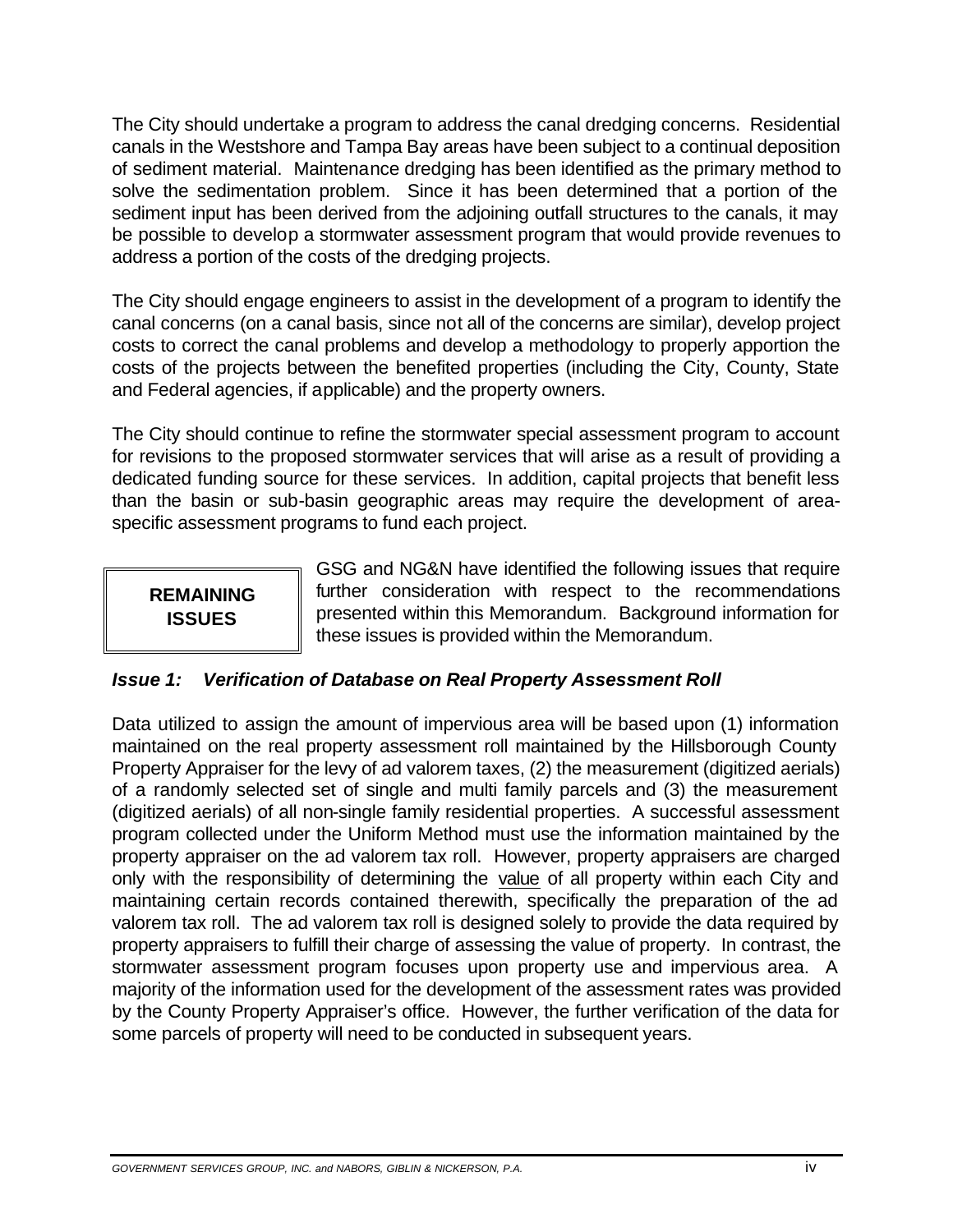The City should undertake a program to address the canal dredging concerns. Residential canals in the Westshore and Tampa Bay areas have been subject to a continual deposition of sediment material. Maintenance dredging has been identified as the primary method to solve the sedimentation problem. Since it has been determined that a portion of the sediment input has been derived from the adjoining outfall structures to the canals, it may be possible to develop a stormwater assessment program that would provide revenues to address a portion of the costs of the dredging projects.

The City should engage engineers to assist in the development of a program to identify the canal concerns (on a canal basis, since not all of the concerns are similar), develop project costs to correct the canal problems and develop a methodology to properly apportion the costs of the projects between the benefited properties (including the City, County, State and Federal agencies, if applicable) and the property owners.

The City should continue to refine the stormwater special assessment program to account for revisions to the proposed stormwater services that will arise as a result of providing a dedicated funding source for these services. In addition, capital projects that benefit less than the basin or sub-basin geographic areas may require the development of area-specific assessment programs to fund each project.

## REMAINING ISSUES

GSG and NG&N have identified the following issues that require further consideration with respect to the recommendations presented within this Memorandum. Background information for these issues is provided within the Memorandum.

### *Issue 1: Verification of Database on Real Property Assessment Roll*

Data utilized to assign the amount of impervious area will be based upon (1) information maintained on the real property assessment roll maintained by the Hillsborough County Property Appraiser for the levy of ad valorem taxes, (2) the measurement (digitized aerials) of a randomly selected set of single and multi family parcels and (3) the measurement (digitized aerials) of all non-single family residential properties. A successful assessment program collected under the Uniform Method must use the information maintained by the property appraiser on the ad valorem tax roll. However, property appraisers are charged only with the responsibility of determining the value of all property within each City and maintaining certain records contained therewith, specifically the preparation of the ad valorem tax roll. The ad valorem tax roll is designed solely to provide the data required by property appraisers to fulfill their charge of assessing the value of property. In contrast, the stormwater assessment program focuses upon property use and impervious area. A majority of the information used for the development of the assessment rates was provided by the County Property Appraiser's office. However, the further verification of the data for some parcels of property will need to be conducted in subsequent years.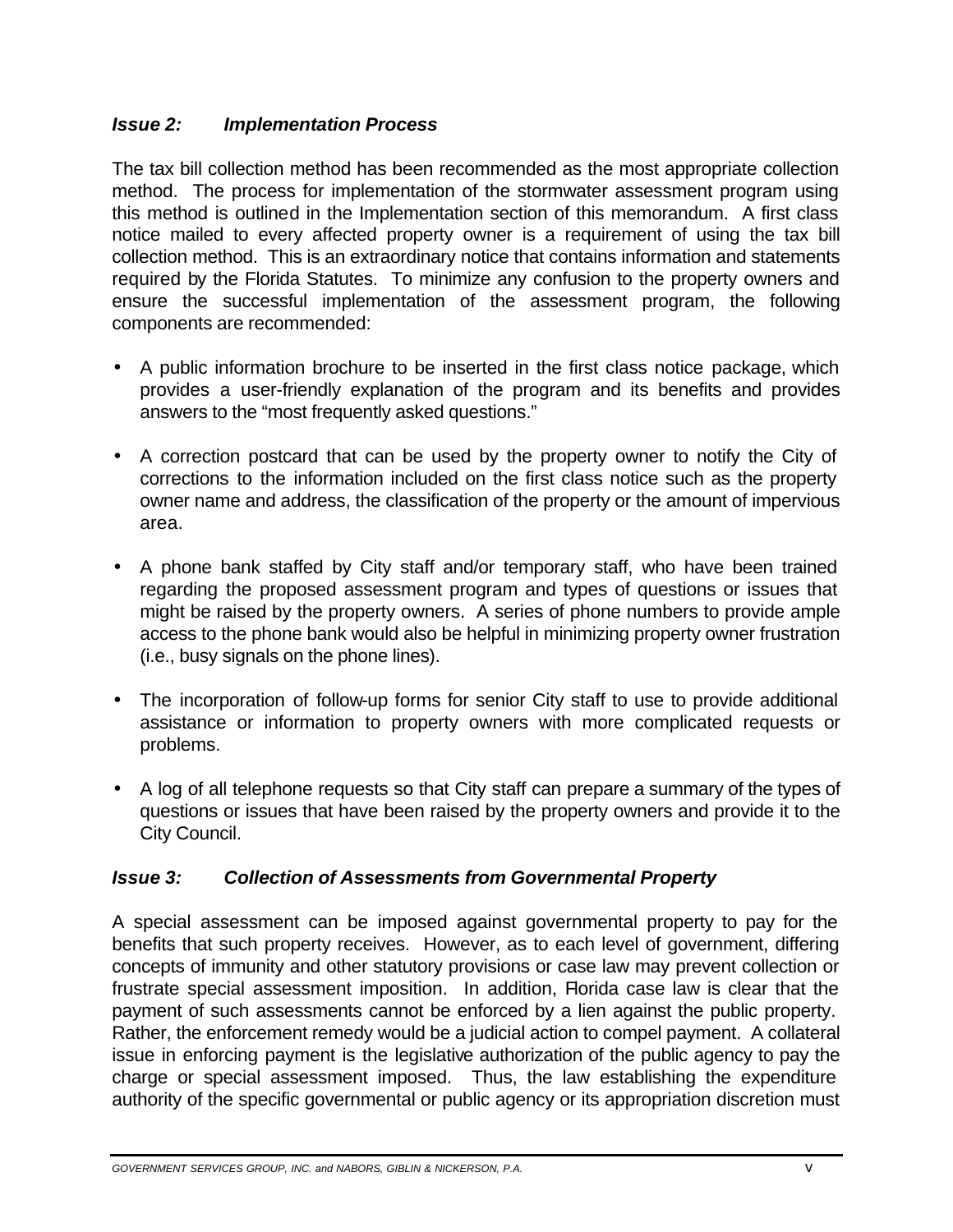### *Issue 2: Implementation Process*

The tax bill collection method has been recommended as the most appropriate collection method. The process for implementation of the stormwater assessment program using this method is outlined in the Implementation section of this memorandum. A first class notice mailed to every affected property owner is a requirement of using the tax bill collection method. This is an extraordinary notice that contains information and statements required by the Florida Statutes. To minimize any confusion to the property owners and ensure the successful implementation of the assessment program, the following components are recommended:

- A public information brochure to be inserted in the first class notice package, which provides a user-friendly explanation of the program and its benefits and provides answers to the "most frequently asked questions."

- A correction postcard that can be used by the property owner to notify the City of corrections to the information included on the first class notice such as the property owner name and address, the classification of the property or the amount of impervious area.

- A phone bank staffed by City staff and/or temporary staff, who have been trained regarding the proposed assessment program and types of questions or issues that might be raised by the property owners. A series of phone numbers to provide ample access to the phone bank would also be helpful in minimizing property owner frustration (i.e., busy signals on the phone lines).

- The incorporation of follow-up forms for senior City staff to use to provide additional assistance or information to property owners with more complicated requests or problems.

- A log of all telephone requests so that City staff can prepare a summary of the types of questions or issues that have been raised by the property owners and provide it to the City Council.

### *Issue 3: Collection of Assessments from Governmental Property*

A special assessment can be imposed against governmental property to pay for the benefits that such property receives. However, as to each level of government, differing concepts of immunity and other statutory provisions or case law may prevent collection or frustrate special assessment imposition. In addition, Florida case law is clear that the payment of such assessments cannot be enforced by a lien against the public property. Rather, the enforcement remedy would be a judicial action to compel payment. A collateral issue in enforcing payment is the legislative authorization of the public agency to pay the charge or special assessment imposed. Thus, the law establishing the expenditure authority of the specific governmental or public agency or its appropriation discretion must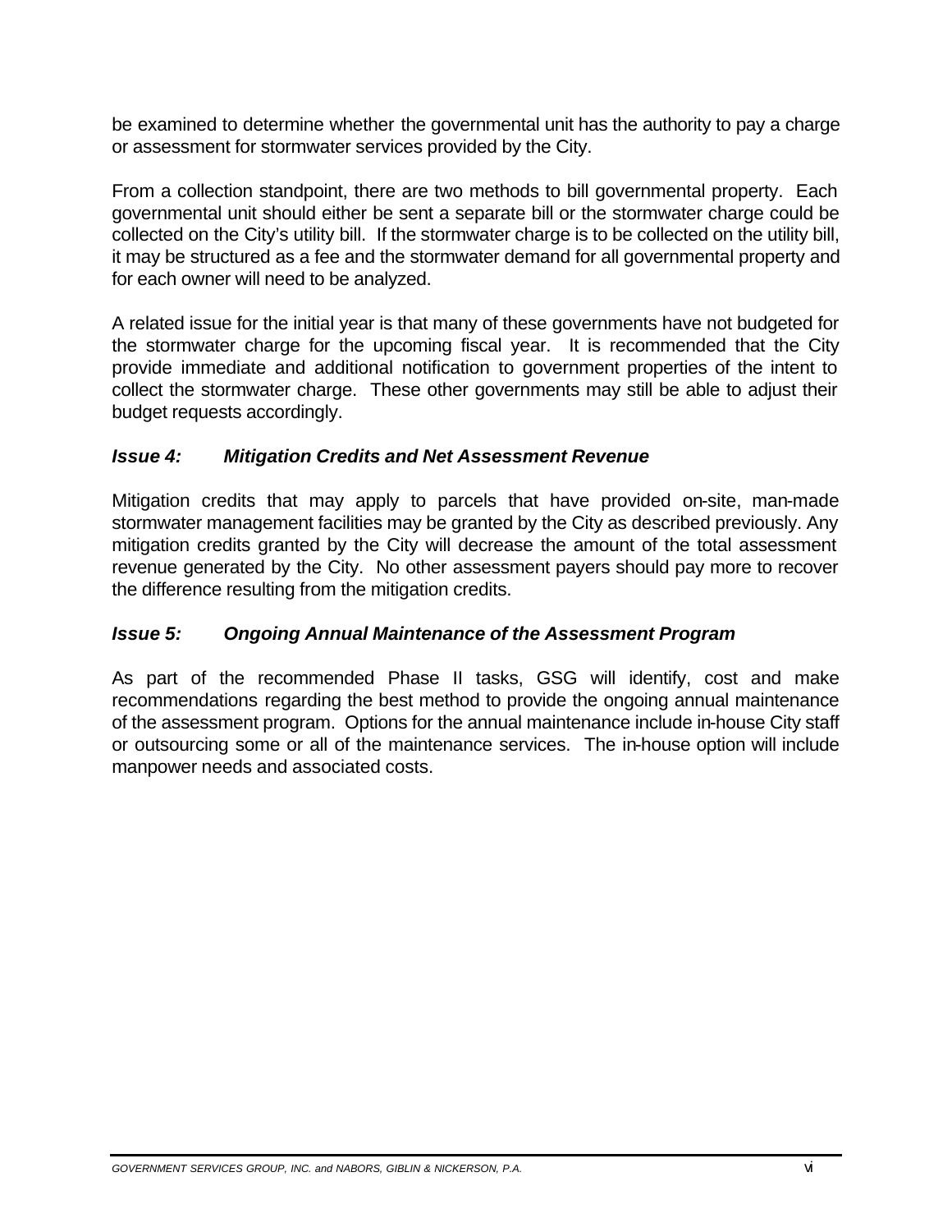be examined to determine whether the governmental unit has the authority to pay a charge or assessment for stormwater services provided by the City.

From a collection standpoint, there are two methods to bill governmental property. Each governmental unit should either be sent a separate bill or the stormwater charge could be collected on the City's utility bill. If the stormwater charge is to be collected on the utility bill, it may be structured as a fee and the stormwater demand for all governmental property and for each owner will need to be analyzed.

A related issue for the initial year is that many of these governments have not budgeted for the stormwater charge for the upcoming fiscal year. It is recommended that the City provide immediate and additional notification to government properties of the intent to collect the stormwater charge. These other governments may still be able to adjust their budget requests accordingly.

### *Issue 4: Mitigation Credits and Net Assessment Revenue*

Mitigation credits that may apply to parcels that have provided on-site, man-made stormwater management facilities may be granted by the City as described previously. Any mitigation credits granted by the City will decrease the amount of the total assessment revenue generated by the City. No other assessment payers should pay more to recover the difference resulting from the mitigation credits.

### *Issue 5: Ongoing Annual Maintenance of the Assessment Program*

As part of the recommended Phase II tasks, GSG will identify, cost and make recommendations regarding the best method to provide the ongoing annual maintenance of the assessment program. Options for the annual maintenance include in-house City staff or outsourcing some or all of the maintenance services. The in-house option will include manpower needs and associated costs.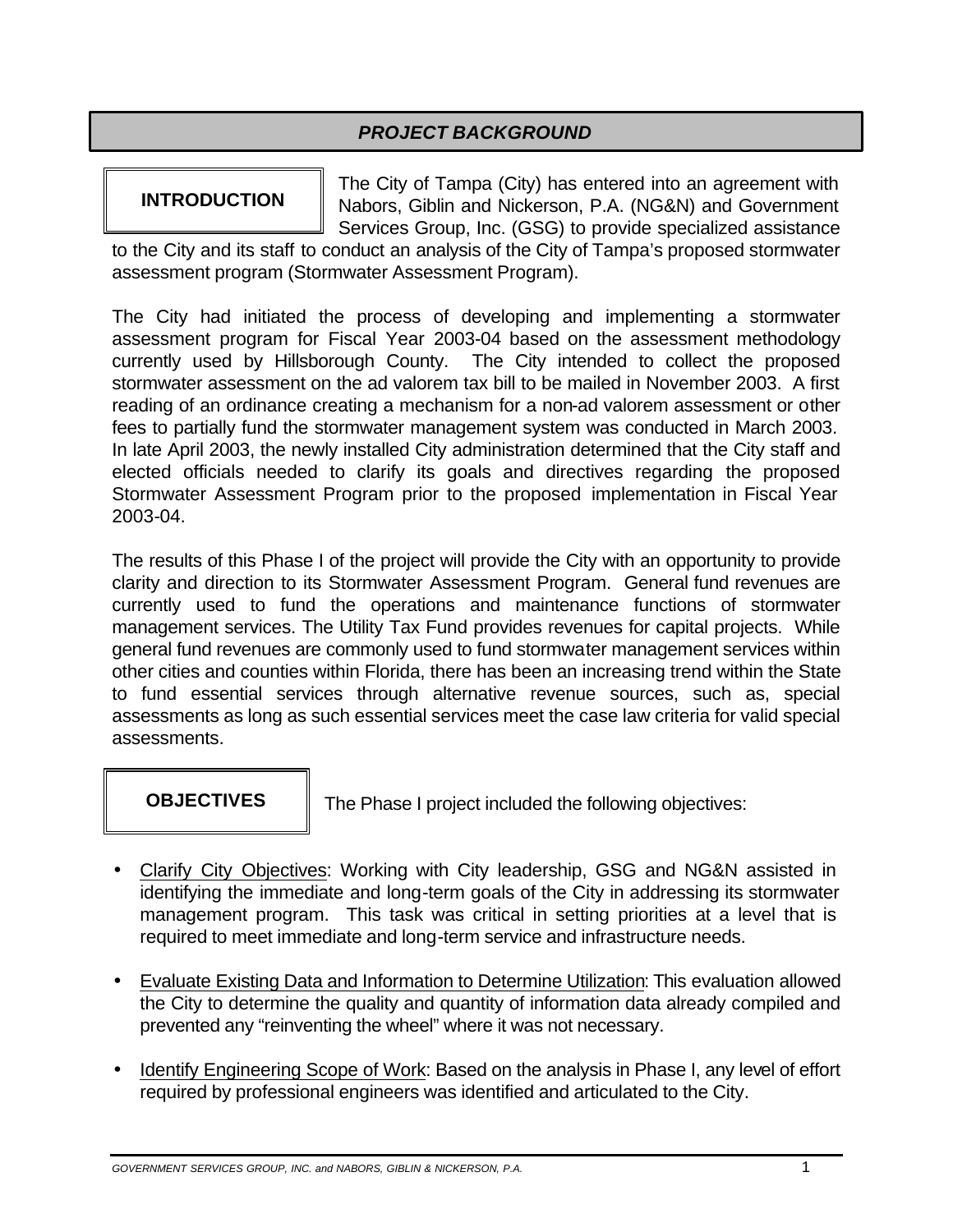## *PROJECT BACKGROUND*

### INTRODUCTION

The City of Tampa (City) has entered into an agreement with Nabors, Giblin and Nickerson, P.A. (NG&N) and Government Services Group, Inc. (GSG) to provide specialized assistance to the City and its staff to conduct an analysis of the City of Tampa's proposed stormwater assessment program (Stormwater Assessment Program).

The City had initiated the process of developing and implementing a stormwater assessment program for Fiscal Year 2003-04 based on the assessment methodology currently used by Hillsborough County. The City intended to collect the proposed stormwater assessment on the ad valorem tax bill to be mailed in November 2003. A first reading of an ordinance creating a mechanism for a non-ad valorem assessment or other fees to partially fund the stormwater management system was conducted in March 2003. In late April 2003, the newly installed City administration determined that the City staff and elected officials needed to clarify its goals and directives regarding the proposed Stormwater Assessment Program prior to the proposed implementation in Fiscal Year 2003-04.

The results of this Phase I of the project will provide the City with an opportunity to provide clarity and direction to its Stormwater Assessment Program. General fund revenues are currently used to fund the operations and maintenance functions of stormwater management services. The Utility Tax Fund provides revenues for capital projects. While general fund revenues are commonly used to fund stormwater management services within other cities and counties within Florida, there has been an increasing trend within the State to fund essential services through alternative revenue sources, such as, special assessments as long as such essential services meet the case law criteria for valid special assessments.

### OBJECTIVES

The Phase I project included the following objectives:

- Clarify City Objectives: Working with City leadership, GSG and NG&N assisted in identifying the immediate and long-term goals of the City in addressing its stormwater management program. This task was critical in setting priorities at a level that is required to meet immediate and long-term service and infrastructure needs.

- Evaluate Existing Data and Information to Determine Utilization: This evaluation allowed the City to determine the quality and quantity of information data already compiled and prevented any "reinventing the wheel" where it was not necessary.

- Identify Engineering Scope of Work: Based on the analysis in Phase I, any level of effort required by professional engineers was identified and articulated to the City.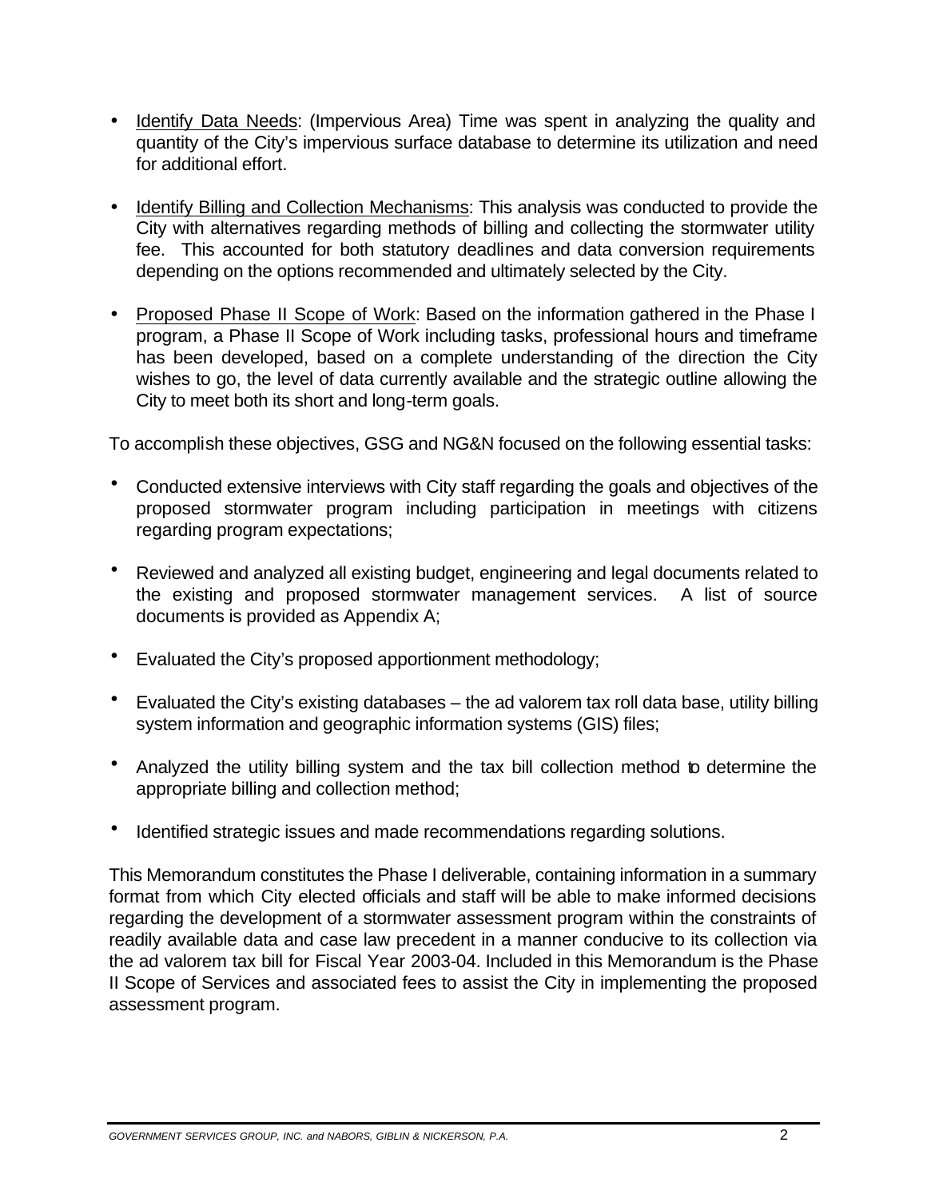- Identify Data Needs: (Impervious Area) Time was spent in analyzing the quality and quantity of the City's impervious surface database to determine its utilization and need for additional effort.

- Identify Billing and Collection Mechanisms: This analysis was conducted to provide the City with alternatives regarding methods of billing and collecting the stormwater utility fee. This accounted for both statutory deadlines and data conversion requirements depending on the options recommended and ultimately selected by the City.

- Proposed Phase II Scope of Work: Based on the information gathered in the Phase I program, a Phase II Scope of Work including tasks, professional hours and timeframe has been developed, based on a complete understanding of the direction the City wishes to go, the level of data currently available and the strategic outline allowing the City to meet both its short and long-term goals.

To accomplish these objectives, GSG and NG&N focused on the following essential tasks:

- Conducted extensive interviews with City staff regarding the goals and objectives of the proposed stormwater program including participation in meetings with citizens regarding program expectations;

- Reviewed and analyzed all existing budget, engineering and legal documents related to the existing and proposed stormwater management services. A list of source documents is provided as Appendix A;

- Evaluated the City's proposed apportionment methodology;

- Evaluated the City's existing databases – the ad valorem tax roll data base, utility billing system information and geographic information systems (GIS) files;

- Analyzed the utility billing system and the tax bill collection method to determine the appropriate billing and collection method;

- Identified strategic issues and made recommendations regarding solutions.

This Memorandum constitutes the Phase I deliverable, containing information in a summary format from which City elected officials and staff will be able to make informed decisions regarding the development of a stormwater assessment program within the constraints of readily available data and case law precedent in a manner conducive to its collection via the ad valorem tax bill for Fiscal Year 2003-04. Included in this Memorandum is the Phase II Scope of Services and associated fees to assist the City in implementing the proposed assessment program.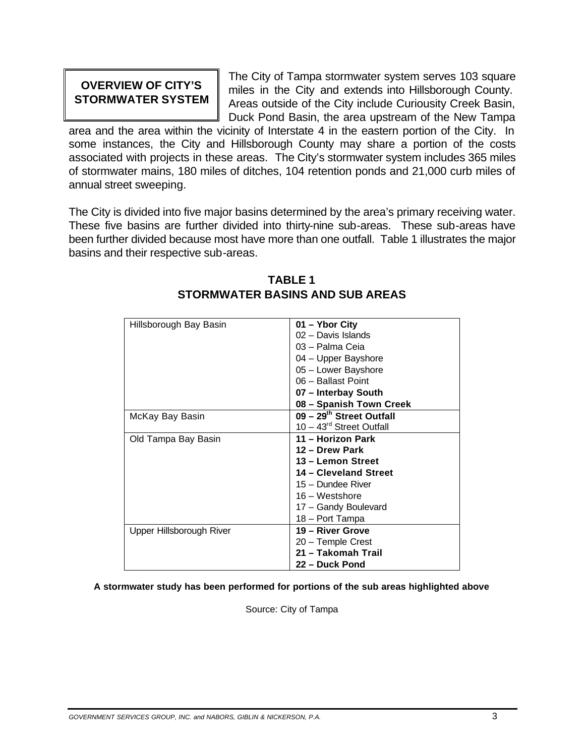## OVERVIEW OF CITY'S STORMWATER SYSTEM

The City of Tampa stormwater system serves 103 square miles in the City and extends into Hillsborough County. Areas outside of the City include Curiousity Creek Basin, Duck Pond Basin, the area upstream of the New Tampa area and the area within the vicinity of Interstate 4 in the eastern portion of the City. In some instances, the City and Hillsborough County may share a portion of the costs associated with projects in these areas. The City's stormwater system includes 365 miles of stormwater mains, 180 miles of ditches, 104 retention ponds and 21,000 curb miles of annual street sweeping.

The City is divided into five major basins determined by the area's primary receiving water. These five basins are further divided into thirty-nine sub-areas. These sub-areas have been further divided because most have more than one outfall. Table 1 illustrates the major basins and their respective sub-areas.

**TABLE 1**
**STORMWATER BASINS AND SUB AREAS**

| Basin | Sub Area |
|---|---|
| Hillsborough Bay Basin | **01 – Ybor City** |
| | 02 – Davis Islands |
| | 03 – Palma Ceia |
| | 04 – Upper Bayshore |
| | 05 – Lower Bayshore |
| | 06 – Ballast Point |
| | **07 – Interbay South** |
| | **08 – Spanish Town Creek** |
| McKay Bay Basin | **09 – 29th Street Outfall** |
| | 10 – 43rd Street Outfall |
| Old Tampa Bay Basin | **11 – Horizon Park** |
| | **12 – Drew Park** |
| | **13 – Lemon Street** |
| | **14 – Cleveland Street** |
| | 15 – Dundee River |
| | 16 – Westshore |
| | 17 – Gandy Boulevard |
| | 18 – Port Tampa |
| Upper Hillsborough River | **19 – River Grove** |
| | 20 – Temple Crest |
| | **21 – Takomah Trail** |
| | **22 – Duck Pond** |

**A stormwater study has been performed for portions of the sub areas highlighted above**

Source: City of Tampa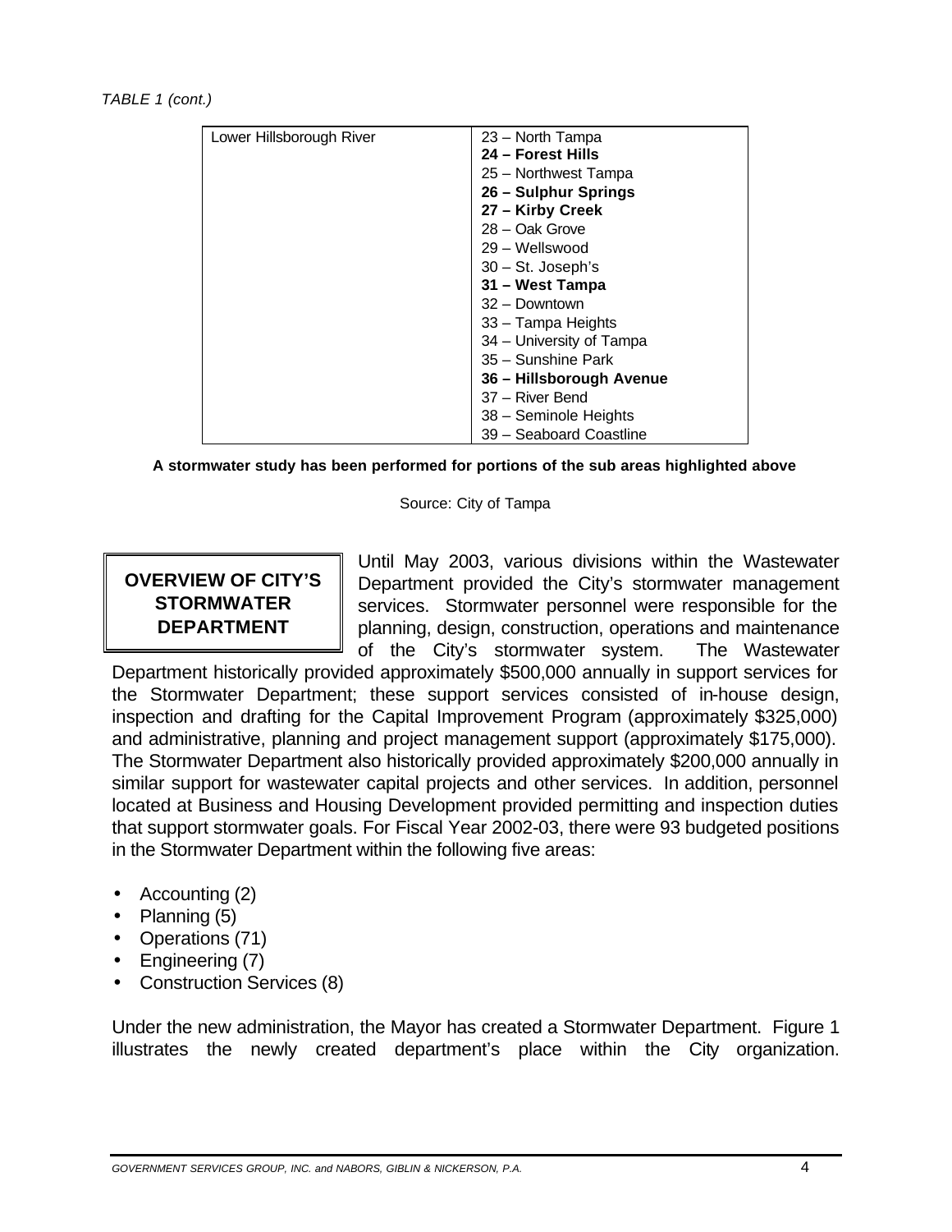*TABLE 1 (cont.)*

| | |
|---|---|
| Lower Hillsborough River | 23 – North Tampa<br>**24 – Forest Hills**<br>25 – Northwest Tampa<br>**26 – Sulphur Springs**<br>**27 – Kirby Creek**<br>28 – Oak Grove<br>29 – Wellswood<br>30 – St. Joseph's<br>**31 – West Tampa**<br>32 – Downtown<br>33 – Tampa Heights<br>34 – University of Tampa<br>35 – Sunshine Park<br>**36 – Hillsborough Avenue**<br>37 – River Bend<br>38 – Seminole Heights<br>39 – Seaboard Coastline |

**A stormwater study has been performed for portions of the sub areas highlighted above**

Source: City of Tampa

## OVERVIEW OF CITY'S STORMWATER DEPARTMENT

Until May 2003, various divisions within the Wastewater Department provided the City's stormwater management services. Stormwater personnel were responsible for the planning, design, construction, operations and maintenance of the City's stormwater system. The Wastewater Department historically provided approximately $500,000 annually in support services for the Stormwater Department; these support services consisted of in-house design, inspection and drafting for the Capital Improvement Program (approximately $325,000) and administrative, planning and project management support (approximately $175,000). The Stormwater Department also historically provided approximately $200,000 annually in similar support for wastewater capital projects and other services. In addition, personnel located at Business and Housing Development provided permitting and inspection duties that support stormwater goals. For Fiscal Year 2002-03, there were 93 budgeted positions in the Stormwater Department within the following five areas:

- Accounting (2)
- Planning (5)
- Operations (71)
- Engineering (7)
- Construction Services (8)

Under the new administration, the Mayor has created a Stormwater Department. Figure 1 illustrates the newly created department's place within the City organization.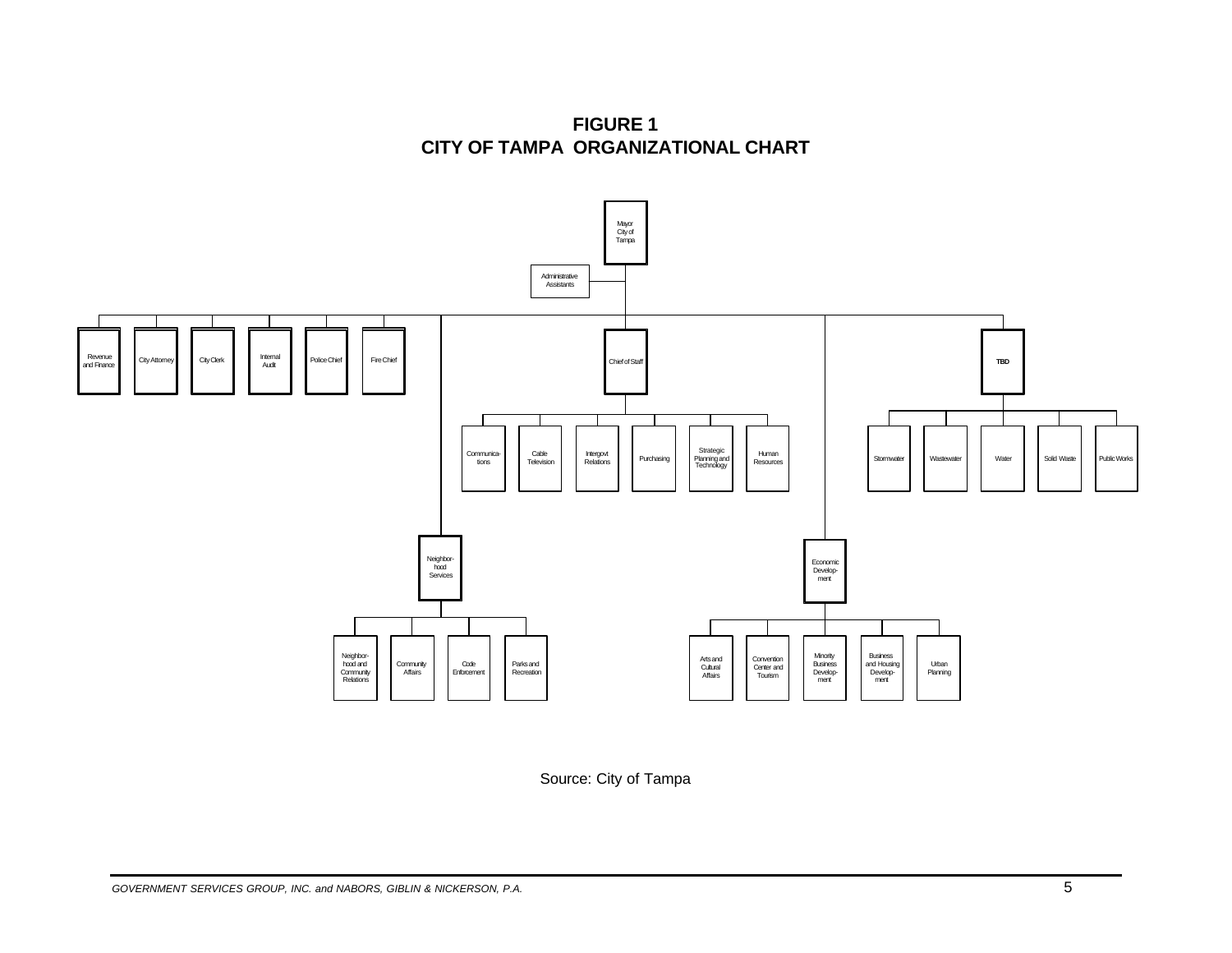**FIGURE 1**
**CITY OF TAMPA ORGANIZATIONAL CHART**

- Mayor City of Tampa
  - Administrative Assistants
  - Revenue and Finance
  - City Attorney
  - City Clerk
  - Internal Audit
  - Police Chief
  - Fire Chief
  - Neighborhood Services
    - Neighborhood and Community Relations
    - Community Affairs
    - Code Enforcement
    - Parks and Recreation
  - Chief of Staff
    - Communications
    - Cable Television
    - Intergovt Relations
    - Purchasing
    - Strategic Planning and Technology
    - Human Resources
  - Economic Development
    - Arts and Cultural Affairs
    - Convention Center and Tourism
    - Minority Business Development
    - Business and Housing Development
    - Urban Planning
  - **TBD**
    - Stormwater
    - Wastewater
    - Water
    - Solid Waste
    - Public Works

Source: City of Tampa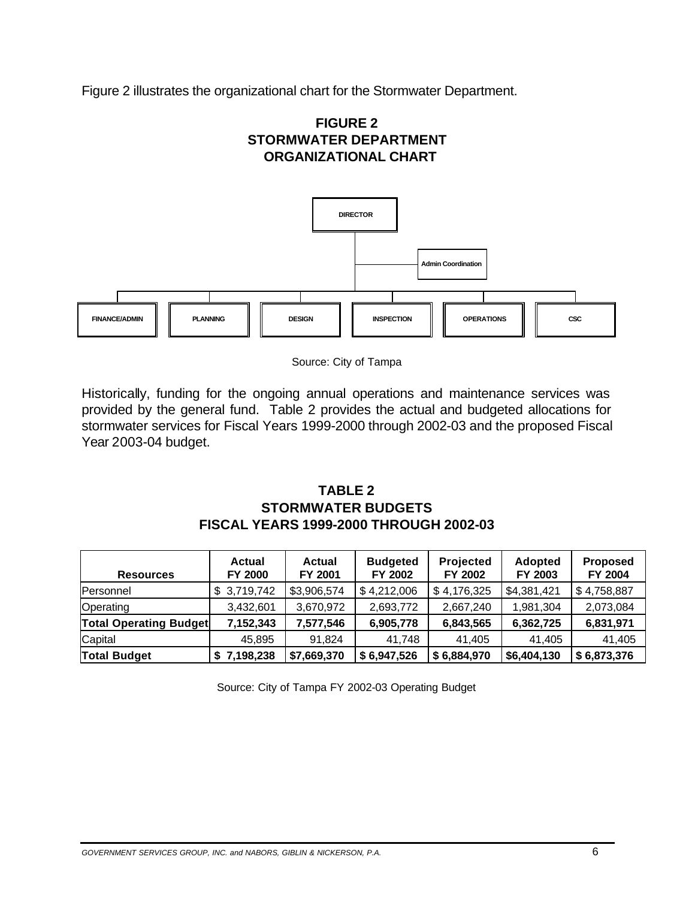Figure 2 illustrates the organizational chart for the Stormwater Department.

**FIGURE 2**
**STORMWATER DEPARTMENT**
**ORGANIZATIONAL CHART**

DIRECTOR

Admin Coordination

FINANCE/ADMIN | PLANNING | DESIGN | INSPECTION | OPERATIONS | CSC

Source: City of Tampa

Historically, funding for the ongoing annual operations and maintenance services was provided by the general fund. Table 2 provides the actual and budgeted allocations for stormwater services for Fiscal Years 1999-2000 through 2002-03 and the proposed Fiscal Year 2003-04 budget.

**TABLE 2**
**STORMWATER BUDGETS**
**FISCAL YEARS 1999-2000 THROUGH 2002-03**

| Resources | Actual FY 2000 | Actual FY 2001 | Budgeted FY 2002 | Projected FY 2002 | Adopted FY 2003 | Proposed FY 2004 |
|---|---|---|---|---|---|---|
| Personnel | $ 3,719,742 | $3,906,574 | $ 4,212,006 | $ 4,176,325 | $4,381,421 | $ 4,758,887 |
| Operating | 3,432,601 | 3,670,972 | 2,693,772 | 2,667,240 | 1,981,304 | 2,073,084 |
| **Total Operating Budget** | **7,152,343** | **7,577,546** | **6,905,778** | **6,843,565** | **6,362,725** | **6,831,971** |
| Capital | 45,895 | 91,824 | 41,748 | 41,405 | 41,405 | 41,405 |
| **Total Budget** | **$ 7,198,238** | **$7,669,370** | **$ 6,947,526** | **$ 6,884,970** | **$6,404,130** | **$ 6,873,376** |

Source: City of Tampa FY 2002-03 Operating Budget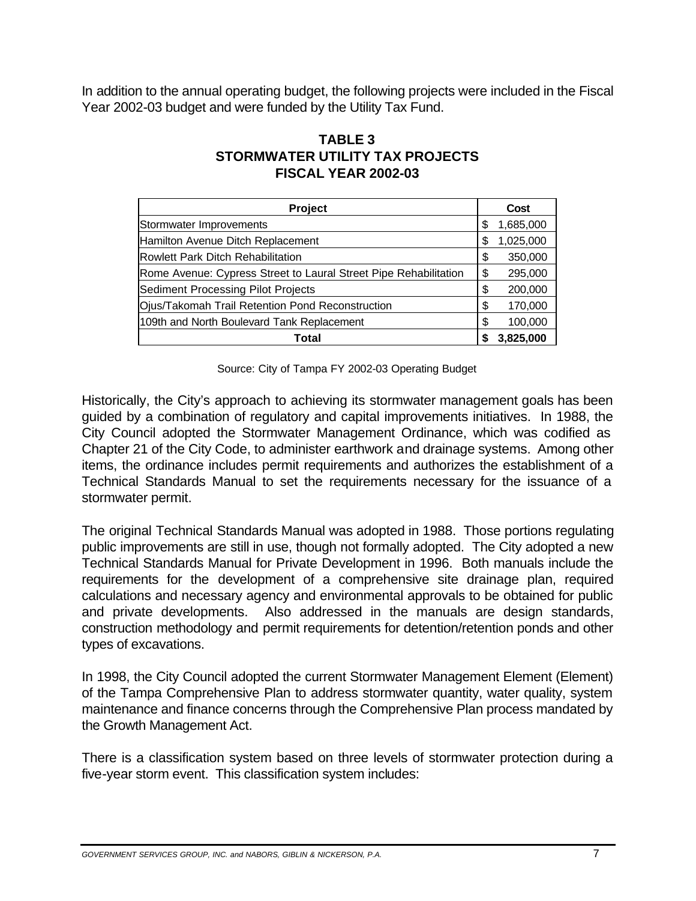In addition to the annual operating budget, the following projects were included in the Fiscal Year 2002-03 budget and were funded by the Utility Tax Fund.

**TABLE 3**
**STORMWATER UTILITY TAX PROJECTS**
**FISCAL YEAR 2002-03**

| Project | Cost |
|---|---|
| Stormwater Improvements | $ 1,685,000 |
| Hamilton Avenue Ditch Replacement | $ 1,025,000 |
| Rowlett Park Ditch Rehabilitation | $ 350,000 |
| Rome Avenue: Cypress Street to Laural Street Pipe Rehabilitation | $ 295,000 |
| Sediment Processing Pilot Projects | $ 200,000 |
| Ojus/Takomah Trail Retention Pond Reconstruction | $ 170,000 |
| 109th and North Boulevard Tank Replacement | $ 100,000 |
| **Total** | **$ 3,825,000** |

Source: City of Tampa FY 2002-03 Operating Budget

Historically, the City's approach to achieving its stormwater management goals has been guided by a combination of regulatory and capital improvements initiatives. In 1988, the City Council adopted the Stormwater Management Ordinance, which was codified as Chapter 21 of the City Code, to administer earthwork and drainage systems. Among other items, the ordinance includes permit requirements and authorizes the establishment of a Technical Standards Manual to set the requirements necessary for the issuance of a stormwater permit.

The original Technical Standards Manual was adopted in 1988. Those portions regulating public improvements are still in use, though not formally adopted. The City adopted a new Technical Standards Manual for Private Development in 1996. Both manuals include the requirements for the development of a comprehensive site drainage plan, required calculations and necessary agency and environmental approvals to be obtained for public and private developments. Also addressed in the manuals are design standards, construction methodology and permit requirements for detention/retention ponds and other types of excavations.

In 1998, the City Council adopted the current Stormwater Management Element (Element) of the Tampa Comprehensive Plan to address stormwater quantity, water quality, system maintenance and finance concerns through the Comprehensive Plan process mandated by the Growth Management Act.

There is a classification system based on three levels of stormwater protection during a five-year storm event. This classification system includes: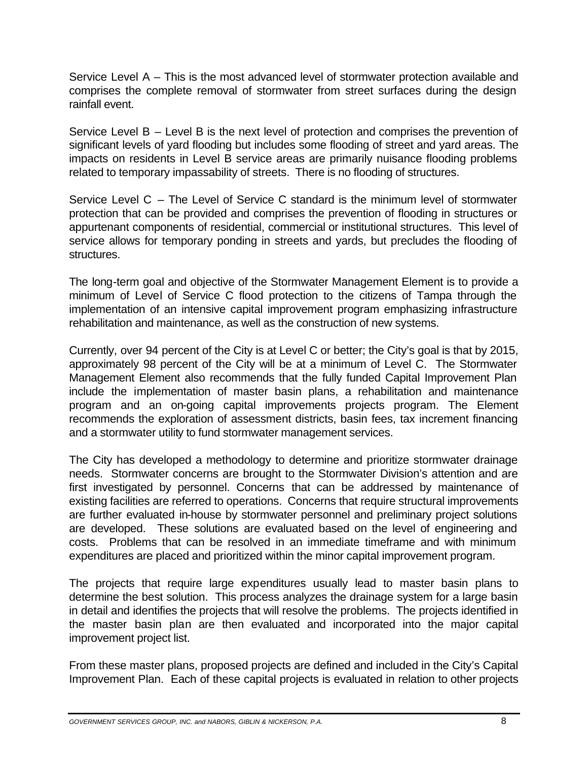Service Level A – This is the most advanced level of stormwater protection available and comprises the complete removal of stormwater from street surfaces during the design rainfall event.

Service Level B – Level B is the next level of protection and comprises the prevention of significant levels of yard flooding but includes some flooding of street and yard areas. The impacts on residents in Level B service areas are primarily nuisance flooding problems related to temporary impassability of streets. There is no flooding of structures.

Service Level C – The Level of Service C standard is the minimum level of stormwater protection that can be provided and comprises the prevention of flooding in structures or appurtenant components of residential, commercial or institutional structures. This level of service allows for temporary ponding in streets and yards, but precludes the flooding of structures.

The long-term goal and objective of the Stormwater Management Element is to provide a minimum of Level of Service C flood protection to the citizens of Tampa through the implementation of an intensive capital improvement program emphasizing infrastructure rehabilitation and maintenance, as well as the construction of new systems.

Currently, over 94 percent of the City is at Level C or better; the City's goal is that by 2015, approximately 98 percent of the City will be at a minimum of Level C. The Stormwater Management Element also recommends that the fully funded Capital Improvement Plan include the implementation of master basin plans, a rehabilitation and maintenance program and an on-going capital improvements projects program. The Element recommends the exploration of assessment districts, basin fees, tax increment financing and a stormwater utility to fund stormwater management services.

The City has developed a methodology to determine and prioritize stormwater drainage needs. Stormwater concerns are brought to the Stormwater Division's attention and are first investigated by personnel. Concerns that can be addressed by maintenance of existing facilities are referred to operations. Concerns that require structural improvements are further evaluated in-house by stormwater personnel and preliminary project solutions are developed. These solutions are evaluated based on the level of engineering and costs. Problems that can be resolved in an immediate timeframe and with minimum expenditures are placed and prioritized within the minor capital improvement program.

The projects that require large expenditures usually lead to master basin plans to determine the best solution. This process analyzes the drainage system for a large basin in detail and identifies the projects that will resolve the problems. The projects identified in the master basin plan are then evaluated and incorporated into the major capital improvement project list.

From these master plans, proposed projects are defined and included in the City's Capital Improvement Plan. Each of these capital projects is evaluated in relation to other projects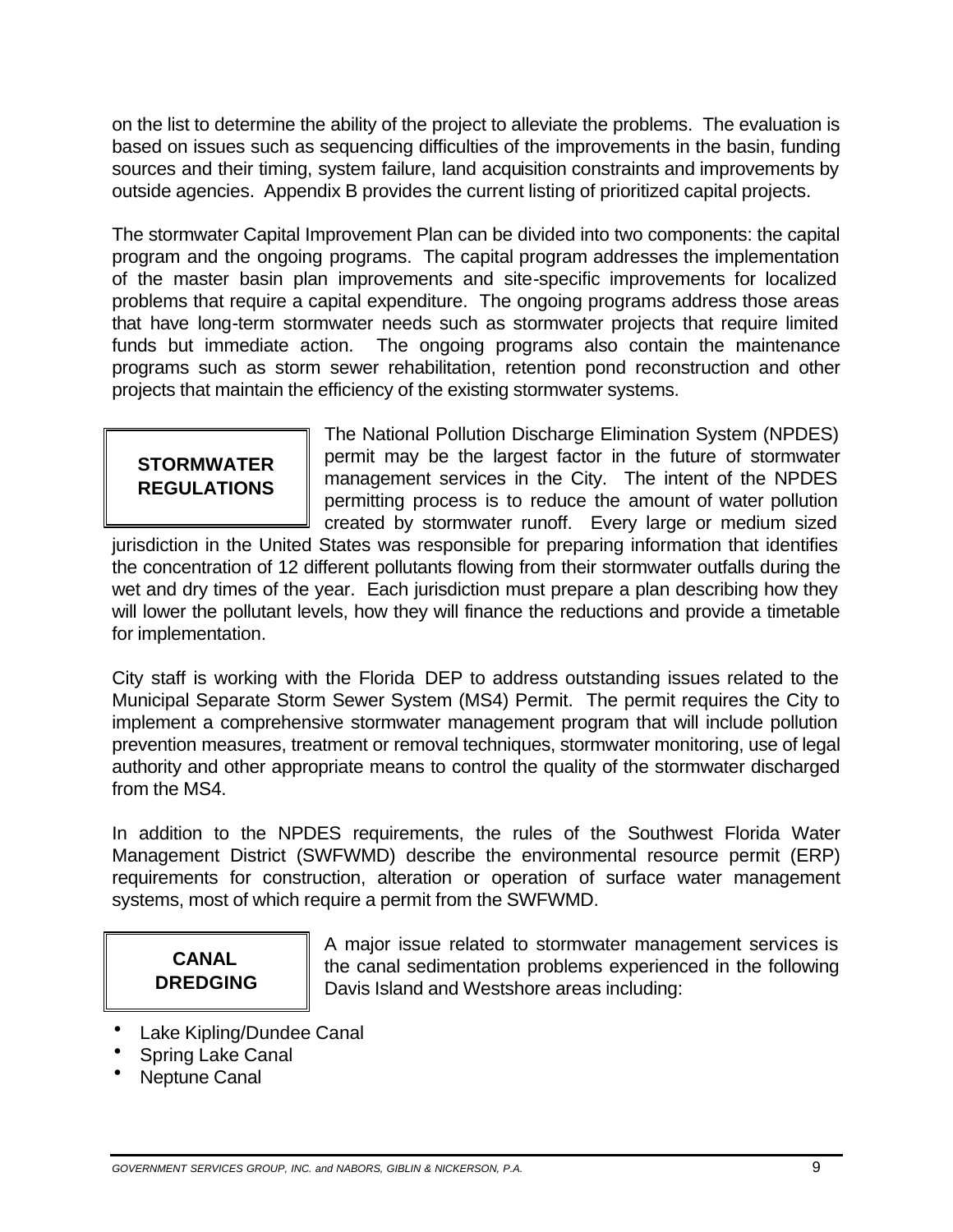on the list to determine the ability of the project to alleviate the problems. The evaluation is based on issues such as sequencing difficulties of the improvements in the basin, funding sources and their timing, system failure, land acquisition constraints and improvements by outside agencies. Appendix B provides the current listing of prioritized capital projects.

The stormwater Capital Improvement Plan can be divided into two components: the capital program and the ongoing programs. The capital program addresses the implementation of the master basin plan improvements and site-specific improvements for localized problems that require a capital expenditure. The ongoing programs address those areas that have long-term stormwater needs such as stormwater projects that require limited funds but immediate action. The ongoing programs also contain the maintenance programs such as storm sewer rehabilitation, retention pond reconstruction and other projects that maintain the efficiency of the existing stormwater systems.

## STORMWATER REGULATIONS

The National Pollution Discharge Elimination System (NPDES) permit may be the largest factor in the future of stormwater management services in the City. The intent of the NPDES permitting process is to reduce the amount of water pollution created by stormwater runoff. Every large or medium sized jurisdiction in the United States was responsible for preparing information that identifies the concentration of 12 different pollutants flowing from their stormwater outfalls during the wet and dry times of the year. Each jurisdiction must prepare a plan describing how they will lower the pollutant levels, how they will finance the reductions and provide a timetable for implementation.

City staff is working with the Florida DEP to address outstanding issues related to the Municipal Separate Storm Sewer System (MS4) Permit. The permit requires the City to implement a comprehensive stormwater management program that will include pollution prevention measures, treatment or removal techniques, stormwater monitoring, use of legal authority and other appropriate means to control the quality of the stormwater discharged from the MS4.

In addition to the NPDES requirements, the rules of the Southwest Florida Water Management District (SWFWMD) describe the environmental resource permit (ERP) requirements for construction, alteration or operation of surface water management systems, most of which require a permit from the SWFWMD.

## CANAL DREDGING

A major issue related to stormwater management services is the canal sedimentation problems experienced in the following Davis Island and Westshore areas including:

- Lake Kipling/Dundee Canal
- Spring Lake Canal
- Neptune Canal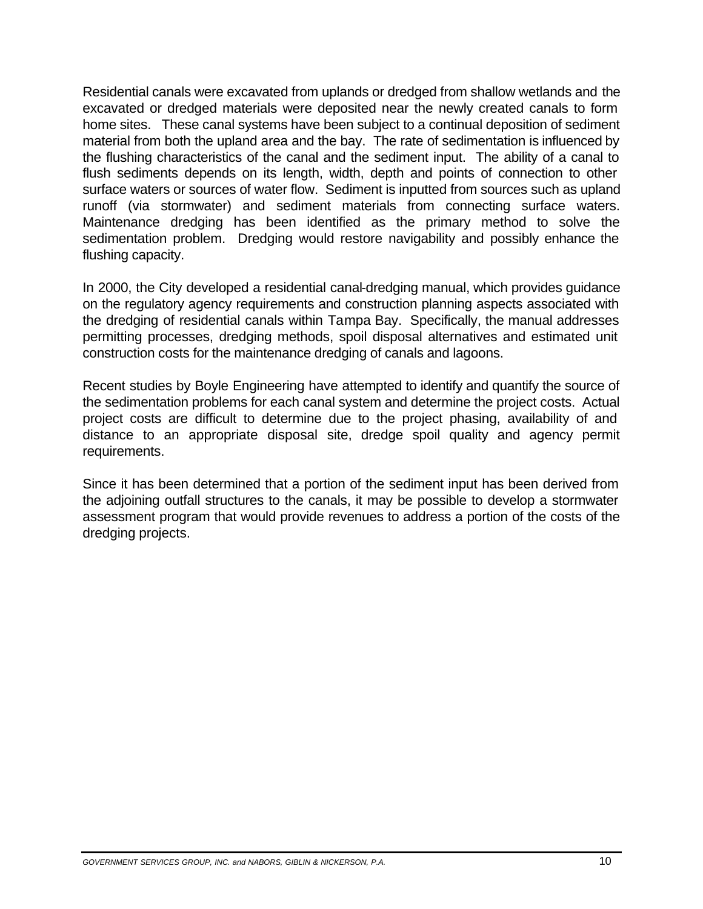Residential canals were excavated from uplands or dredged from shallow wetlands and the excavated or dredged materials were deposited near the newly created canals to form home sites. These canal systems have been subject to a continual deposition of sediment material from both the upland area and the bay. The rate of sedimentation is influenced by the flushing characteristics of the canal and the sediment input. The ability of a canal to flush sediments depends on its length, width, depth and points of connection to other surface waters or sources of water flow. Sediment is inputted from sources such as upland runoff (via stormwater) and sediment materials from connecting surface waters. Maintenance dredging has been identified as the primary method to solve the sedimentation problem. Dredging would restore navigability and possibly enhance the flushing capacity.

In 2000, the City developed a residential canal-dredging manual, which provides guidance on the regulatory agency requirements and construction planning aspects associated with the dredging of residential canals within Tampa Bay. Specifically, the manual addresses permitting processes, dredging methods, spoil disposal alternatives and estimated unit construction costs for the maintenance dredging of canals and lagoons.

Recent studies by Boyle Engineering have attempted to identify and quantify the source of the sedimentation problems for each canal system and determine the project costs. Actual project costs are difficult to determine due to the project phasing, availability of and distance to an appropriate disposal site, dredge spoil quality and agency permit requirements.

Since it has been determined that a portion of the sediment input has been derived from the adjoining outfall structures to the canals, it may be possible to develop a stormwater assessment program that would provide revenues to address a portion of the costs of the dredging projects.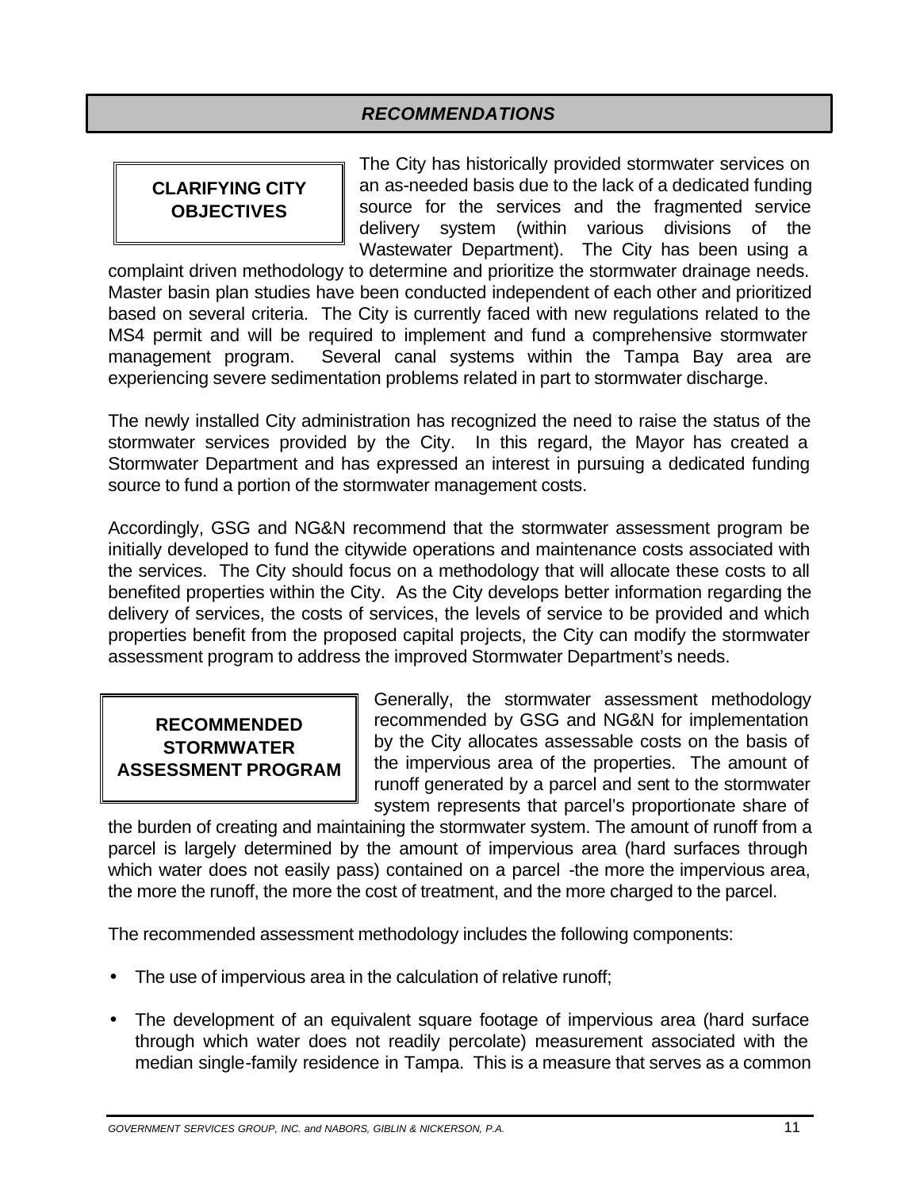## *RECOMMENDATIONS*

### CLARIFYING CITY OBJECTIVES

The City has historically provided stormwater services on an as-needed basis due to the lack of a dedicated funding source for the services and the fragmented service delivery system (within various divisions of the Wastewater Department). The City has been using a complaint driven methodology to determine and prioritize the stormwater drainage needs. Master basin plan studies have been conducted independent of each other and prioritized based on several criteria. The City is currently faced with new regulations related to the MS4 permit and will be required to implement and fund a comprehensive stormwater management program. Several canal systems within the Tampa Bay area are experiencing severe sedimentation problems related in part to stormwater discharge.

The newly installed City administration has recognized the need to raise the status of the stormwater services provided by the City. In this regard, the Mayor has created a Stormwater Department and has expressed an interest in pursuing a dedicated funding source to fund a portion of the stormwater management costs.

Accordingly, GSG and NG&N recommend that the stormwater assessment program be initially developed to fund the citywide operations and maintenance costs associated with the services. The City should focus on a methodology that will allocate these costs to all benefited properties within the City. As the City develops better information regarding the delivery of services, the costs of services, the levels of service to be provided and which properties benefit from the proposed capital projects, the City can modify the stormwater assessment program to address the improved Stormwater Department's needs.

### RECOMMENDED STORMWATER ASSESSMENT PROGRAM

Generally, the stormwater assessment methodology recommended by GSG and NG&N for implementation by the City allocates assessable costs on the basis of the impervious area of the properties. The amount of runoff generated by a parcel and sent to the stormwater system represents that parcel's proportionate share of the burden of creating and maintaining the stormwater system. The amount of runoff from a parcel is largely determined by the amount of impervious area (hard surfaces through which water does not easily pass) contained on a parcel -the more the impervious area, the more the runoff, the more the cost of treatment, and the more charged to the parcel.

The recommended assessment methodology includes the following components:

- The use of impervious area in the calculation of relative runoff;
- The development of an equivalent square footage of impervious area (hard surface through which water does not readily percolate) measurement associated with the median single-family residence in Tampa. This is a measure that serves as a common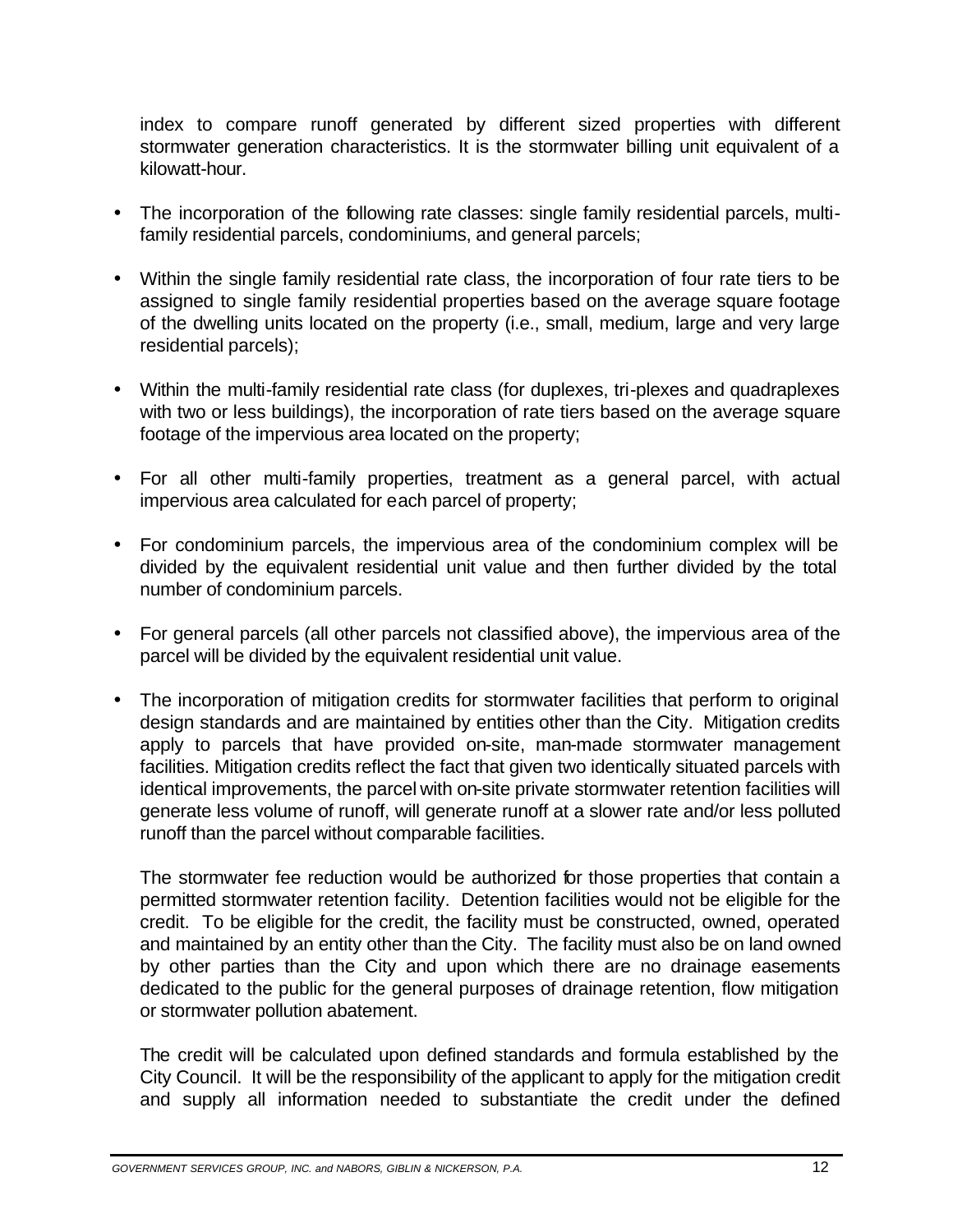index to compare runoff generated by different sized properties with different stormwater generation characteristics. It is the stormwater billing unit equivalent of a kilowatt-hour.

- The incorporation of the following rate classes: single family residential parcels, multi-family residential parcels, condominiums, and general parcels;

- Within the single family residential rate class, the incorporation of four rate tiers to be assigned to single family residential properties based on the average square footage of the dwelling units located on the property (i.e., small, medium, large and very large residential parcels);

- Within the multi-family residential rate class (for duplexes, tri-plexes and quadraplexes with two or less buildings), the incorporation of rate tiers based on the average square footage of the impervious area located on the property;

- For all other multi-family properties, treatment as a general parcel, with actual impervious area calculated for each parcel of property;

- For condominium parcels, the impervious area of the condominium complex will be divided by the equivalent residential unit value and then further divided by the total number of condominium parcels.

- For general parcels (all other parcels not classified above), the impervious area of the parcel will be divided by the equivalent residential unit value.

- The incorporation of mitigation credits for stormwater facilities that perform to original design standards and are maintained by entities other than the City. Mitigation credits apply to parcels that have provided on-site, man-made stormwater management facilities. Mitigation credits reflect the fact that given two identically situated parcels with identical improvements, the parcel with on-site private stormwater retention facilities will generate less volume of runoff, will generate runoff at a slower rate and/or less polluted runoff than the parcel without comparable facilities.

  The stormwater fee reduction would be authorized for those properties that contain a permitted stormwater retention facility. Detention facilities would not be eligible for the credit. To be eligible for the credit, the facility must be constructed, owned, operated and maintained by an entity other than the City. The facility must also be on land owned by other parties than the City and upon which there are no drainage easements dedicated to the public for the general purposes of drainage retention, flow mitigation or stormwater pollution abatement.

  The credit will be calculated upon defined standards and formula established by the City Council. It will be the responsibility of the applicant to apply for the mitigation credit and supply all information needed to substantiate the credit under the defined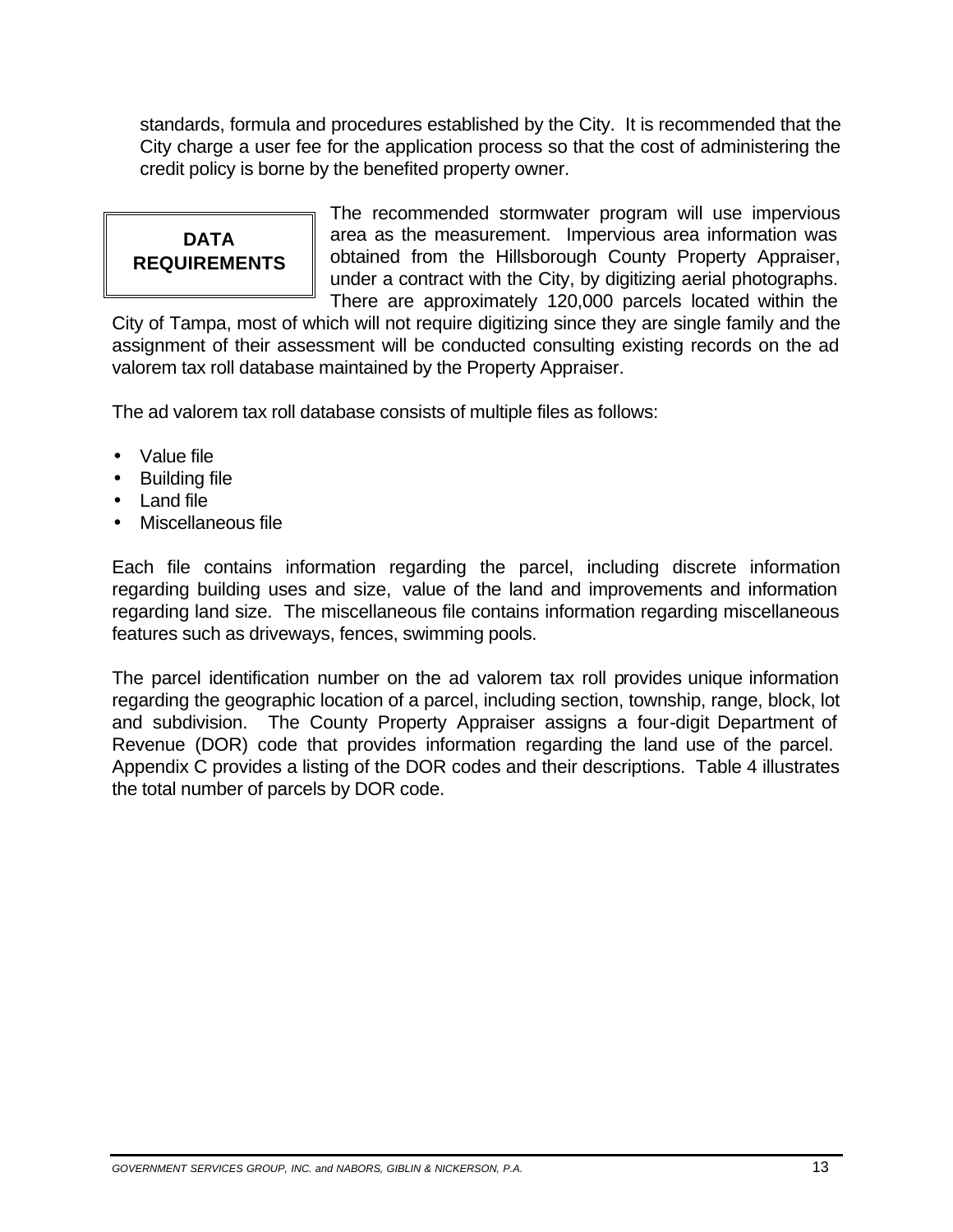standards, formula and procedures established by the City. It is recommended that the City charge a user fee for the application process so that the cost of administering the credit policy is borne by the benefited property owner.

## DATA REQUIREMENTS

The recommended stormwater program will use impervious area as the measurement. Impervious area information was obtained from the Hillsborough County Property Appraiser, under a contract with the City, by digitizing aerial photographs. There are approximately 120,000 parcels located within the City of Tampa, most of which will not require digitizing since they are single family and the assignment of their assessment will be conducted consulting existing records on the ad valorem tax roll database maintained by the Property Appraiser.

The ad valorem tax roll database consists of multiple files as follows:

- Value file
- Building file
- Land file
- Miscellaneous file

Each file contains information regarding the parcel, including discrete information regarding building uses and size, value of the land and improvements and information regarding land size. The miscellaneous file contains information regarding miscellaneous features such as driveways, fences, swimming pools.

The parcel identification number on the ad valorem tax roll provides unique information regarding the geographic location of a parcel, including section, township, range, block, lot and subdivision. The County Property Appraiser assigns a four-digit Department of Revenue (DOR) code that provides information regarding the land use of the parcel. Appendix C provides a listing of the DOR codes and their descriptions. Table 4 illustrates the total number of parcels by DOR code.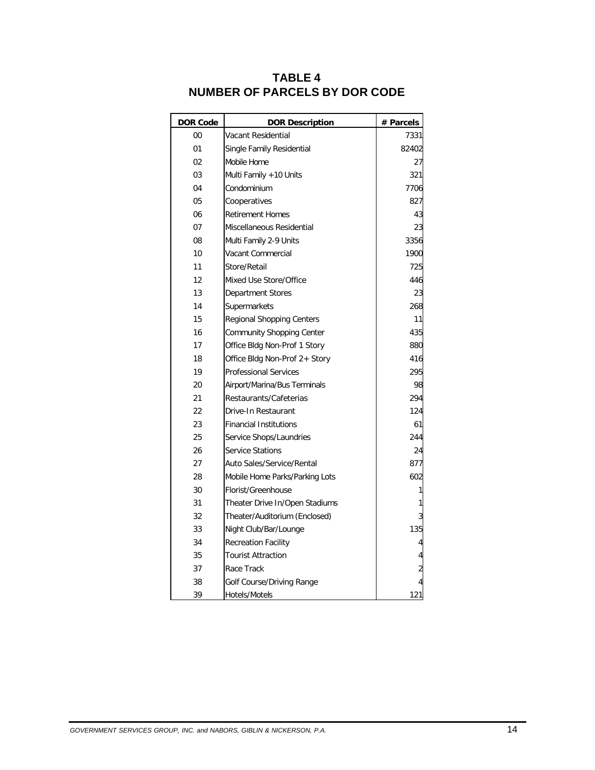# TABLE 4
# NUMBER OF PARCELS BY DOR CODE

| DOR Code | DOR Description | # Parcels |
|---|---|---|
| 00 | Vacant Residential | 7331 |
| 01 | Single Family Residential | 82402 |
| 02 | Mobile Home | 27 |
| 03 | Multi Family +10 Units | 321 |
| 04 | Condominium | 7706 |
| 05 | Cooperatives | 827 |
| 06 | Retirement Homes | 43 |
| 07 | Miscellaneous Residential | 23 |
| 08 | Multi Family 2-9 Units | 3356 |
| 10 | Vacant Commercial | 1900 |
| 11 | Store/Retail | 725 |
| 12 | Mixed Use Store/Office | 446 |
| 13 | Department Stores | 23 |
| 14 | Supermarkets | 268 |
| 15 | Regional Shopping Centers | 11 |
| 16 | Community Shopping Center | 435 |
| 17 | Office Bldg Non-Prof 1 Story | 880 |
| 18 | Office Bldg Non-Prof 2+ Story | 416 |
| 19 | Professional Services | 295 |
| 20 | Airport/Marina/Bus Terminals | 98 |
| 21 | Restaurants/Cafeterias | 294 |
| 22 | Drive-In Restaurant | 124 |
| 23 | Financial Institutions | 61 |
| 25 | Service Shops/Laundries | 244 |
| 26 | Service Stations | 24 |
| 27 | Auto Sales/Service/Rental | 877 |
| 28 | Mobile Home Parks/Parking Lots | 602 |
| 30 | Florist/Greenhouse | 1 |
| 31 | Theater Drive In/Open Stadiums | 1 |
| 32 | Theater/Auditorium (Enclosed) | 3 |
| 33 | Night Club/Bar/Lounge | 135 |
| 34 | Recreation Facility | 4 |
| 35 | Tourist Attraction | 4 |
| 37 | Race Track | 2 |
| 38 | Golf Course/Driving Range | 4 |
| 39 | Hotels/Motels | 121 |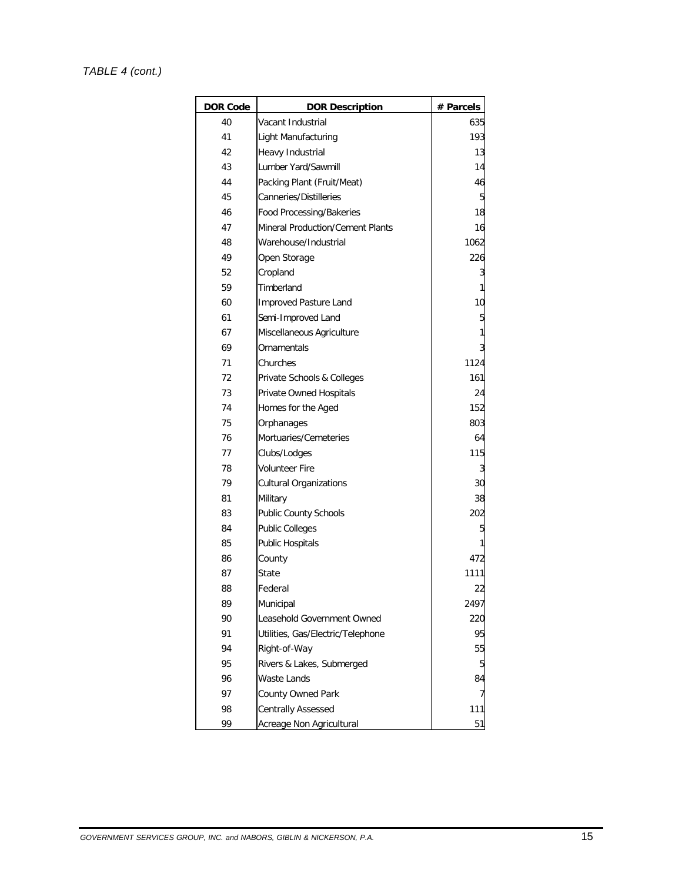*TABLE 4 (cont.)*

| DOR Code | DOR Description | # Parcels |
|---|---|---|
| 40 | Vacant Industrial | 635 |
| 41 | Light Manufacturing | 193 |
| 42 | Heavy Industrial | 13 |
| 43 | Lumber Yard/Sawmill | 14 |
| 44 | Packing Plant (Fruit/Meat) | 46 |
| 45 | Canneries/Distilleries | 5 |
| 46 | Food Processing/Bakeries | 18 |
| 47 | Mineral Production/Cement Plants | 16 |
| 48 | Warehouse/Industrial | 1062 |
| 49 | Open Storage | 226 |
| 52 | Cropland | 3 |
| 59 | Timberland | 1 |
| 60 | Improved Pasture Land | 10 |
| 61 | Semi-Improved Land | 5 |
| 67 | Miscellaneous Agriculture | 1 |
| 69 | Ornamentals | 3 |
| 71 | Churches | 1124 |
| 72 | Private Schools & Colleges | 161 |
| 73 | Private Owned Hospitals | 24 |
| 74 | Homes for the Aged | 152 |
| 75 | Orphanages | 803 |
| 76 | Mortuaries/Cemeteries | 64 |
| 77 | Clubs/Lodges | 115 |
| 78 | Volunteer Fire | 3 |
| 79 | Cultural Organizations | 30 |
| 81 | Military | 38 |
| 83 | Public County Schools | 202 |
| 84 | Public Colleges | 5 |
| 85 | Public Hospitals | 1 |
| 86 | County | 472 |
| 87 | State | 1111 |
| 88 | Federal | 22 |
| 89 | Municipal | 2497 |
| 90 | Leasehold Government Owned | 220 |
| 91 | Utilities, Gas/Electric/Telephone | 95 |
| 94 | Right-of-Way | 55 |
| 95 | Rivers & Lakes, Submerged | 5 |
| 96 | Waste Lands | 84 |
| 97 | County Owned Park | 7 |
| 98 | Centrally Assessed | 111 |
| 99 | Acreage Non Agricultural | 51 |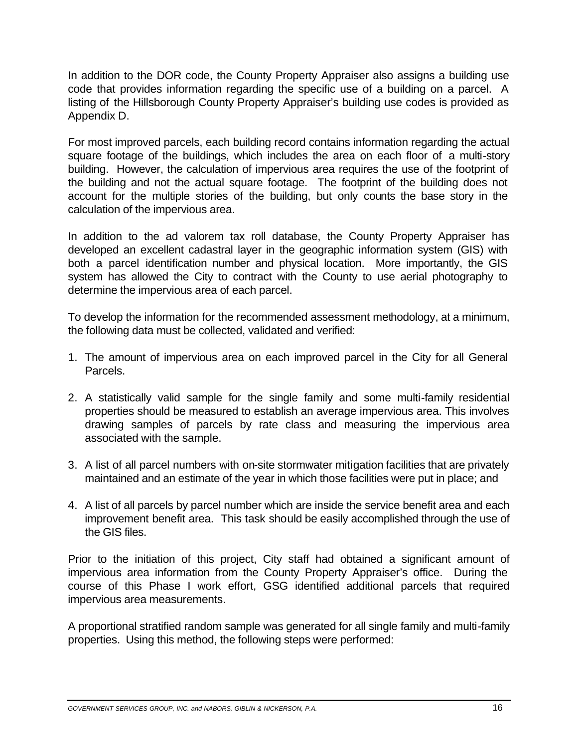In addition to the DOR code, the County Property Appraiser also assigns a building use code that provides information regarding the specific use of a building on a parcel. A listing of the Hillsborough County Property Appraiser's building use codes is provided as Appendix D.

For most improved parcels, each building record contains information regarding the actual square footage of the buildings, which includes the area on each floor of a multi-story building. However, the calculation of impervious area requires the use of the footprint of the building and not the actual square footage. The footprint of the building does not account for the multiple stories of the building, but only counts the base story in the calculation of the impervious area.

In addition to the ad valorem tax roll database, the County Property Appraiser has developed an excellent cadastral layer in the geographic information system (GIS) with both a parcel identification number and physical location. More importantly, the GIS system has allowed the City to contract with the County to use aerial photography to determine the impervious area of each parcel.

To develop the information for the recommended assessment methodology, at a minimum, the following data must be collected, validated and verified:

1. The amount of impervious area on each improved parcel in the City for all General Parcels.

2. A statistically valid sample for the single family and some multi-family residential properties should be measured to establish an average impervious area. This involves drawing samples of parcels by rate class and measuring the impervious area associated with the sample.

3. A list of all parcel numbers with on-site stormwater mitigation facilities that are privately maintained and an estimate of the year in which those facilities were put in place; and

4. A list of all parcels by parcel number which are inside the service benefit area and each improvement benefit area. This task should be easily accomplished through the use of the GIS files.

Prior to the initiation of this project, City staff had obtained a significant amount of impervious area information from the County Property Appraiser's office. During the course of this Phase I work effort, GSG identified additional parcels that required impervious area measurements.

A proportional stratified random sample was generated for all single family and multi-family properties. Using this method, the following steps were performed: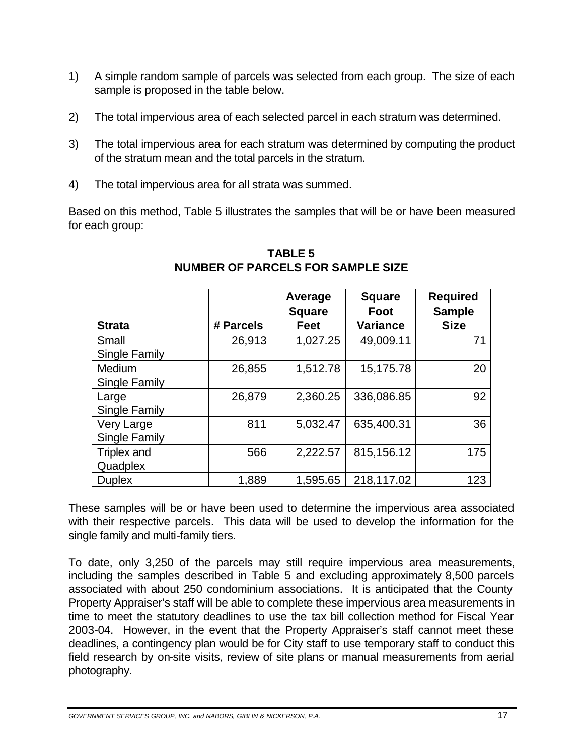1) A simple random sample of parcels was selected from each group. The size of each sample is proposed in the table below.

2) The total impervious area of each selected parcel in each stratum was determined.

3) The total impervious area for each stratum was determined by computing the product of the stratum mean and the total parcels in the stratum.

4) The total impervious area for all strata was summed.

Based on this method, Table 5 illustrates the samples that will be or have been measured for each group:

**TABLE 5**
**NUMBER OF PARCELS FOR SAMPLE SIZE**

| Strata | # Parcels | Average Square Feet | Square Foot Variance | Required Sample Size |
|---|---|---|---|---|
| Small Single Family | 26,913 | 1,027.25 | 49,009.11 | 71 |
| Medium Single Family | 26,855 | 1,512.78 | 15,175.78 | 20 |
| Large Single Family | 26,879 | 2,360.25 | 336,086.85 | 92 |
| Very Large Single Family | 811 | 5,032.47 | 635,400.31 | 36 |
| Triplex and Quadplex | 566 | 2,222.57 | 815,156.12 | 175 |
| Duplex | 1,889 | 1,595.65 | 218,117.02 | 123 |

These samples will be or have been used to determine the impervious area associated with their respective parcels. This data will be used to develop the information for the single family and multi-family tiers.

To date, only 3,250 of the parcels may still require impervious area measurements, including the samples described in Table 5 and excluding approximately 8,500 parcels associated with about 250 condominium associations. It is anticipated that the County Property Appraiser's staff will be able to complete these impervious area measurements in time to meet the statutory deadlines to use the tax bill collection method for Fiscal Year 2003-04. However, in the event that the Property Appraiser's staff cannot meet these deadlines, a contingency plan would be for City staff to use temporary staff to conduct this field research by on-site visits, review of site plans or manual measurements from aerial photography.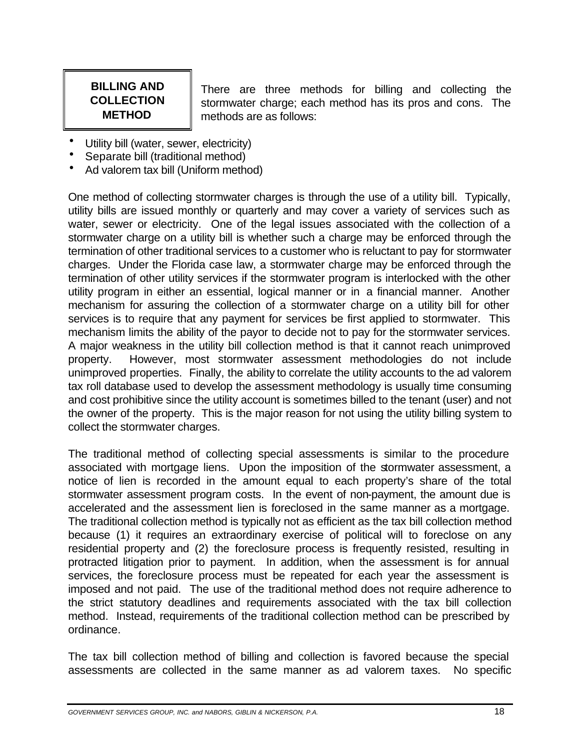## BILLING AND COLLECTION METHOD

There are three methods for billing and collecting the stormwater charge; each method has its pros and cons. The methods are as follows:

- Utility bill (water, sewer, electricity)
- Separate bill (traditional method)
- Ad valorem tax bill (Uniform method)

One method of collecting stormwater charges is through the use of a utility bill. Typically, utility bills are issued monthly or quarterly and may cover a variety of services such as water, sewer or electricity. One of the legal issues associated with the collection of a stormwater charge on a utility bill is whether such a charge may be enforced through the termination of other traditional services to a customer who is reluctant to pay for stormwater charges. Under the Florida case law, a stormwater charge may be enforced through the termination of other utility services if the stormwater program is interlocked with the other utility program in either an essential, logical manner or in a financial manner. Another mechanism for assuring the collection of a stormwater charge on a utility bill for other services is to require that any payment for services be first applied to stormwater. This mechanism limits the ability of the payor to decide not to pay for the stormwater services. A major weakness in the utility bill collection method is that it cannot reach unimproved property. However, most stormwater assessment methodologies do not include unimproved properties. Finally, the ability to correlate the utility accounts to the ad valorem tax roll database used to develop the assessment methodology is usually time consuming and cost prohibitive since the utility account is sometimes billed to the tenant (user) and not the owner of the property. This is the major reason for not using the utility billing system to collect the stormwater charges.

The traditional method of collecting special assessments is similar to the procedure associated with mortgage liens. Upon the imposition of the stormwater assessment, a notice of lien is recorded in the amount equal to each property's share of the total stormwater assessment program costs. In the event of non-payment, the amount due is accelerated and the assessment lien is foreclosed in the same manner as a mortgage. The traditional collection method is typically not as efficient as the tax bill collection method because (1) it requires an extraordinary exercise of political will to foreclose on any residential property and (2) the foreclosure process is frequently resisted, resulting in protracted litigation prior to payment. In addition, when the assessment is for annual services, the foreclosure process must be repeated for each year the assessment is imposed and not paid. The use of the traditional method does not require adherence to the strict statutory deadlines and requirements associated with the tax bill collection method. Instead, requirements of the traditional collection method can be prescribed by ordinance.

The tax bill collection method of billing and collection is favored because the special assessments are collected in the same manner as ad valorem taxes. No specific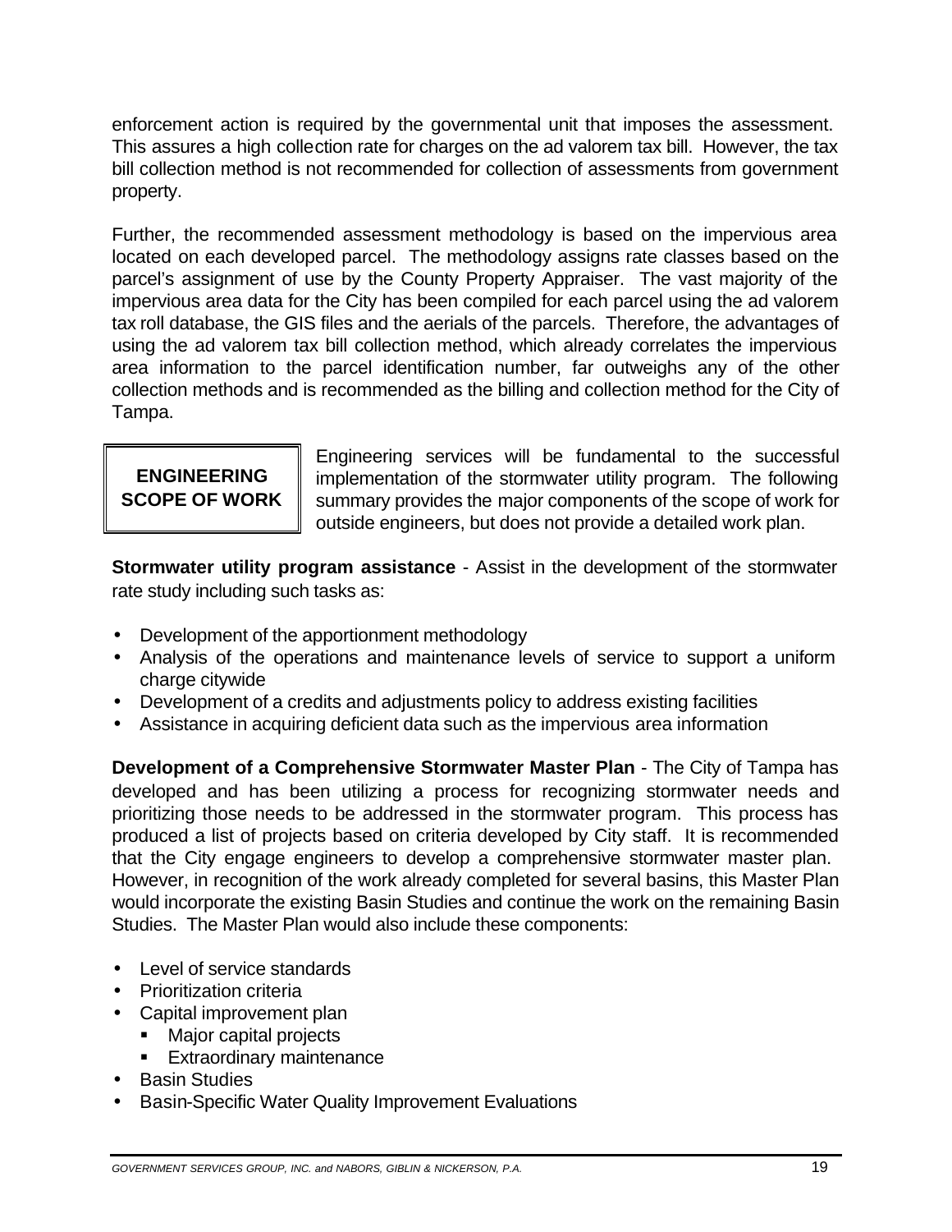enforcement action is required by the governmental unit that imposes the assessment. This assures a high collection rate for charges on the ad valorem tax bill. However, the tax bill collection method is not recommended for collection of assessments from government property.

Further, the recommended assessment methodology is based on the impervious area located on each developed parcel. The methodology assigns rate classes based on the parcel's assignment of use by the County Property Appraiser. The vast majority of the impervious area data for the City has been compiled for each parcel using the ad valorem tax roll database, the GIS files and the aerials of the parcels. Therefore, the advantages of using the ad valorem tax bill collection method, which already correlates the impervious area information to the parcel identification number, far outweighs any of the other collection methods and is recommended as the billing and collection method for the City of Tampa.

## ENGINEERING SCOPE OF WORK

Engineering services will be fundamental to the successful implementation of the stormwater utility program. The following summary provides the major components of the scope of work for outside engineers, but does not provide a detailed work plan.

**Stormwater utility program assistance** - Assist in the development of the stormwater rate study including such tasks as:

- Development of the apportionment methodology
- Analysis of the operations and maintenance levels of service to support a uniform charge citywide
- Development of a credits and adjustments policy to address existing facilities
- Assistance in acquiring deficient data such as the impervious area information

**Development of a Comprehensive Stormwater Master Plan** - The City of Tampa has developed and has been utilizing a process for recognizing stormwater needs and prioritizing those needs to be addressed in the stormwater program. This process has produced a list of projects based on criteria developed by City staff. It is recommended that the City engage engineers to develop a comprehensive stormwater master plan. However, in recognition of the work already completed for several basins, this Master Plan would incorporate the existing Basin Studies and continue the work on the remaining Basin Studies. The Master Plan would also include these components:

- Level of service standards
- Prioritization criteria
- Capital improvement plan
  - Major capital projects
  - Extraordinary maintenance
- Basin Studies
- Basin-Specific Water Quality Improvement Evaluations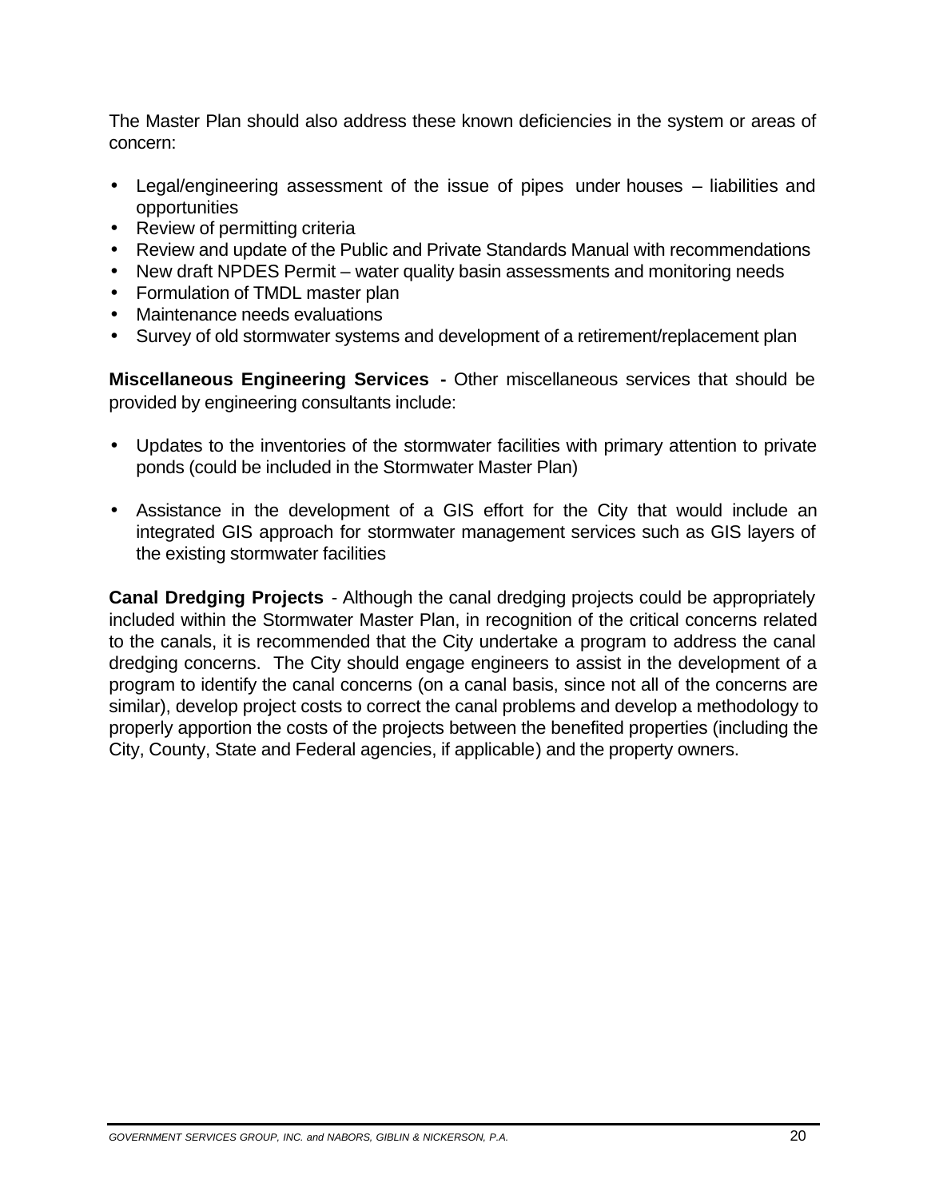The Master Plan should also address these known deficiencies in the system or areas of concern:

- Legal/engineering assessment of the issue of pipes under houses – liabilities and opportunities
- Review of permitting criteria
- Review and update of the Public and Private Standards Manual with recommendations
- New draft NPDES Permit – water quality basin assessments and monitoring needs
- Formulation of TMDL master plan
- Maintenance needs evaluations
- Survey of old stormwater systems and development of a retirement/replacement plan

**Miscellaneous Engineering Services -** Other miscellaneous services that should be provided by engineering consultants include:

- Updates to the inventories of the stormwater facilities with primary attention to private ponds (could be included in the Stormwater Master Plan)

- Assistance in the development of a GIS effort for the City that would include an integrated GIS approach for stormwater management services such as GIS layers of the existing stormwater facilities

**Canal Dredging Projects** - Although the canal dredging projects could be appropriately included within the Stormwater Master Plan, in recognition of the critical concerns related to the canals, it is recommended that the City undertake a program to address the canal dredging concerns. The City should engage engineers to assist in the development of a program to identify the canal concerns (on a canal basis, since not all of the concerns are similar), develop project costs to correct the canal problems and develop a methodology to properly apportion the costs of the projects between the benefited properties (including the City, County, State and Federal agencies, if applicable) and the property owners.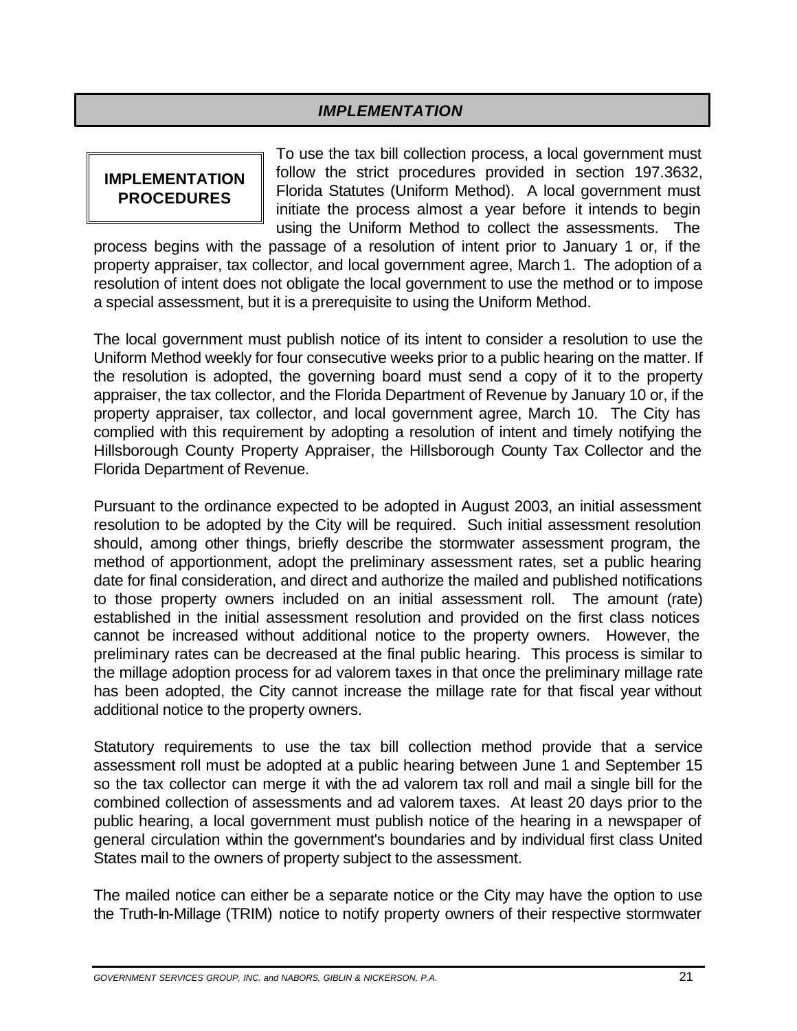## *IMPLEMENTATION*

### IMPLEMENTATION PROCEDURES

To use the tax bill collection process, a local government must follow the strict procedures provided in section 197.3632, Florida Statutes (Uniform Method). A local government must initiate the process almost a year before it intends to begin using the Uniform Method to collect the assessments. The process begins with the passage of a resolution of intent prior to January 1 or, if the property appraiser, tax collector, and local government agree, March 1. The adoption of a resolution of intent does not obligate the local government to use the method or to impose a special assessment, but it is a prerequisite to using the Uniform Method.

The local government must publish notice of its intent to consider a resolution to use the Uniform Method weekly for four consecutive weeks prior to a public hearing on the matter. If the resolution is adopted, the governing board must send a copy of it to the property appraiser, the tax collector, and the Florida Department of Revenue by January 10 or, if the property appraiser, tax collector, and local government agree, March 10. The City has complied with this requirement by adopting a resolution of intent and timely notifying the Hillsborough County Property Appraiser, the Hillsborough County Tax Collector and the Florida Department of Revenue.

Pursuant to the ordinance expected to be adopted in August 2003, an initial assessment resolution to be adopted by the City will be required. Such initial assessment resolution should, among other things, briefly describe the stormwater assessment program, the method of apportionment, adopt the preliminary assessment rates, set a public hearing date for final consideration, and direct and authorize the mailed and published notifications to those property owners included on an initial assessment roll. The amount (rate) established in the initial assessment resolution and provided on the first class notices cannot be increased without additional notice to the property owners. However, the preliminary rates can be decreased at the final public hearing. This process is similar to the millage adoption process for ad valorem taxes in that once the preliminary millage rate has been adopted, the City cannot increase the millage rate for that fiscal year without additional notice to the property owners.

Statutory requirements to use the tax bill collection method provide that a service assessment roll must be adopted at a public hearing between June 1 and September 15 so the tax collector can merge it with the ad valorem tax roll and mail a single bill for the combined collection of assessments and ad valorem taxes. At least 20 days prior to the public hearing, a local government must publish notice of the hearing in a newspaper of general circulation within the government's boundaries and by individual first class United States mail to the owners of property subject to the assessment.

The mailed notice can either be a separate notice or the City may have the option to use the Truth-In-Millage (TRIM) notice to notify property owners of their respective stormwater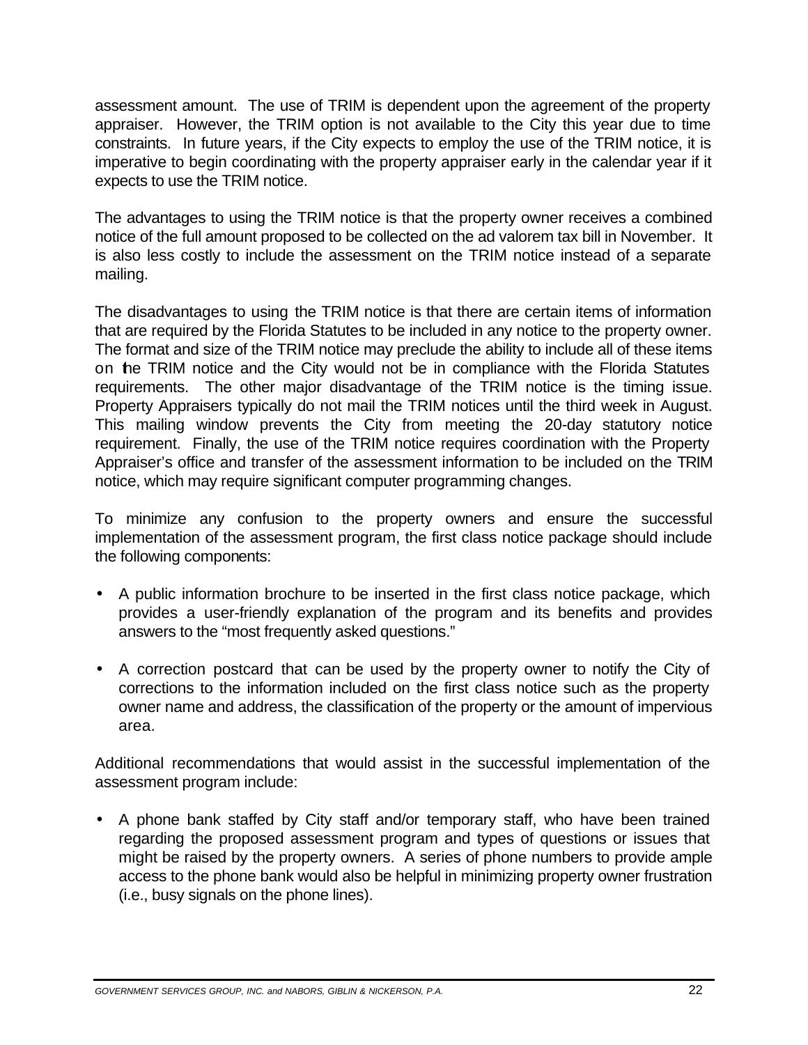assessment amount. The use of TRIM is dependent upon the agreement of the property appraiser. However, the TRIM option is not available to the City this year due to time constraints. In future years, if the City expects to employ the use of the TRIM notice, it is imperative to begin coordinating with the property appraiser early in the calendar year if it expects to use the TRIM notice.

The advantages to using the TRIM notice is that the property owner receives a combined notice of the full amount proposed to be collected on the ad valorem tax bill in November. It is also less costly to include the assessment on the TRIM notice instead of a separate mailing.

The disadvantages to using the TRIM notice is that there are certain items of information that are required by the Florida Statutes to be included in any notice to the property owner. The format and size of the TRIM notice may preclude the ability to include all of these items on the TRIM notice and the City would not be in compliance with the Florida Statutes requirements. The other major disadvantage of the TRIM notice is the timing issue. Property Appraisers typically do not mail the TRIM notices until the third week in August. This mailing window prevents the City from meeting the 20-day statutory notice requirement. Finally, the use of the TRIM notice requires coordination with the Property Appraiser's office and transfer of the assessment information to be included on the TRIM notice, which may require significant computer programming changes.

To minimize any confusion to the property owners and ensure the successful implementation of the assessment program, the first class notice package should include the following components:

- A public information brochure to be inserted in the first class notice package, which provides a user-friendly explanation of the program and its benefits and provides answers to the "most frequently asked questions."
- A correction postcard that can be used by the property owner to notify the City of corrections to the information included on the first class notice such as the property owner name and address, the classification of the property or the amount of impervious area.

Additional recommendations that would assist in the successful implementation of the assessment program include:

- A phone bank staffed by City staff and/or temporary staff, who have been trained regarding the proposed assessment program and types of questions or issues that might be raised by the property owners. A series of phone numbers to provide ample access to the phone bank would also be helpful in minimizing property owner frustration (i.e., busy signals on the phone lines).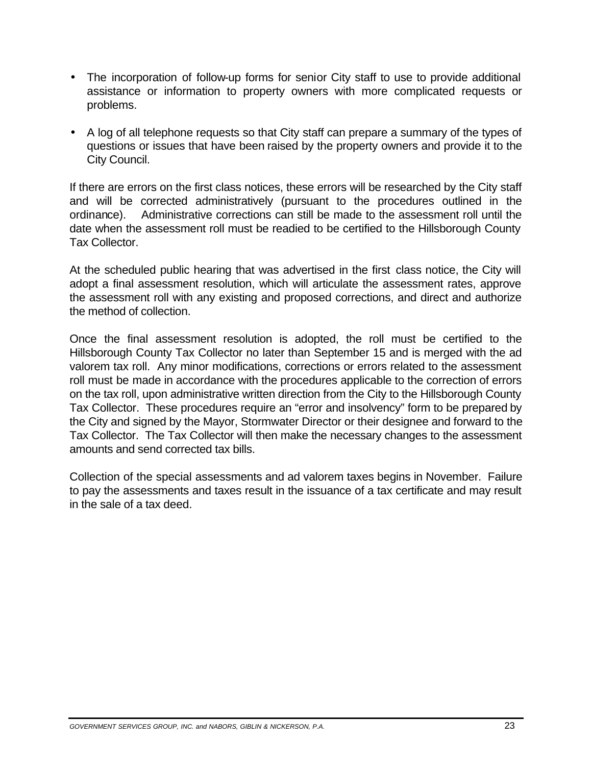- The incorporation of follow-up forms for senior City staff to use to provide additional assistance or information to property owners with more complicated requests or problems.

- A log of all telephone requests so that City staff can prepare a summary of the types of questions or issues that have been raised by the property owners and provide it to the City Council.

If there are errors on the first class notices, these errors will be researched by the City staff and will be corrected administratively (pursuant to the procedures outlined in the ordinance). Administrative corrections can still be made to the assessment roll until the date when the assessment roll must be readied to be certified to the Hillsborough County Tax Collector.

At the scheduled public hearing that was advertised in the first class notice, the City will adopt a final assessment resolution, which will articulate the assessment rates, approve the assessment roll with any existing and proposed corrections, and direct and authorize the method of collection.

Once the final assessment resolution is adopted, the roll must be certified to the Hillsborough County Tax Collector no later than September 15 and is merged with the ad valorem tax roll. Any minor modifications, corrections or errors related to the assessment roll must be made in accordance with the procedures applicable to the correction of errors on the tax roll, upon administrative written direction from the City to the Hillsborough County Tax Collector. These procedures require an "error and insolvency" form to be prepared by the City and signed by the Mayor, Stormwater Director or their designee and forward to the Tax Collector. The Tax Collector will then make the necessary changes to the assessment amounts and send corrected tax bills.

Collection of the special assessments and ad valorem taxes begins in November. Failure to pay the assessments and taxes result in the issuance of a tax certificate and may result in the sale of a tax deed.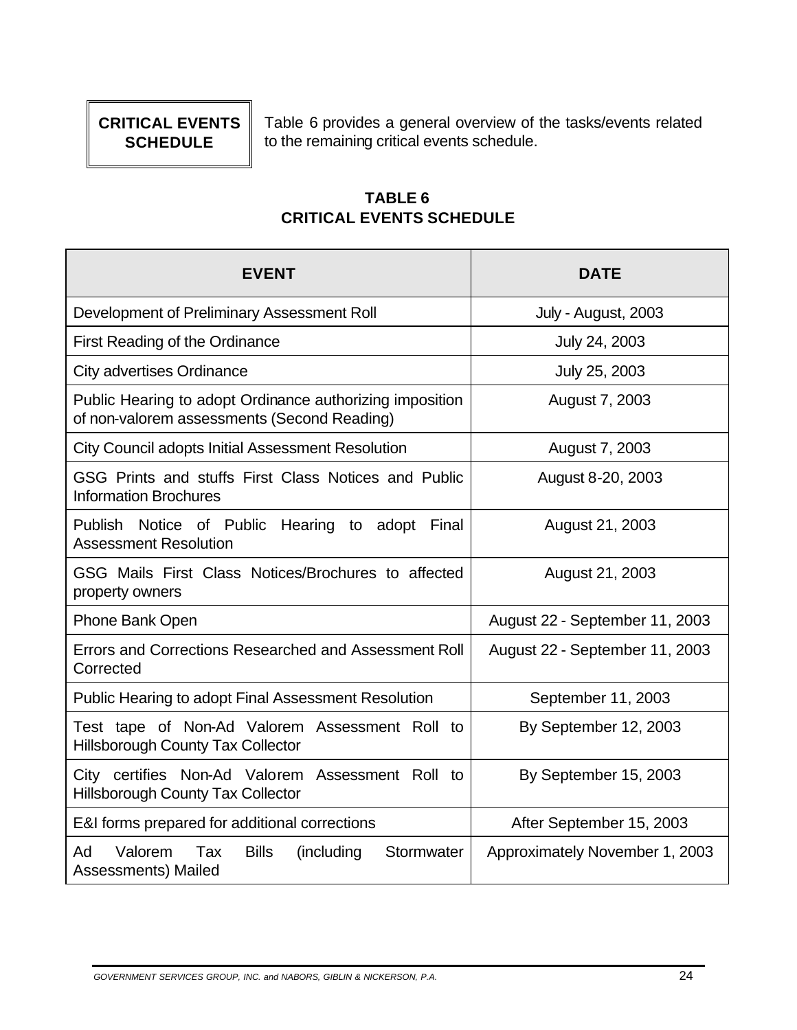**CRITICAL EVENTS SCHEDULE**

Table 6 provides a general overview of the tasks/events related to the remaining critical events schedule.

**TABLE 6**
**CRITICAL EVENTS SCHEDULE**

| EVENT | DATE |
|---|---|
| Development of Preliminary Assessment Roll | July - August, 2003 |
| First Reading of the Ordinance | July 24, 2003 |
| City advertises Ordinance | July 25, 2003 |
| Public Hearing to adopt Ordinance authorizing imposition of non-valorem assessments (Second Reading) | August 7, 2003 |
| City Council adopts Initial Assessment Resolution | August 7, 2003 |
| GSG Prints and stuffs First Class Notices and Public Information Brochures | August 8-20, 2003 |
| Publish Notice of Public Hearing to adopt Final Assessment Resolution | August 21, 2003 |
| GSG Mails First Class Notices/Brochures to affected property owners | August 21, 2003 |
| Phone Bank Open | August 22 - September 11, 2003 |
| Errors and Corrections Researched and Assessment Roll Corrected | August 22 - September 11, 2003 |
| Public Hearing to adopt Final Assessment Resolution | September 11, 2003 |
| Test tape of Non-Ad Valorem Assessment Roll to Hillsborough County Tax Collector | By September 12, 2003 |
| City certifies Non-Ad Valorem Assessment Roll to Hillsborough County Tax Collector | By September 15, 2003 |
| E&I forms prepared for additional corrections | After September 15, 2003 |
| Ad Valorem Tax Bills (including Stormwater Assessments) Mailed | Approximately November 1, 2003 |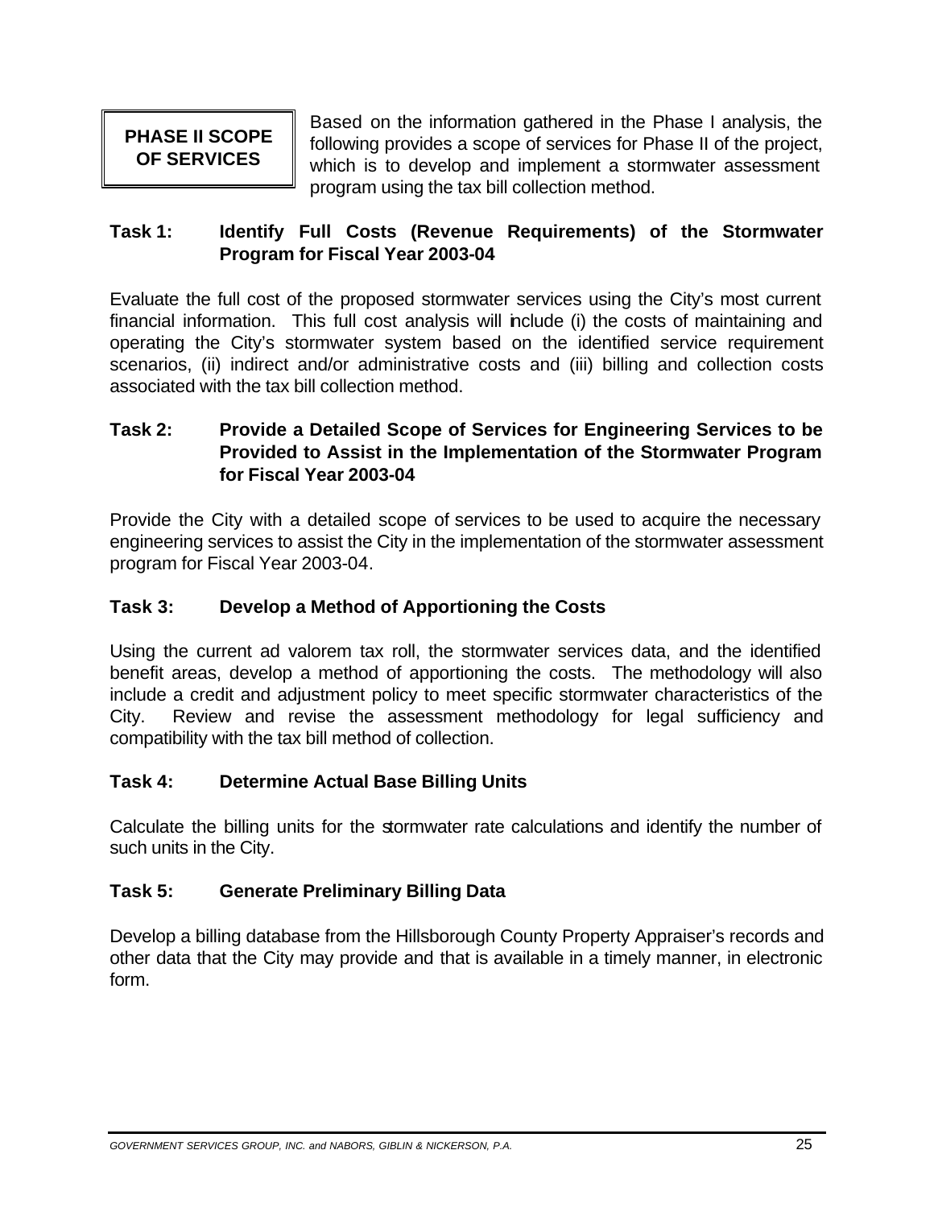## PHASE II SCOPE OF SERVICES

Based on the information gathered in the Phase I analysis, the following provides a scope of services for Phase II of the project, which is to develop and implement a stormwater assessment program using the tax bill collection method.

### Task 1: Identify Full Costs (Revenue Requirements) of the Stormwater Program for Fiscal Year 2003-04

Evaluate the full cost of the proposed stormwater services using the City's most current financial information. This full cost analysis will include (i) the costs of maintaining and operating the City's stormwater system based on the identified service requirement scenarios, (ii) indirect and/or administrative costs and (iii) billing and collection costs associated with the tax bill collection method.

### Task 2: Provide a Detailed Scope of Services for Engineering Services to be Provided to Assist in the Implementation of the Stormwater Program for Fiscal Year 2003-04

Provide the City with a detailed scope of services to be used to acquire the necessary engineering services to assist the City in the implementation of the stormwater assessment program for Fiscal Year 2003-04.

### Task 3: Develop a Method of Apportioning the Costs

Using the current ad valorem tax roll, the stormwater services data, and the identified benefit areas, develop a method of apportioning the costs. The methodology will also include a credit and adjustment policy to meet specific stormwater characteristics of the City. Review and revise the assessment methodology for legal sufficiency and compatibility with the tax bill method of collection.

### Task 4: Determine Actual Base Billing Units

Calculate the billing units for the stormwater rate calculations and identify the number of such units in the City.

### Task 5: Generate Preliminary Billing Data

Develop a billing database from the Hillsborough County Property Appraiser's records and other data that the City may provide and that is available in a timely manner, in electronic form.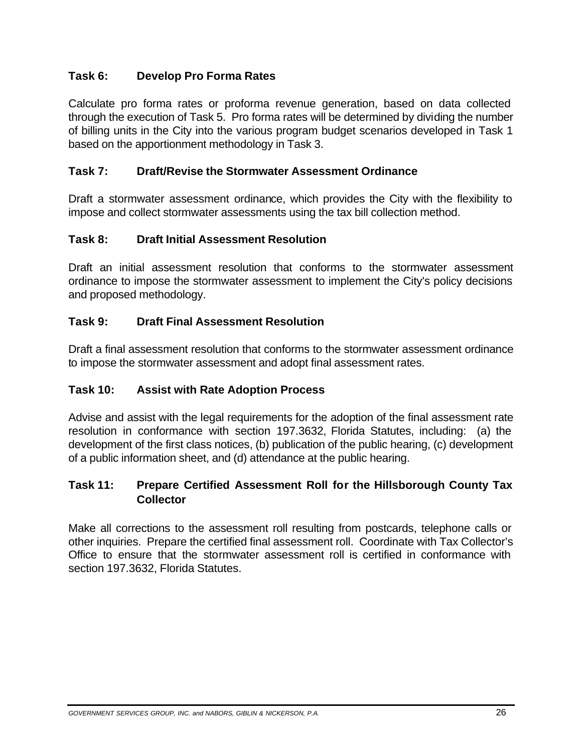### Task 6: Develop Pro Forma Rates

Calculate pro forma rates or proforma revenue generation, based on data collected through the execution of Task 5. Pro forma rates will be determined by dividing the number of billing units in the City into the various program budget scenarios developed in Task 1 based on the apportionment methodology in Task 3.

### Task 7: Draft/Revise the Stormwater Assessment Ordinance

Draft a stormwater assessment ordinance, which provides the City with the flexibility to impose and collect stormwater assessments using the tax bill collection method.

### Task 8: Draft Initial Assessment Resolution

Draft an initial assessment resolution that conforms to the stormwater assessment ordinance to impose the stormwater assessment to implement the City's policy decisions and proposed methodology.

### Task 9: Draft Final Assessment Resolution

Draft a final assessment resolution that conforms to the stormwater assessment ordinance to impose the stormwater assessment and adopt final assessment rates.

### Task 10: Assist with Rate Adoption Process

Advise and assist with the legal requirements for the adoption of the final assessment rate resolution in conformance with section 197.3632, Florida Statutes, including: (a) the development of the first class notices, (b) publication of the public hearing, (c) development of a public information sheet, and (d) attendance at the public hearing.

### Task 11: Prepare Certified Assessment Roll for the Hillsborough County Tax Collector

Make all corrections to the assessment roll resulting from postcards, telephone calls or other inquiries. Prepare the certified final assessment roll. Coordinate with Tax Collector's Office to ensure that the stormwater assessment roll is certified in conformance with section 197.3632, Florida Statutes.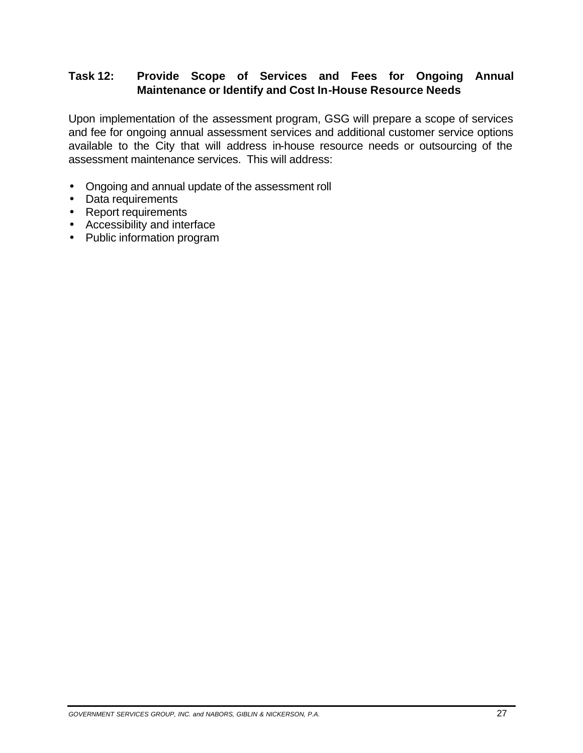### Task 12: Provide Scope of Services and Fees for Ongoing Annual Maintenance or Identify and Cost In-House Resource Needs

Upon implementation of the assessment program, GSG will prepare a scope of services and fee for ongoing annual assessment services and additional customer service options available to the City that will address in-house resource needs or outsourcing of the assessment maintenance services. This will address:

- Ongoing and annual update of the assessment roll
- Data requirements
- Report requirements
- Accessibility and interface
- Public information program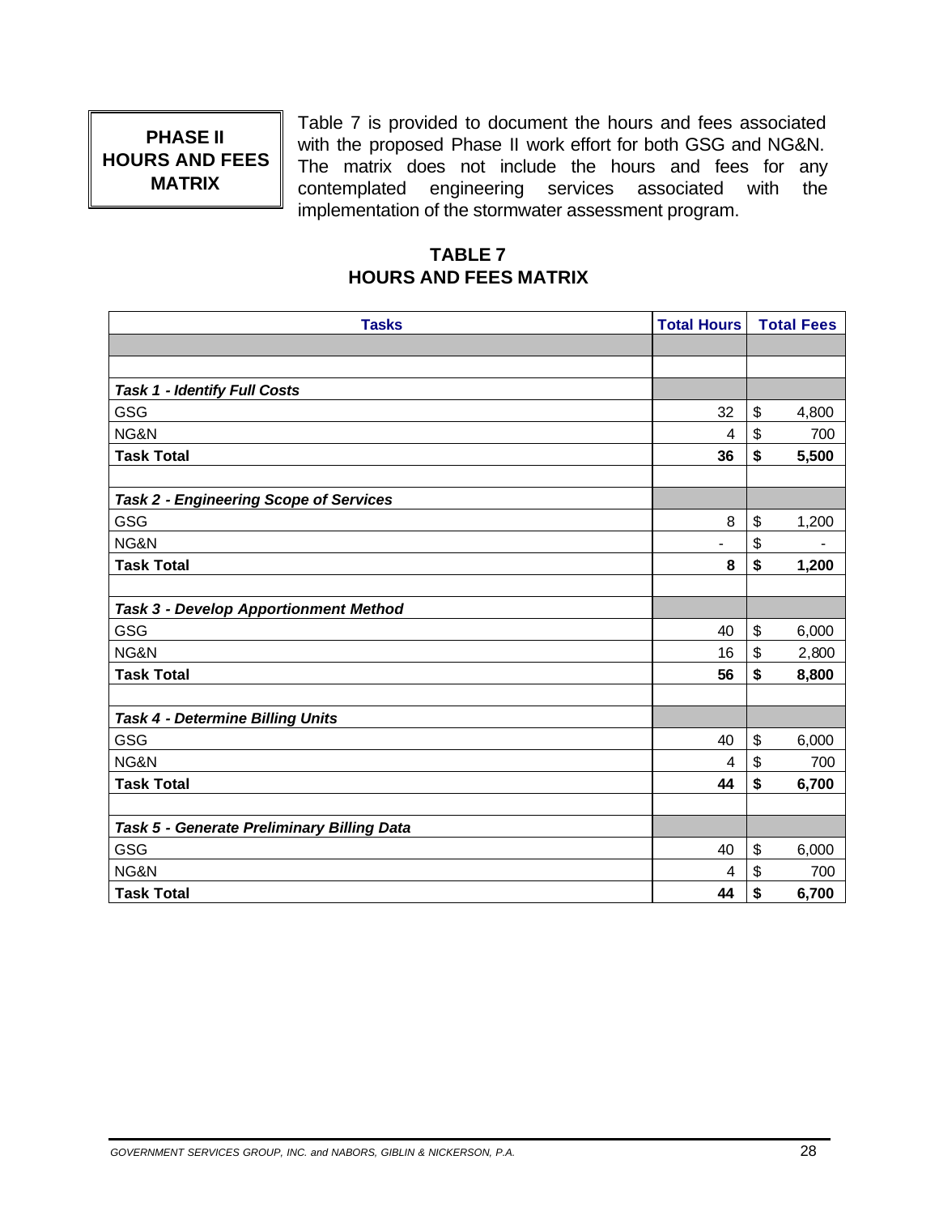**PHASE II HOURS AND FEES MATRIX**

Table 7 is provided to document the hours and fees associated with the proposed Phase II work effort for both GSG and NG&N. The matrix does not include the hours and fees for any contemplated engineering services associated with the implementation of the stormwater assessment program.

## TABLE 7
## HOURS AND FEES MATRIX

| Tasks | Total Hours | Total Fees |
|---|---|---|
| | | |
| | | |
| ***Task 1 - Identify Full Costs*** | | |
| GSG | 32 | $ 4,800 |
| NG&N | 4 | $ 700 |
| **Task Total** | **36** | **$ 5,500** |
| | | |
| ***Task 2 - Engineering Scope of Services*** | | |
| GSG | 8 | $ 1,200 |
| NG&N | - | $ - |
| **Task Total** | **8** | **$ 1,200** |
| | | |
| ***Task 3 - Develop Apportionment Method*** | | |
| GSG | 40 | $ 6,000 |
| NG&N | 16 | $ 2,800 |
| **Task Total** | **56** | **$ 8,800** |
| | | |
| ***Task 4 - Determine Billing Units*** | | |
| GSG | 40 | $ 6,000 |
| NG&N | 4 | $ 700 |
| **Task Total** | **44** | **$ 6,700** |
| | | |
| ***Task 5 - Generate Preliminary Billing Data*** | | |
| GSG | 40 | $ 6,000 |
| NG&N | 4 | $ 700 |
| **Task Total** | **44** | **$ 6,700** |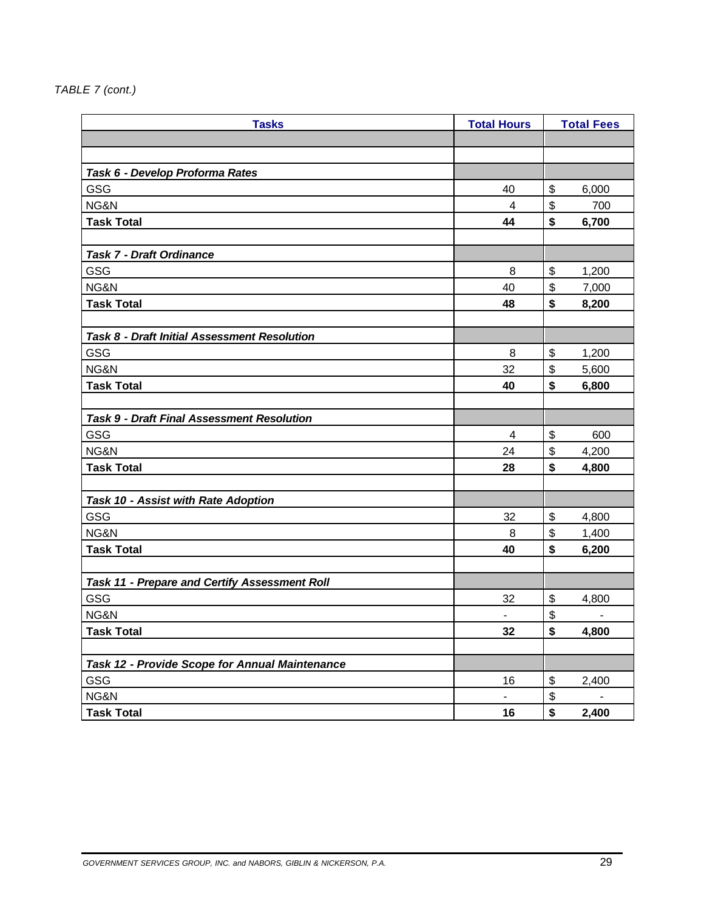*TABLE 7 (cont.)*

| Tasks | Total Hours | Total Fees |
|---|---|---|
| | | |
| | | |
| ***Task 6 - Develop Proforma Rates*** | | |
| GSG | 40 | $ 6,000 |
| NG&N | 4 | $ 700 |
| **Task Total** | **44** | **$ 6,700** |
| | | |
| ***Task 7 - Draft Ordinance*** | | |
| GSG | 8 | $ 1,200 |
| NG&N | 40 | $ 7,000 |
| **Task Total** | **48** | **$ 8,200** |
| | | |
| ***Task 8 - Draft Initial Assessment Resolution*** | | |
| GSG | 8 | $ 1,200 |
| NG&N | 32 | $ 5,600 |
| **Task Total** | **40** | **$ 6,800** |
| | | |
| ***Task 9 - Draft Final Assessment Resolution*** | | |
| GSG | 4 | $ 600 |
| NG&N | 24 | $ 4,200 |
| **Task Total** | **28** | **$ 4,800** |
| | | |
| ***Task 10 - Assist with Rate Adoption*** | | |
| GSG | 32 | $ 4,800 |
| NG&N | 8 | $ 1,400 |
| **Task Total** | **40** | **$ 6,200** |
| | | |
| ***Task 11 - Prepare and Certify Assessment Roll*** | | |
| GSG | 32 | $ 4,800 |
| NG&N | - | $ - |
| **Task Total** | **32** | **$ 4,800** |
| | | |
| ***Task 12 - Provide Scope for Annual Maintenance*** | | |
| GSG | 16 | $ 2,400 |
| NG&N | - | $ - |
| **Task Total** | **16** | **$ 2,400** |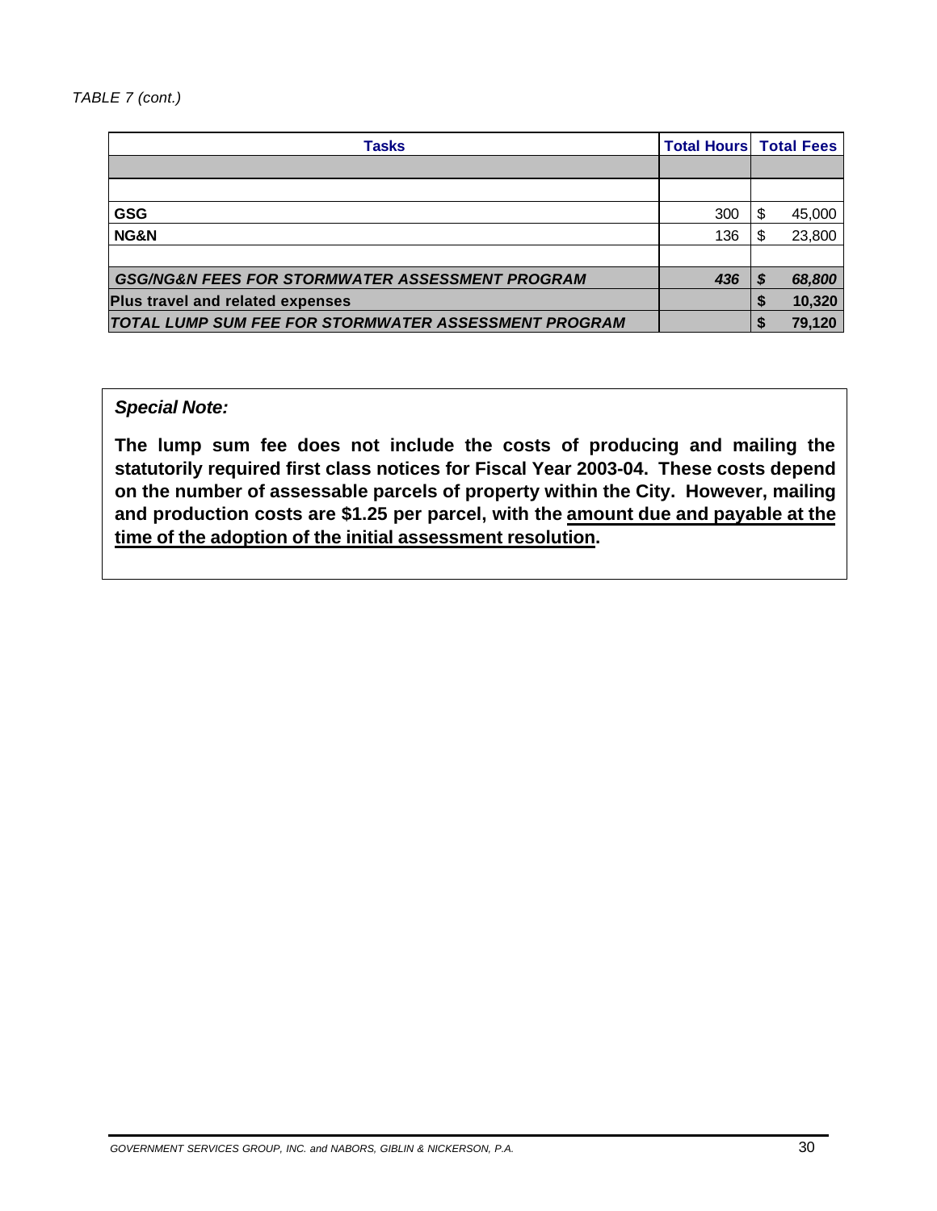*TABLE 7 (cont.)*

| Tasks | Total Hours | Total Fees |
|---|---|---|
| | | |
| | | |
| **GSG** | 300 | $ 45,000 |
| **NG&N** | 136 | $ 23,800 |
| | | |
| ***GSG/NG&N FEES FOR STORMWATER ASSESSMENT PROGRAM*** | ***436*** | ***$ 68,800*** |
| **Plus travel and related expenses** | | **$ 10,320** |
| ***TOTAL LUMP SUM FEE FOR STORMWATER ASSESSMENT PROGRAM*** | | **$ 79,120** |

***Special Note:***

**The lump sum fee does not include the costs of producing and mailing the statutorily required first class notices for Fiscal Year 2003-04. These costs depend on the number of assessable parcels of property within the City. However, mailing and production costs are $1.25 per parcel, with the <u>amount due and payable at the time of the adoption of the initial assessment resolution</u>.**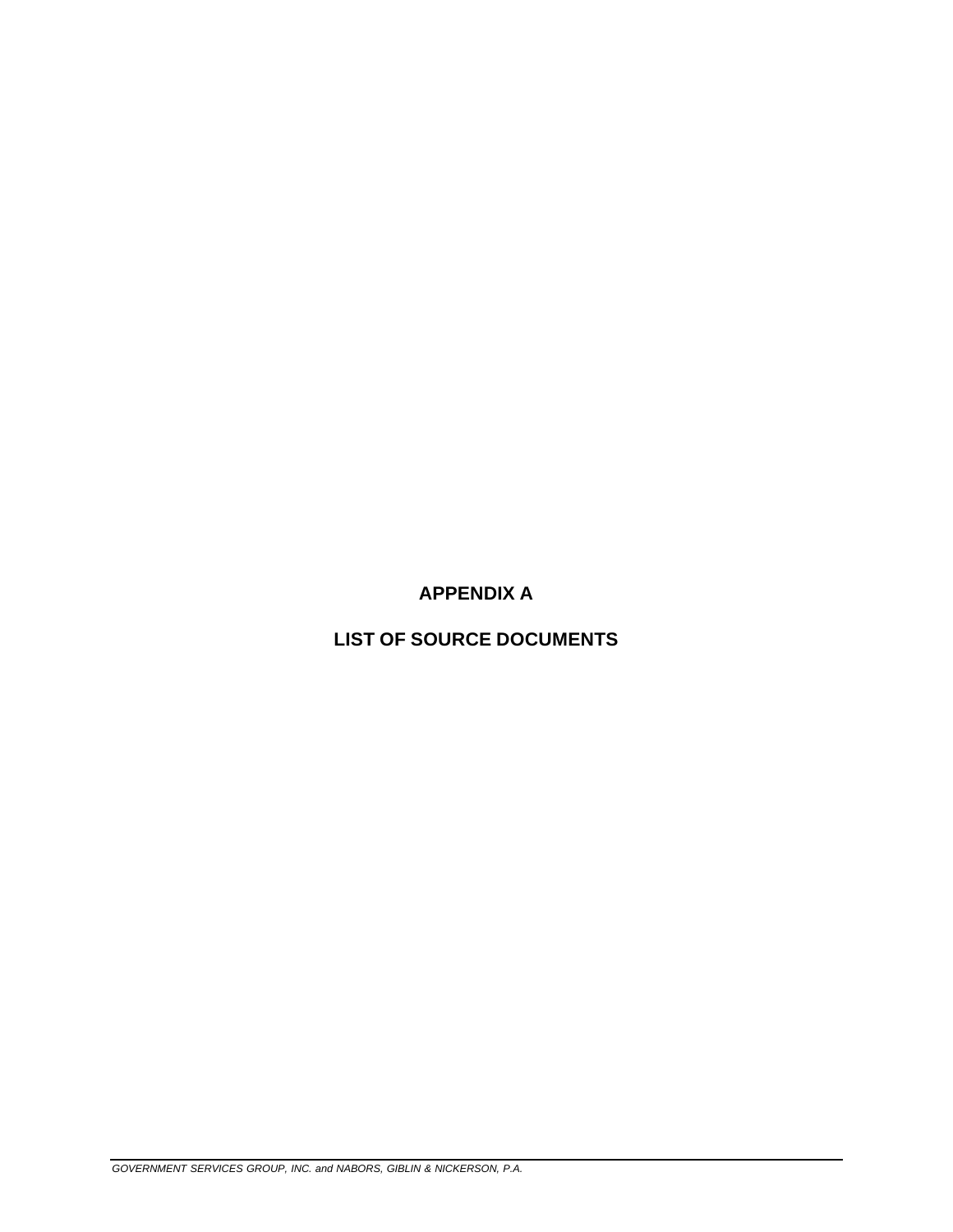# APPENDIX A

# LIST OF SOURCE DOCUMENTS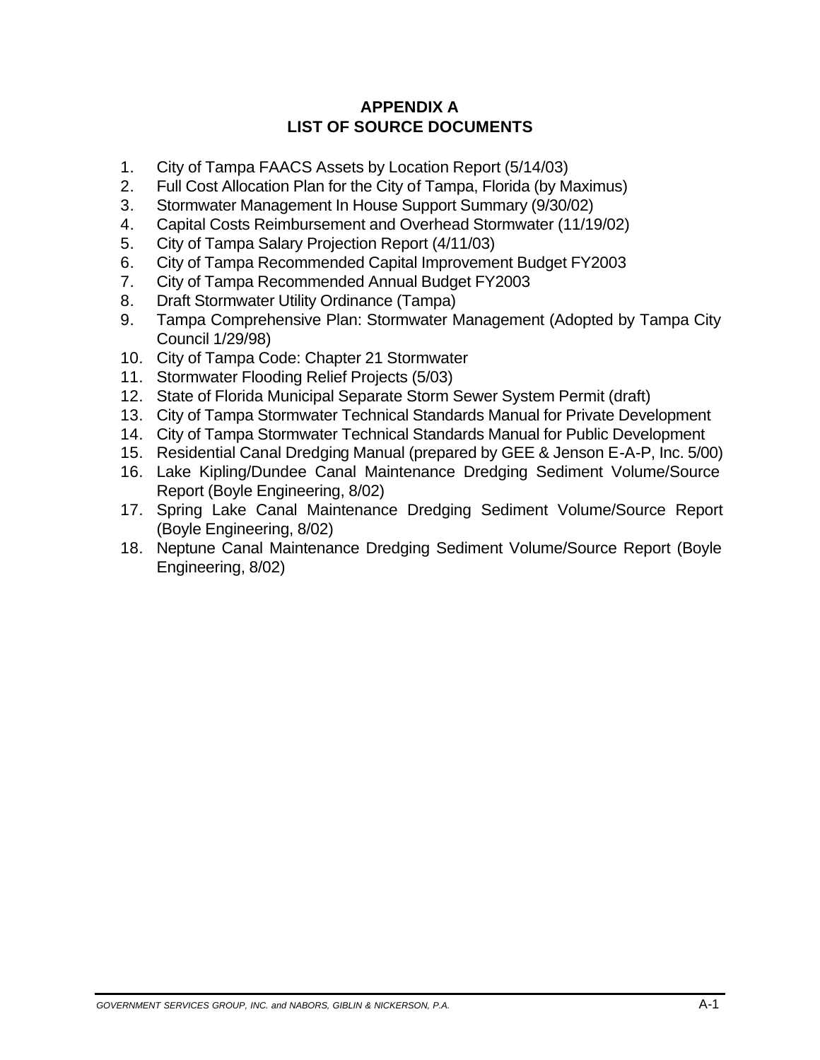# APPENDIX A
# LIST OF SOURCE DOCUMENTS

1. City of Tampa FAACS Assets by Location Report (5/14/03)
2. Full Cost Allocation Plan for the City of Tampa, Florida (by Maximus)
3. Stormwater Management In House Support Summary (9/30/02)
4. Capital Costs Reimbursement and Overhead Stormwater (11/19/02)
5. City of Tampa Salary Projection Report (4/11/03)
6. City of Tampa Recommended Capital Improvement Budget FY2003
7. City of Tampa Recommended Annual Budget FY2003
8. Draft Stormwater Utility Ordinance (Tampa)
9. Tampa Comprehensive Plan: Stormwater Management (Adopted by Tampa City Council 1/29/98)
10. City of Tampa Code: Chapter 21 Stormwater
11. Stormwater Flooding Relief Projects (5/03)
12. State of Florida Municipal Separate Storm Sewer System Permit (draft)
13. City of Tampa Stormwater Technical Standards Manual for Private Development
14. City of Tampa Stormwater Technical Standards Manual for Public Development
15. Residential Canal Dredging Manual (prepared by GEE & Jenson E-A-P, Inc. 5/00)
16. Lake Kipling/Dundee Canal Maintenance Dredging Sediment Volume/Source Report (Boyle Engineering, 8/02)
17. Spring Lake Canal Maintenance Dredging Sediment Volume/Source Report (Boyle Engineering, 8/02)
18. Neptune Canal Maintenance Dredging Sediment Volume/Source Report (Boyle Engineering, 8/02)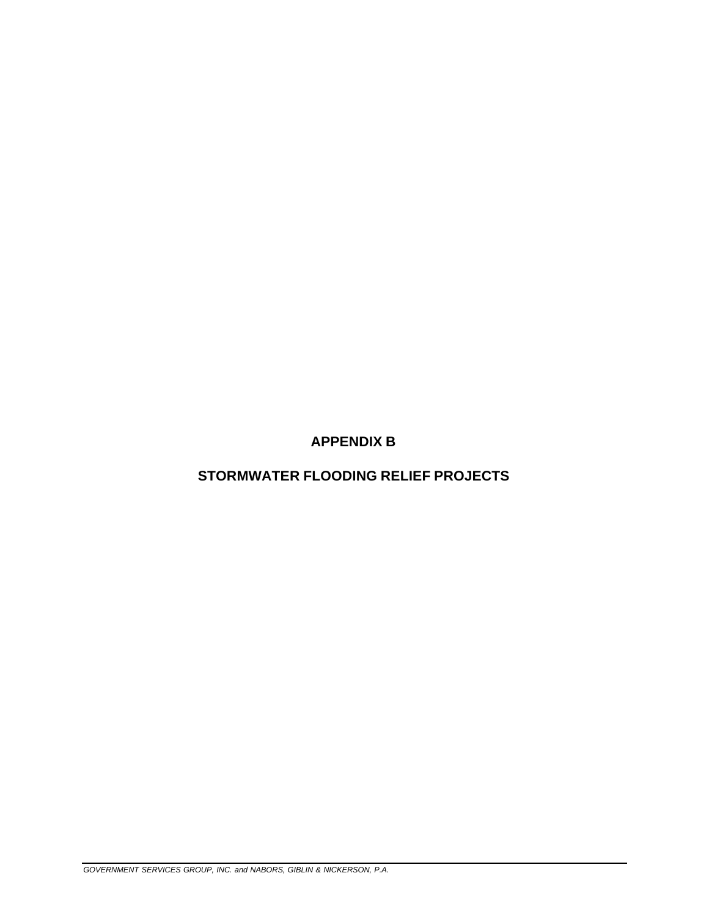# APPENDIX B

# STORMWATER FLOODING RELIEF PROJECTS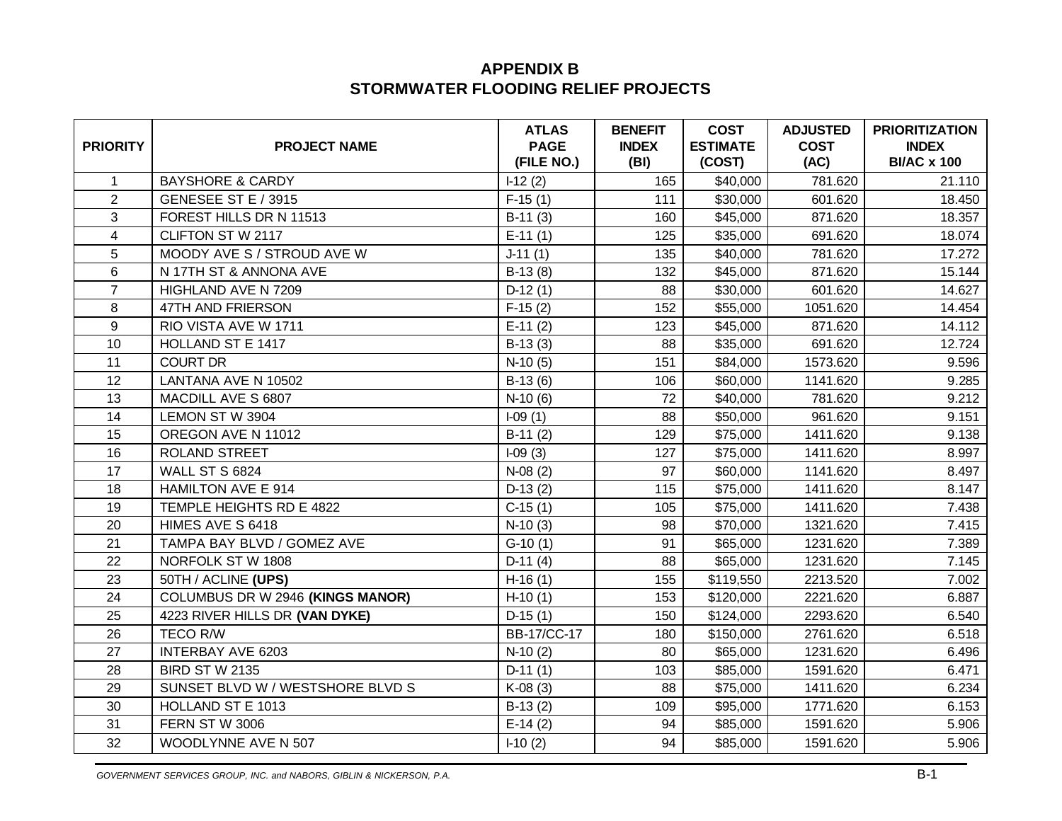# APPENDIX B
## STORMWATER FLOODING RELIEF PROJECTS

| PRIORITY | PROJECT NAME | ATLAS PAGE (FILE NO.) | BENEFIT INDEX (BI) | COST ESTIMATE (COST) | ADJUSTED COST (AC) | PRIORITIZATION INDEX BI/AC x 100 |
|---|---|---|---|---|---|---|
| 1 | BAYSHORE & CARDY | I-12 (2) | 165 | $40,000 | 781.620 | 21.110 |
| 2 | GENESEE ST E / 3915 | F-15 (1) | 111 | $30,000 | 601.620 | 18.450 |
| 3 | FOREST HILLS DR N 11513 | B-11 (3) | 160 | $45,000 | 871.620 | 18.357 |
| 4 | CLIFTON ST W 2117 | E-11 (1) | 125 | $35,000 | 691.620 | 18.074 |
| 5 | MOODY AVE S / STROUD AVE W | J-11 (1) | 135 | $40,000 | 781.620 | 17.272 |
| 6 | N 17TH ST & ANNONA AVE | B-13 (8) | 132 | $45,000 | 871.620 | 15.144 |
| 7 | HIGHLAND AVE N 7209 | D-12 (1) | 88 | $30,000 | 601.620 | 14.627 |
| 8 | 47TH AND FRIERSON | F-15 (2) | 152 | $55,000 | 1051.620 | 14.454 |
| 9 | RIO VISTA AVE W 1711 | E-11 (2) | 123 | $45,000 | 871.620 | 14.112 |
| 10 | HOLLAND ST E 1417 | B-13 (3) | 88 | $35,000 | 691.620 | 12.724 |
| 11 | COURT DR | N-10 (5) | 151 | $84,000 | 1573.620 | 9.596 |
| 12 | LANTANA AVE N 10502 | B-13 (6) | 106 | $60,000 | 1141.620 | 9.285 |
| 13 | MACDILL AVE S 6807 | N-10 (6) | 72 | $40,000 | 781.620 | 9.212 |
| 14 | LEMON ST W 3904 | I-09 (1) | 88 | $50,000 | 961.620 | 9.151 |
| 15 | OREGON AVE N 11012 | B-11 (2) | 129 | $75,000 | 1411.620 | 9.138 |
| 16 | ROLAND STREET | I-09 (3) | 127 | $75,000 | 1411.620 | 8.997 |
| 17 | WALL ST S 6824 | N-08 (2) | 97 | $60,000 | 1141.620 | 8.497 |
| 18 | HAMILTON AVE E 914 | D-13 (2) | 115 | $75,000 | 1411.620 | 8.147 |
| 19 | TEMPLE HEIGHTS RD E 4822 | C-15 (1) | 105 | $75,000 | 1411.620 | 7.438 |
| 20 | HIMES AVE S 6418 | N-10 (3) | 98 | $70,000 | 1321.620 | 7.415 |
| 21 | TAMPA BAY BLVD / GOMEZ AVE | G-10 (1) | 91 | $65,000 | 1231.620 | 7.389 |
| 22 | NORFOLK ST W 1808 | D-11 (4) | 88 | $65,000 | 1231.620 | 7.145 |
| 23 | 50TH / ACLINE **(UPS)** | H-16 (1) | 155 | $119,550 | 2213.520 | 7.002 |
| 24 | COLUMBUS DR W 2946 **(KINGS MANOR)** | H-10 (1) | 153 | $120,000 | 2221.620 | 6.887 |
| 25 | 4223 RIVER HILLS DR **(VAN DYKE)** | D-15 (1) | 150 | $124,000 | 2293.620 | 6.540 |
| 26 | TECO R/W | BB-17/CC-17 | 180 | $150,000 | 2761.620 | 6.518 |
| 27 | INTERBAY AVE 6203 | N-10 (2) | 80 | $65,000 | 1231.620 | 6.496 |
| 28 | BIRD ST W 2135 | D-11 (1) | 103 | $85,000 | 1591.620 | 6.471 |
| 29 | SUNSET BLVD W / WESTSHORE BLVD S | K-08 (3) | 88 | $75,000 | 1411.620 | 6.234 |
| 30 | HOLLAND ST E 1013 | B-13 (2) | 109 | $95,000 | 1771.620 | 6.153 |
| 31 | FERN ST W 3006 | E-14 (2) | 94 | $85,000 | 1591.620 | 5.906 |
| 32 | WOODLYNNE AVE N 507 | I-10 (2) | 94 | $85,000 | 1591.620 | 5.906 |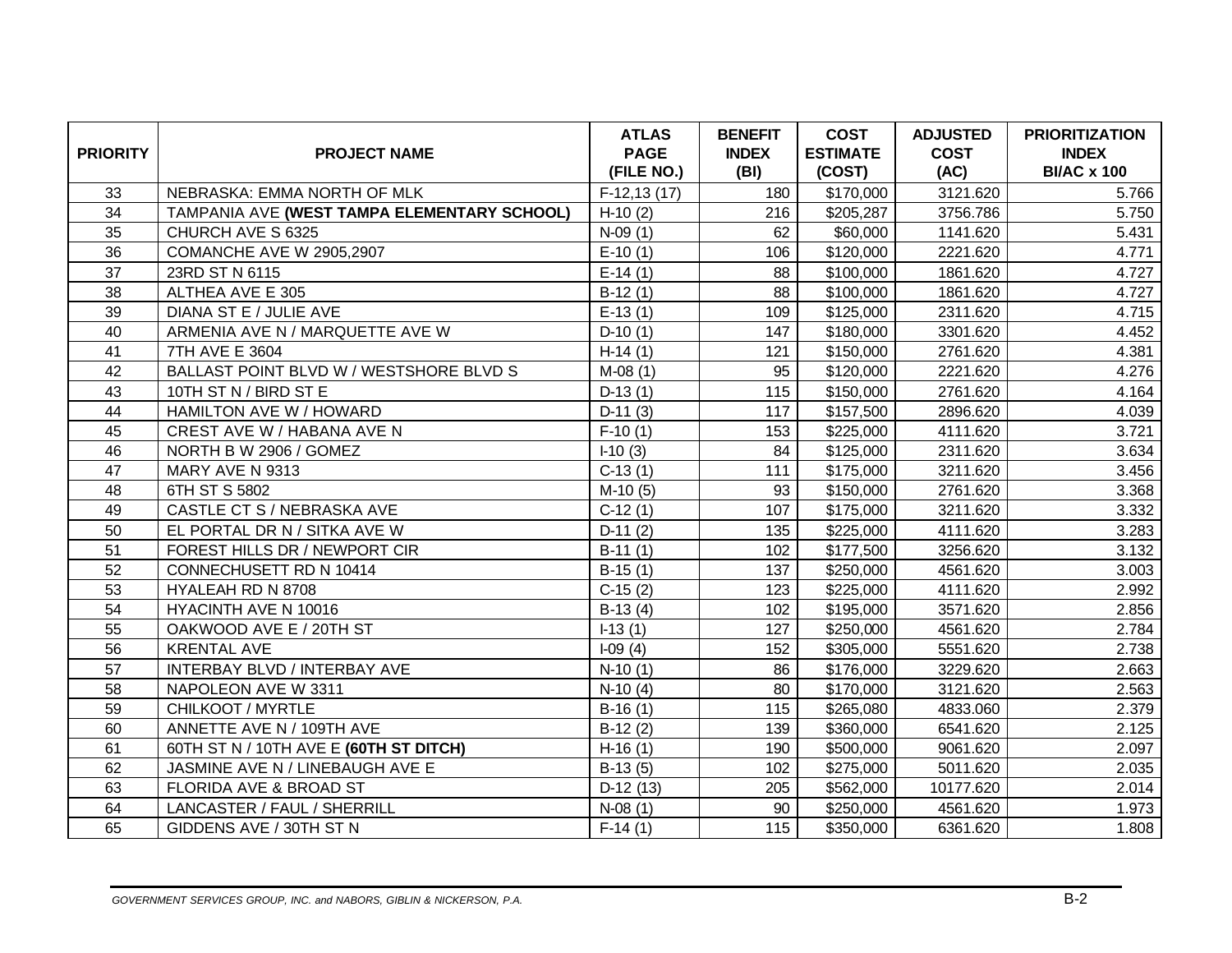| PRIORITY | PROJECT NAME | ATLAS PAGE (FILE NO.) | BENEFIT INDEX (BI) | COST ESTIMATE (COST) | ADJUSTED COST (AC) | PRIORITIZATION INDEX BI/AC x 100 |
|---|---|---|---|---|---|---|
| 33 | NEBRASKA: EMMA NORTH OF MLK | F-12,13 (17) | 180 | $170,000 | 3121.620 | 5.766 |
| 34 | TAMPANIA AVE **(WEST TAMPA ELEMENTARY SCHOOL)** | H-10 (2) | 216 | $205,287 | 3756.786 | 5.750 |
| 35 | CHURCH AVE S 6325 | N-09 (1) | 62 | $60,000 | 1141.620 | 5.431 |
| 36 | COMANCHE AVE W 2905,2907 | E-10 (1) | 106 | $120,000 | 2221.620 | 4.771 |
| 37 | 23RD ST N 6115 | E-14 (1) | 88 | $100,000 | 1861.620 | 4.727 |
| 38 | ALTHEA AVE E 305 | B-12 (1) | 88 | $100,000 | 1861.620 | 4.727 |
| 39 | DIANA ST E / JULIE AVE | E-13 (1) | 109 | $125,000 | 2311.620 | 4.715 |
| 40 | ARMENIA AVE N / MARQUETTE AVE W | D-10 (1) | 147 | $180,000 | 3301.620 | 4.452 |
| 41 | 7TH AVE E 3604 | H-14 (1) | 121 | $150,000 | 2761.620 | 4.381 |
| 42 | BALLAST POINT BLVD W / WESTSHORE BLVD S | M-08 (1) | 95 | $120,000 | 2221.620 | 4.276 |
| 43 | 10TH ST N / BIRD ST E | D-13 (1) | 115 | $150,000 | 2761.620 | 4.164 |
| 44 | HAMILTON AVE W / HOWARD | D-11 (3) | 117 | $157,500 | 2896.620 | 4.039 |
| 45 | CREST AVE W / HABANA AVE N | F-10 (1) | 153 | $225,000 | 4111.620 | 3.721 |
| 46 | NORTH B W 2906 / GOMEZ | I-10 (3) | 84 | $125,000 | 2311.620 | 3.634 |
| 47 | MARY AVE N 9313 | C-13 (1) | 111 | $175,000 | 3211.620 | 3.456 |
| 48 | 6TH ST S 5802 | M-10 (5) | 93 | $150,000 | 2761.620 | 3.368 |
| 49 | CASTLE CT S / NEBRASKA AVE | C-12 (1) | 107 | $175,000 | 3211.620 | 3.332 |
| 50 | EL PORTAL DR N / SITKA AVE W | D-11 (2) | 135 | $225,000 | 4111.620 | 3.283 |
| 51 | FOREST HILLS DR / NEWPORT CIR | B-11 (1) | 102 | $177,500 | 3256.620 | 3.132 |
| 52 | CONNECHUSETT RD N 10414 | B-15 (1) | 137 | $250,000 | 4561.620 | 3.003 |
| 53 | HYALEAH RD N 8708 | C-15 (2) | 123 | $225,000 | 4111.620 | 2.992 |
| 54 | HYACINTH AVE N 10016 | B-13 (4) | 102 | $195,000 | 3571.620 | 2.856 |
| 55 | OAKWOOD AVE E / 20TH ST | I-13 (1) | 127 | $250,000 | 4561.620 | 2.784 |
| 56 | KRENTAL AVE | I-09 (4) | 152 | $305,000 | 5551.620 | 2.738 |
| 57 | INTERBAY BLVD / INTERBAY AVE | N-10 (1) | 86 | $176,000 | 3229.620 | 2.663 |
| 58 | NAPOLEON AVE W 3311 | N-10 (4) | 80 | $170,000 | 3121.620 | 2.563 |
| 59 | CHILKOOT / MYRTLE | B-16 (1) | 115 | $265,080 | 4833.060 | 2.379 |
| 60 | ANNETTE AVE N / 109TH AVE | B-12 (2) | 139 | $360,000 | 6541.620 | 2.125 |
| 61 | 60TH ST N / 10TH AVE E **(60TH ST DITCH)** | H-16 (1) | 190 | $500,000 | 9061.620 | 2.097 |
| 62 | JASMINE AVE N / LINEBAUGH AVE E | B-13 (5) | 102 | $275,000 | 5011.620 | 2.035 |
| 63 | FLORIDA AVE & BROAD ST | D-12 (13) | 205 | $562,000 | 10177.620 | 2.014 |
| 64 | LANCASTER / FAUL / SHERRILL | N-08 (1) | 90 | $250,000 | 4561.620 | 1.973 |
| 65 | GIDDENS AVE / 30TH ST N | F-14 (1) | 115 | $350,000 | 6361.620 | 1.808 |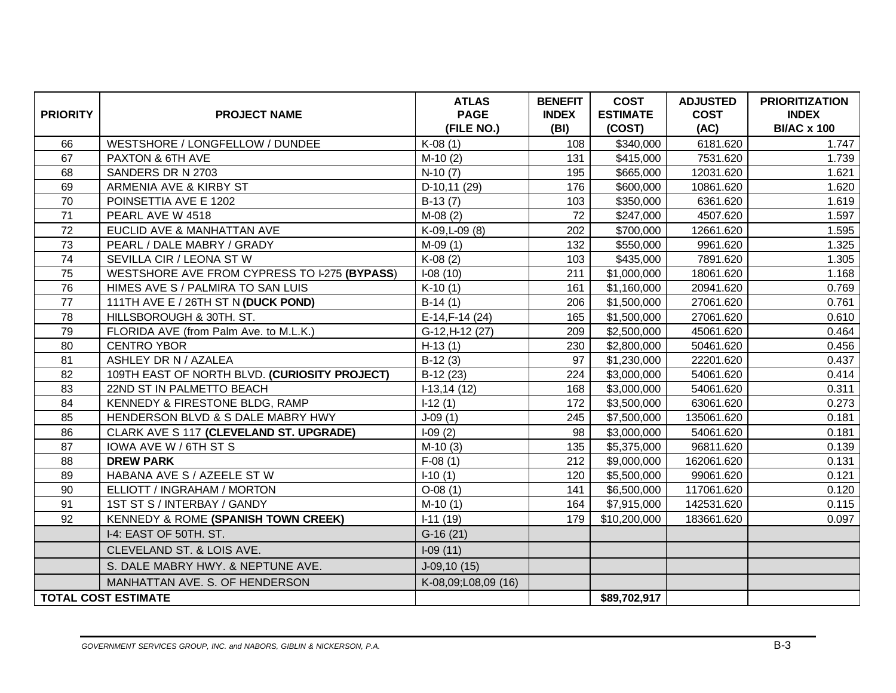| PRIORITY | PROJECT NAME | ATLAS PAGE (FILE NO.) | BENEFIT INDEX (BI) | COST ESTIMATE (COST) | ADJUSTED COST (AC) | PRIORITIZATION INDEX BI/AC x 100 |
|---|---|---|---|---|---|---|
| 66 | WESTSHORE / LONGFELLOW / DUNDEE | K-08 (1) | 108 | $340,000 | 6181.620 | 1.747 |
| 67 | PAXTON & 6TH AVE | M-10 (2) | 131 | $415,000 | 7531.620 | 1.739 |
| 68 | SANDERS DR N 2703 | N-10 (7) | 195 | $665,000 | 12031.620 | 1.621 |
| 69 | ARMENIA AVE & KIRBY ST | D-10,11 (29) | 176 | $600,000 | 10861.620 | 1.620 |
| 70 | POINSETTIA AVE E 1202 | B-13 (7) | 103 | $350,000 | 6361.620 | 1.619 |
| 71 | PEARL AVE W 4518 | M-08 (2) | 72 | $247,000 | 4507.620 | 1.597 |
| 72 | EUCLID AVE & MANHATTAN AVE | K-09,L-09 (8) | 202 | $700,000 | 12661.620 | 1.595 |
| 73 | PEARL / DALE MABRY / GRADY | M-09 (1) | 132 | $550,000 | 9961.620 | 1.325 |
| 74 | SEVILLA CIR / LEONA ST W | K-08 (2) | 103 | $435,000 | 7891.620 | 1.305 |
| 75 | WESTSHORE AVE FROM CYPRESS TO I-275 **(BYPASS)** | I-08 (10) | 211 | $1,000,000 | 18061.620 | 1.168 |
| 76 | HIMES AVE S / PALMIRA TO SAN LUIS | K-10 (1) | 161 | $1,160,000 | 20941.620 | 0.769 |
| 77 | 111TH AVE E / 26TH ST N **(DUCK POND)** | B-14 (1) | 206 | $1,500,000 | 27061.620 | 0.761 |
| 78 | HILLSBOROUGH & 30TH. ST. | E-14,F-14 (24) | 165 | $1,500,000 | 27061.620 | 0.610 |
| 79 | FLORIDA AVE (from Palm Ave. to M.L.K.) | G-12,H-12 (27) | 209 | $2,500,000 | 45061.620 | 0.464 |
| 80 | CENTRO YBOR | H-13 (1) | 230 | $2,800,000 | 50461.620 | 0.456 |
| 81 | ASHLEY DR N / AZALEA | B-12 (3) | 97 | $1,230,000 | 22201.620 | 0.437 |
| 82 | 109TH EAST OF NORTH BLVD. **(CURIOSITY PROJECT)** | B-12 (23) | 224 | $3,000,000 | 54061.620 | 0.414 |
| 83 | 22ND ST IN PALMETTO BEACH | I-13,14 (12) | 168 | $3,000,000 | 54061.620 | 0.311 |
| 84 | KENNEDY & FIRESTONE BLDG, RAMP | I-12 (1) | 172 | $3,500,000 | 63061.620 | 0.273 |
| 85 | HENDERSON BLVD & S DALE MABRY HWY | J-09 (1) | 245 | $7,500,000 | 135061.620 | 0.181 |
| 86 | CLARK AVE S 117 **(CLEVELAND ST. UPGRADE)** | I-09 (2) | 98 | $3,000,000 | 54061.620 | 0.181 |
| 87 | IOWA AVE W / 6TH ST S | M-10 (3) | 135 | $5,375,000 | 96811.620 | 0.139 |
| 88 | **DREW PARK** | F-08 (1) | 212 | $9,000,000 | 162061.620 | 0.131 |
| 89 | HABANA AVE S / AZEELE ST W | I-10 (1) | 120 | $5,500,000 | 99061.620 | 0.121 |
| 90 | ELLIOTT / INGRAHAM / MORTON | O-08 (1) | 141 | $6,500,000 | 117061.620 | 0.120 |
| 91 | 1ST ST S / INTERBAY / GANDY | M-10 (1) | 164 | $7,915,000 | 142531.620 | 0.115 |
| 92 | KENNEDY & ROME **(SPANISH TOWN CREEK)** | I-11 (19) | 179 | $10,200,000 | 183661.620 | 0.097 |
| | I-4: EAST OF 50TH. ST. | G-16 (21) | | | | |
| | CLEVELAND ST. & LOIS AVE. | I-09 (11) | | | | |
| | S. DALE MABRY HWY. & NEPTUNE AVE. | J-09,10 (15) | | | | |
| | MANHATTAN AVE. S. OF HENDERSON | K-08,09;L08,09 (16) | | | | |
| **TOTAL COST ESTIMATE** | | | | **$89,702,917** | | |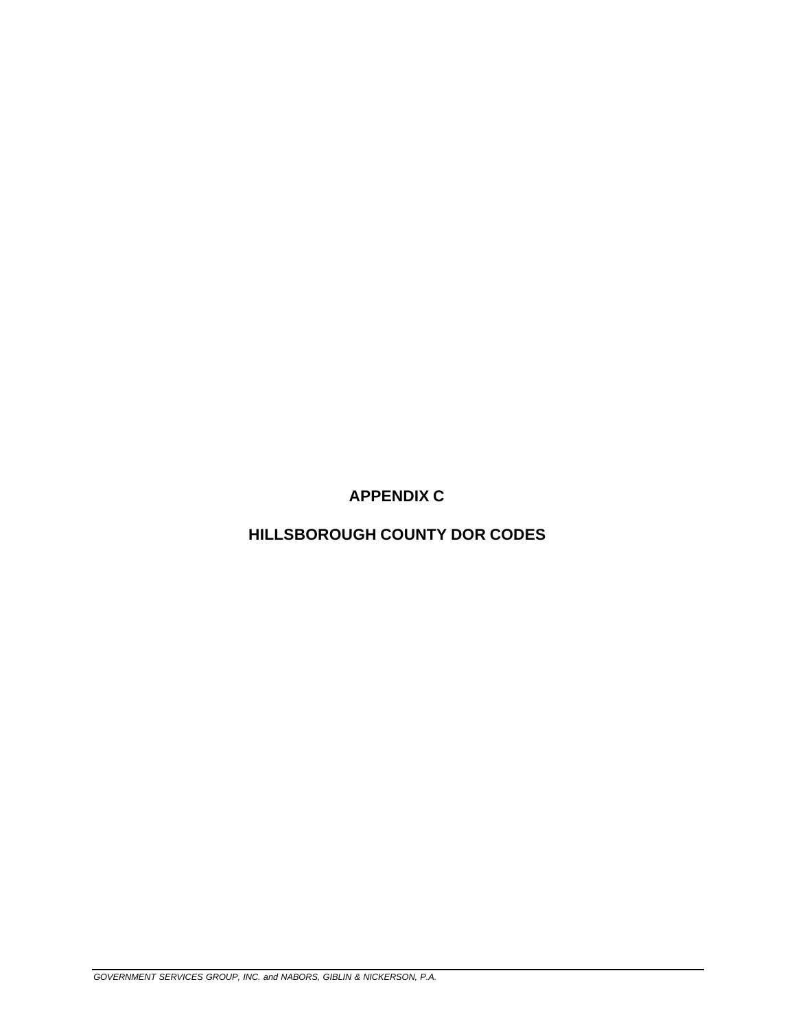# APPENDIX C

# HILLSBOROUGH COUNTY DOR CODES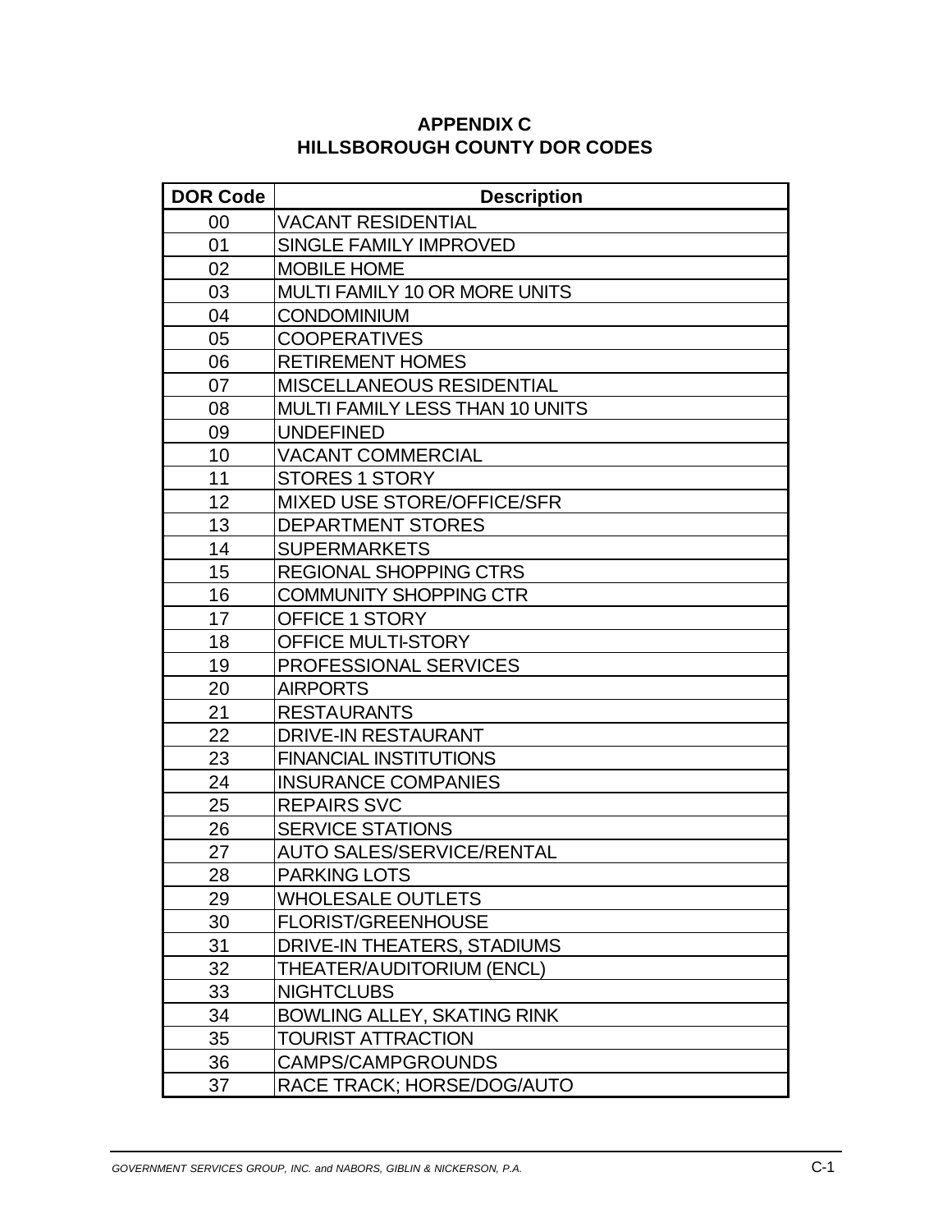# APPENDIX C
# HILLSBOROUGH COUNTY DOR CODES

| DOR Code | Description |
|---|---|
| 00 | VACANT RESIDENTIAL |
| 01 | SINGLE FAMILY IMPROVED |
| 02 | MOBILE HOME |
| 03 | MULTI FAMILY 10 OR MORE UNITS |
| 04 | CONDOMINIUM |
| 05 | COOPERATIVES |
| 06 | RETIREMENT HOMES |
| 07 | MISCELLANEOUS RESIDENTIAL |
| 08 | MULTI FAMILY LESS THAN 10 UNITS |
| 09 | UNDEFINED |
| 10 | VACANT COMMERCIAL |
| 11 | STORES 1 STORY |
| 12 | MIXED USE STORE/OFFICE/SFR |
| 13 | DEPARTMENT STORES |
| 14 | SUPERMARKETS |
| 15 | REGIONAL SHOPPING CTRS |
| 16 | COMMUNITY SHOPPING CTR |
| 17 | OFFICE 1 STORY |
| 18 | OFFICE MULTI-STORY |
| 19 | PROFESSIONAL SERVICES |
| 20 | AIRPORTS |
| 21 | RESTAURANTS |
| 22 | DRIVE-IN RESTAURANT |
| 23 | FINANCIAL INSTITUTIONS |
| 24 | INSURANCE COMPANIES |
| 25 | REPAIRS SVC |
| 26 | SERVICE STATIONS |
| 27 | AUTO SALES/SERVICE/RENTAL |
| 28 | PARKING LOTS |
| 29 | WHOLESALE OUTLETS |
| 30 | FLORIST/GREENHOUSE |
| 31 | DRIVE-IN THEATERS, STADIUMS |
| 32 | THEATER/AUDITORIUM (ENCL) |
| 33 | NIGHTCLUBS |
| 34 | BOWLING ALLEY, SKATING RINK |
| 35 | TOURIST ATTRACTION |
| 36 | CAMPS/CAMPGROUNDS |
| 37 | RACE TRACK; HORSE/DOG/AUTO |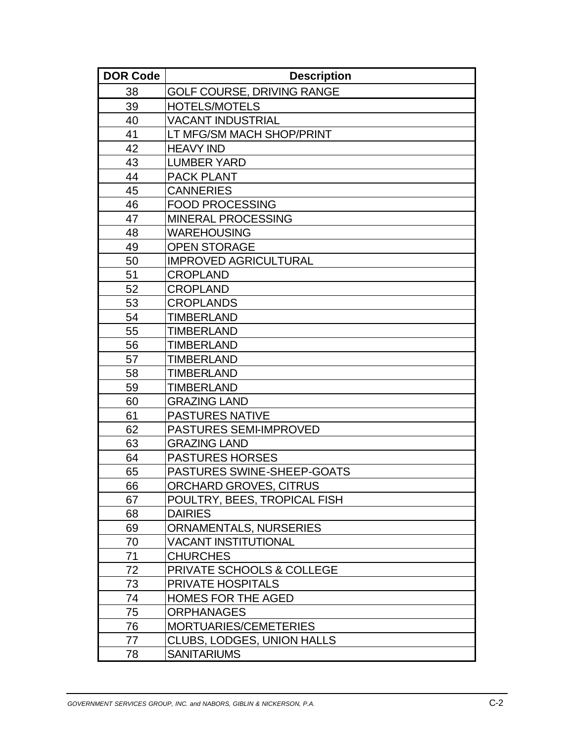| DOR Code | Description |
|---|---|
| 38 | GOLF COURSE, DRIVING RANGE |
| 39 | HOTELS/MOTELS |
| 40 | VACANT INDUSTRIAL |
| 41 | LT MFG/SM MACH SHOP/PRINT |
| 42 | HEAVY IND |
| 43 | LUMBER YARD |
| 44 | PACK PLANT |
| 45 | CANNERIES |
| 46 | FOOD PROCESSING |
| 47 | MINERAL PROCESSING |
| 48 | WAREHOUSING |
| 49 | OPEN STORAGE |
| 50 | IMPROVED AGRICULTURAL |
| 51 | CROPLAND |
| 52 | CROPLAND |
| 53 | CROPLANDS |
| 54 | TIMBERLAND |
| 55 | TIMBERLAND |
| 56 | TIMBERLAND |
| 57 | TIMBERLAND |
| 58 | TIMBERLAND |
| 59 | TIMBERLAND |
| 60 | GRAZING LAND |
| 61 | PASTURES NATIVE |
| 62 | PASTURES SEMI-IMPROVED |
| 63 | GRAZING LAND |
| 64 | PASTURES HORSES |
| 65 | PASTURES SWINE-SHEEP-GOATS |
| 66 | ORCHARD GROVES, CITRUS |
| 67 | POULTRY, BEES, TROPICAL FISH |
| 68 | DAIRIES |
| 69 | ORNAMENTALS, NURSERIES |
| 70 | VACANT INSTITUTIONAL |
| 71 | CHURCHES |
| 72 | PRIVATE SCHOOLS & COLLEGE |
| 73 | PRIVATE HOSPITALS |
| 74 | HOMES FOR THE AGED |
| 75 | ORPHANAGES |
| 76 | MORTUARIES/CEMETERIES |
| 77 | CLUBS, LODGES, UNION HALLS |
| 78 | SANITARIUMS |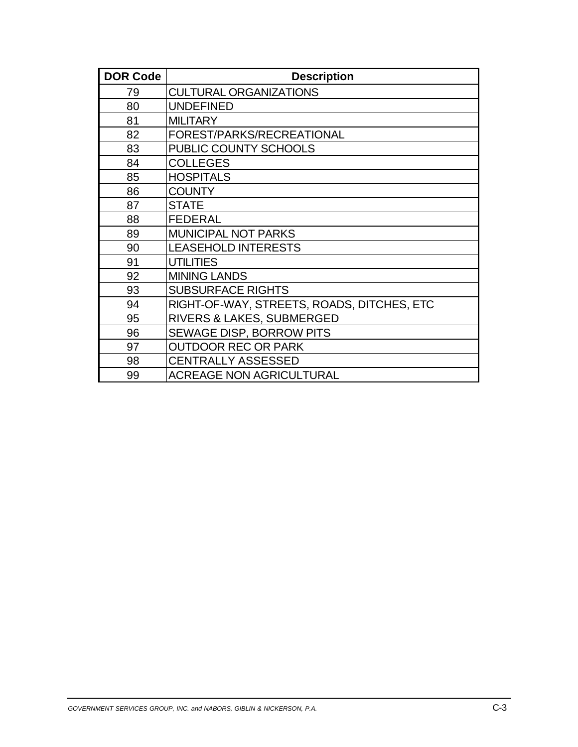| DOR Code | Description |
| --- | --- |
| 79 | CULTURAL ORGANIZATIONS |
| 80 | UNDEFINED |
| 81 | MILITARY |
| 82 | FOREST/PARKS/RECREATIONAL |
| 83 | PUBLIC COUNTY SCHOOLS |
| 84 | COLLEGES |
| 85 | HOSPITALS |
| 86 | COUNTY |
| 87 | STATE |
| 88 | FEDERAL |
| 89 | MUNICIPAL NOT PARKS |
| 90 | LEASEHOLD INTERESTS |
| 91 | UTILITIES |
| 92 | MINING LANDS |
| 93 | SUBSURFACE RIGHTS |
| 94 | RIGHT-OF-WAY, STREETS, ROADS, DITCHES, ETC |
| 95 | RIVERS & LAKES, SUBMERGED |
| 96 | SEWAGE DISP, BORROW PITS |
| 97 | OUTDOOR REC OR PARK |
| 98 | CENTRALLY ASSESSED |
| 99 | ACREAGE NON AGRICULTURAL |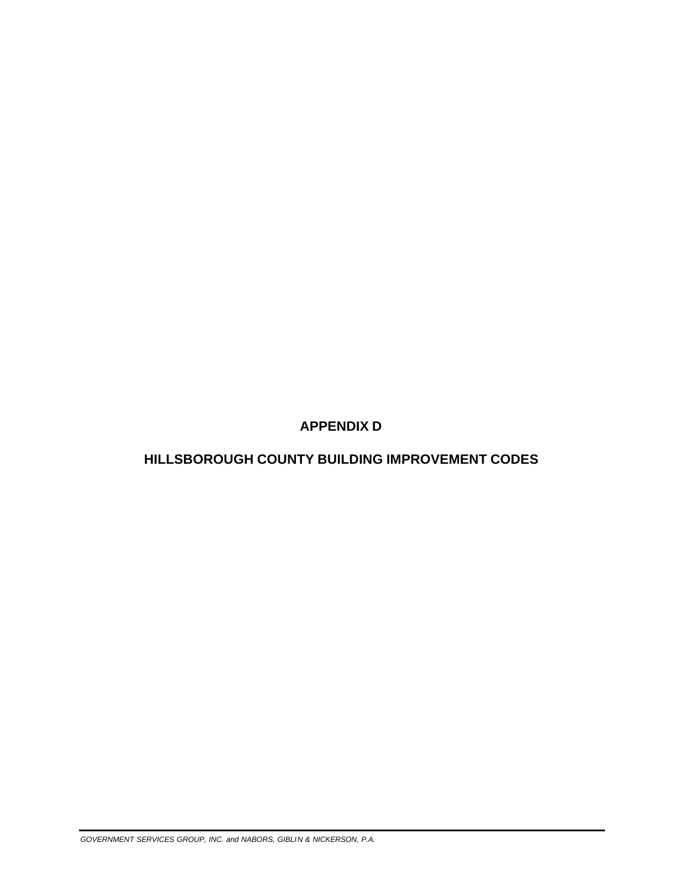# APPENDIX D

# HILLSBOROUGH COUNTY BUILDING IMPROVEMENT CODES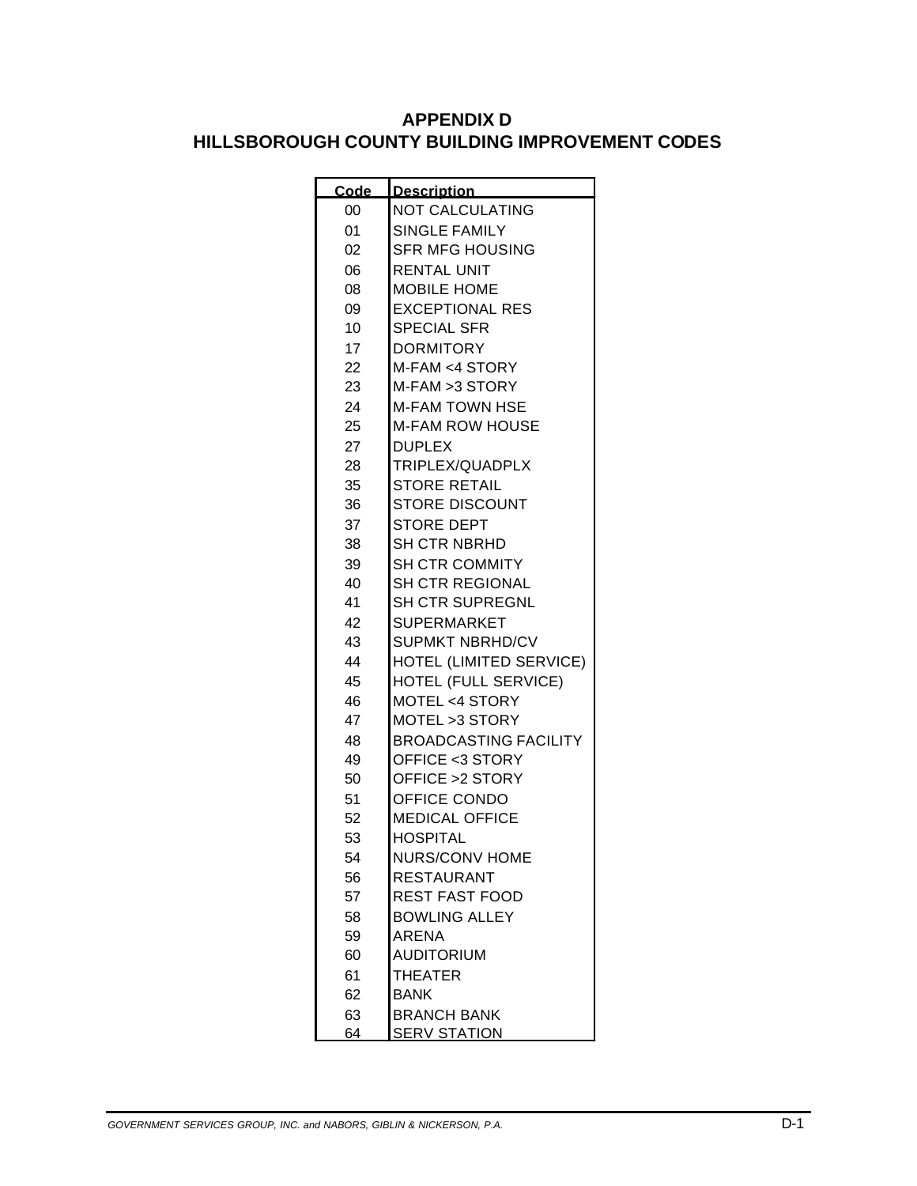# APPENDIX D
# HILLSBOROUGH COUNTY BUILDING IMPROVEMENT CODES

| Code | Description |
|---|---|
| 00 | NOT CALCULATING |
| 01 | SINGLE FAMILY |
| 02 | SFR MFG HOUSING |
| 06 | RENTAL UNIT |
| 08 | MOBILE HOME |
| 09 | EXCEPTIONAL RES |
| 10 | SPECIAL SFR |
| 17 | DORMITORY |
| 22 | M-FAM <4 STORY |
| 23 | M-FAM >3 STORY |
| 24 | M-FAM TOWN HSE |
| 25 | M-FAM ROW HOUSE |
| 27 | DUPLEX |
| 28 | TRIPLEX/QUADPLX |
| 35 | STORE RETAIL |
| 36 | STORE DISCOUNT |
| 37 | STORE DEPT |
| 38 | SH CTR NBRHD |
| 39 | SH CTR COMMITY |
| 40 | SH CTR REGIONAL |
| 41 | SH CTR SUPREGNL |
| 42 | SUPERMARKET |
| 43 | SUPMKT NBRHD/CV |
| 44 | HOTEL (LIMITED SERVICE) |
| 45 | HOTEL (FULL SERVICE) |
| 46 | MOTEL <4 STORY |
| 47 | MOTEL >3 STORY |
| 48 | BROADCASTING FACILITY |
| 49 | OFFICE <3 STORY |
| 50 | OFFICE >2 STORY |
| 51 | OFFICE CONDO |
| 52 | MEDICAL OFFICE |
| 53 | HOSPITAL |
| 54 | NURS/CONV HOME |
| 56 | RESTAURANT |
| 57 | REST FAST FOOD |
| 58 | BOWLING ALLEY |
| 59 | ARENA |
| 60 | AUDITORIUM |
| 61 | THEATER |
| 62 | BANK |
| 63 | BRANCH BANK |
| 64 | SERV STATION |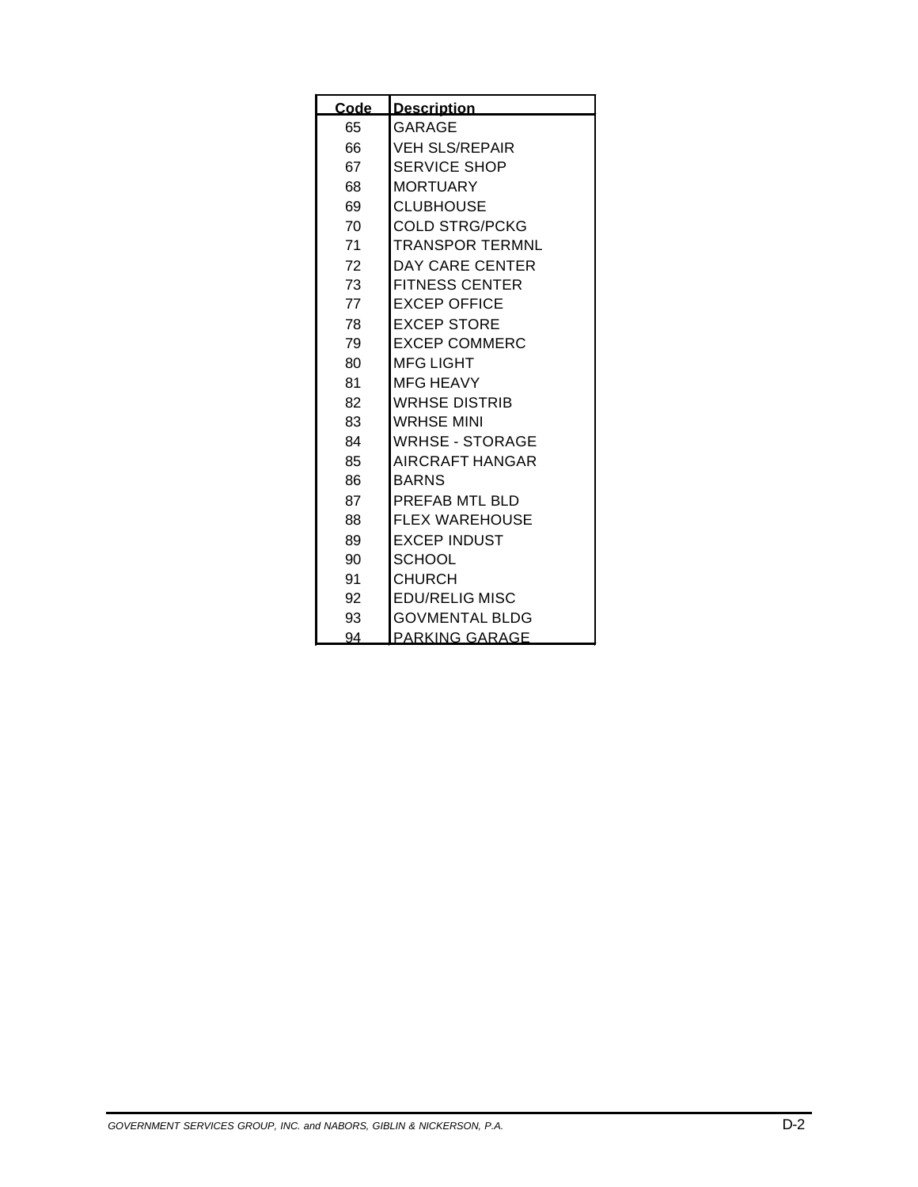| Code | Description |
|---|---|
| 65 | GARAGE |
| 66 | VEH SLS/REPAIR |
| 67 | SERVICE SHOP |
| 68 | MORTUARY |
| 69 | CLUBHOUSE |
| 70 | COLD STRG/PCKG |
| 71 | TRANSPOR TERMNL |
| 72 | DAY CARE CENTER |
| 73 | FITNESS CENTER |
| 77 | EXCEP OFFICE |
| 78 | EXCEP STORE |
| 79 | EXCEP COMMERC |
| 80 | MFG LIGHT |
| 81 | MFG HEAVY |
| 82 | WRHSE DISTRIB |
| 83 | WRHSE MINI |
| 84 | WRHSE - STORAGE |
| 85 | AIRCRAFT HANGAR |
| 86 | BARNS |
| 87 | PREFAB MTL BLD |
| 88 | FLEX WAREHOUSE |
| 89 | EXCEP INDUST |
| 90 | SCHOOL |
| 91 | CHURCH |
| 92 | EDU/RELIG MISC |
| 93 | GOVMENTAL BLDG |
| 94 | PARKING GARAGE |